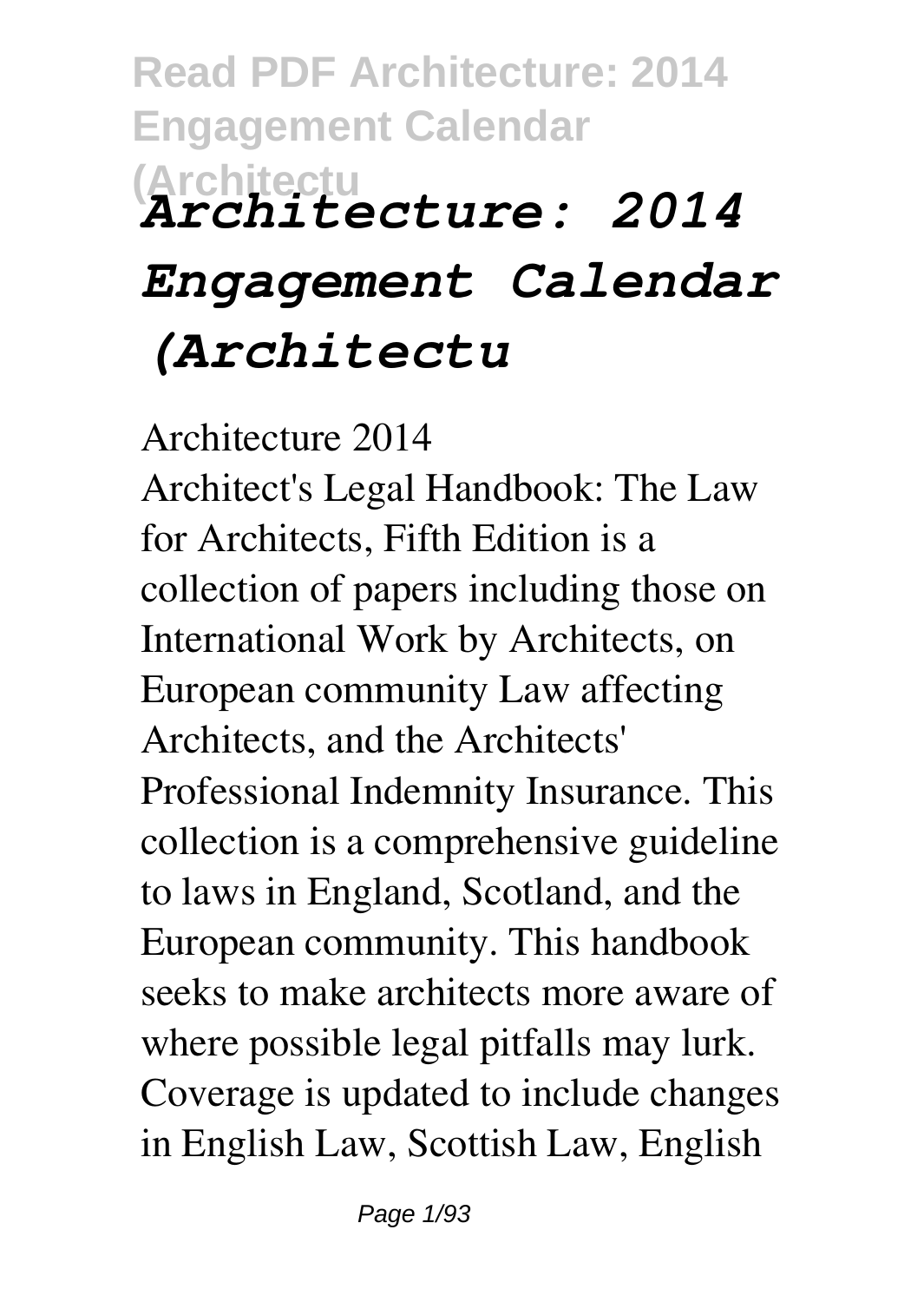# *Architecture: 2014 Engagement Calendar (Architectu*

Architecture 2014

Architect's Legal Handbook: The Law for Architects, Fifth Edition is a collection of papers including those on International Work by Architects, on European community Law affecting Architects, and the Architects' Professional Indemnity Insurance. This collection is a comprehensive guideline to laws in England, Scotland, and the European community. This handbook seeks to make architects more aware of where possible legal pitfalls may lurk. Coverage is updated to include changes in English Law, Scottish Law, English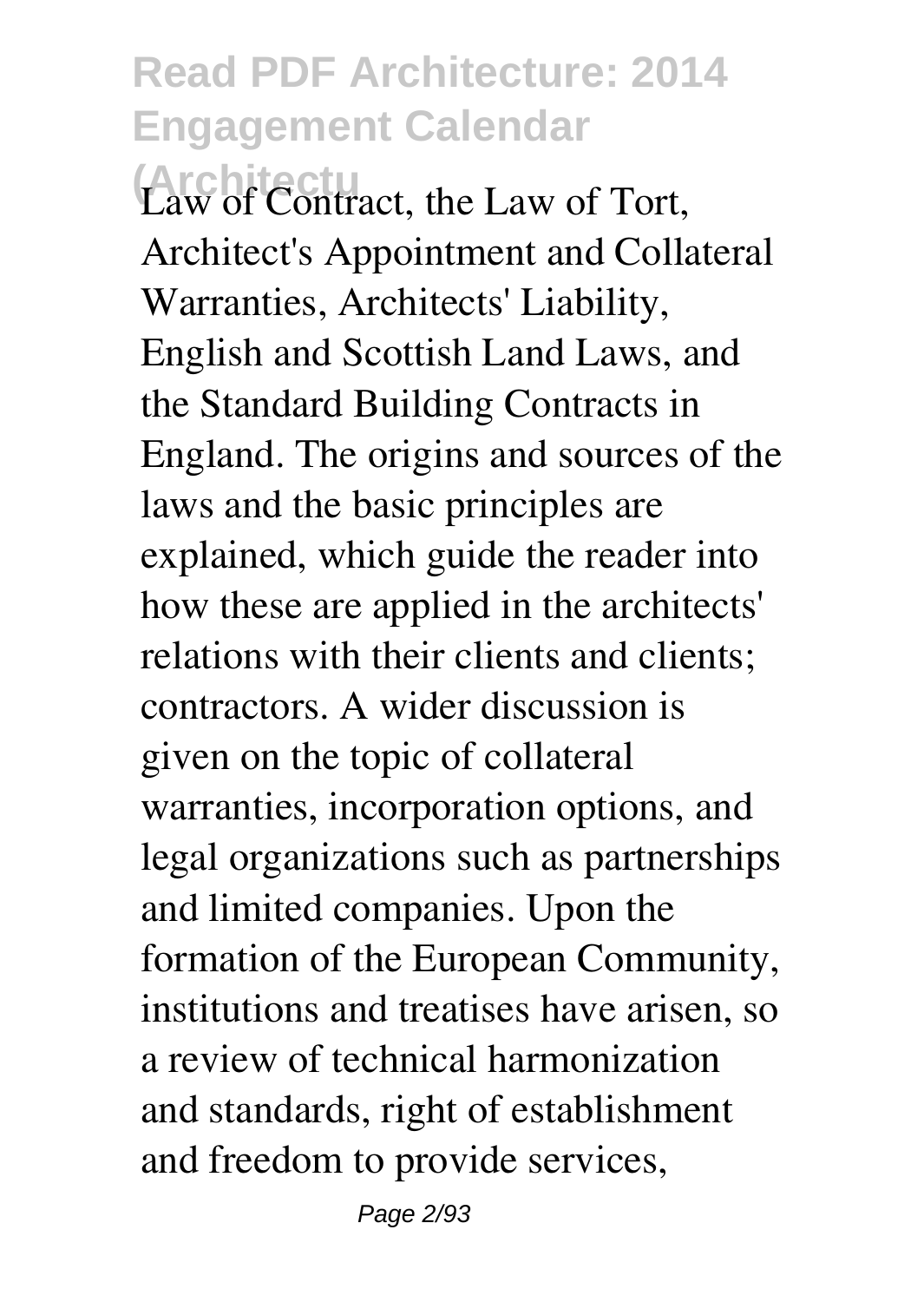Law of Contract, the Law of Tort, Architect's Appointment and Collateral Warranties, Architects' Liability, English and Scottish Land Laws, and the Standard Building Contracts in England. The origins and sources of the laws and the basic principles are explained, which guide the reader into how these are applied in the architects' relations with their clients and clients; contractors. A wider discussion is given on the topic of collateral warranties, incorporation options, and legal organizations such as partnerships and limited companies. Upon the formation of the European Community, institutions and treatises have arisen, so a review of technical harmonization and standards, right of establishment and freedom to provide services,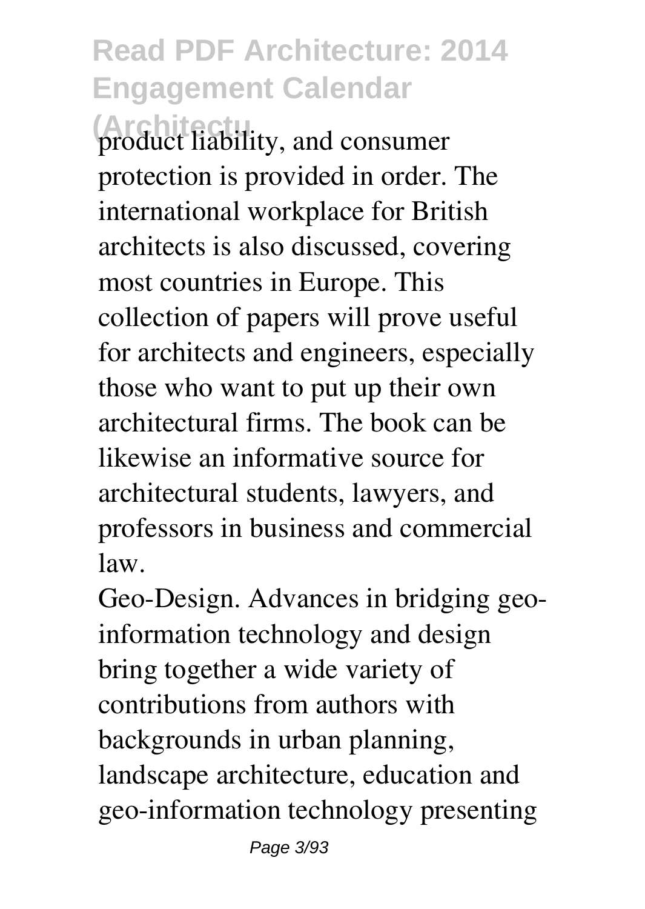product liability, and consumer protection is provided in order. The international workplace for British architects is also discussed, covering most countries in Europe. This collection of papers will prove useful for architects and engineers, especially those who want to put up their own architectural firms. The book can be likewise an informative source for architectural students, lawyers, and professors in business and commercial law.

Geo-Design. Advances in bridging geo-information technology and design bring together a wide variety of contributions from authors with backgrounds in urban planning, landscape architecture, education and geo-information technology presenting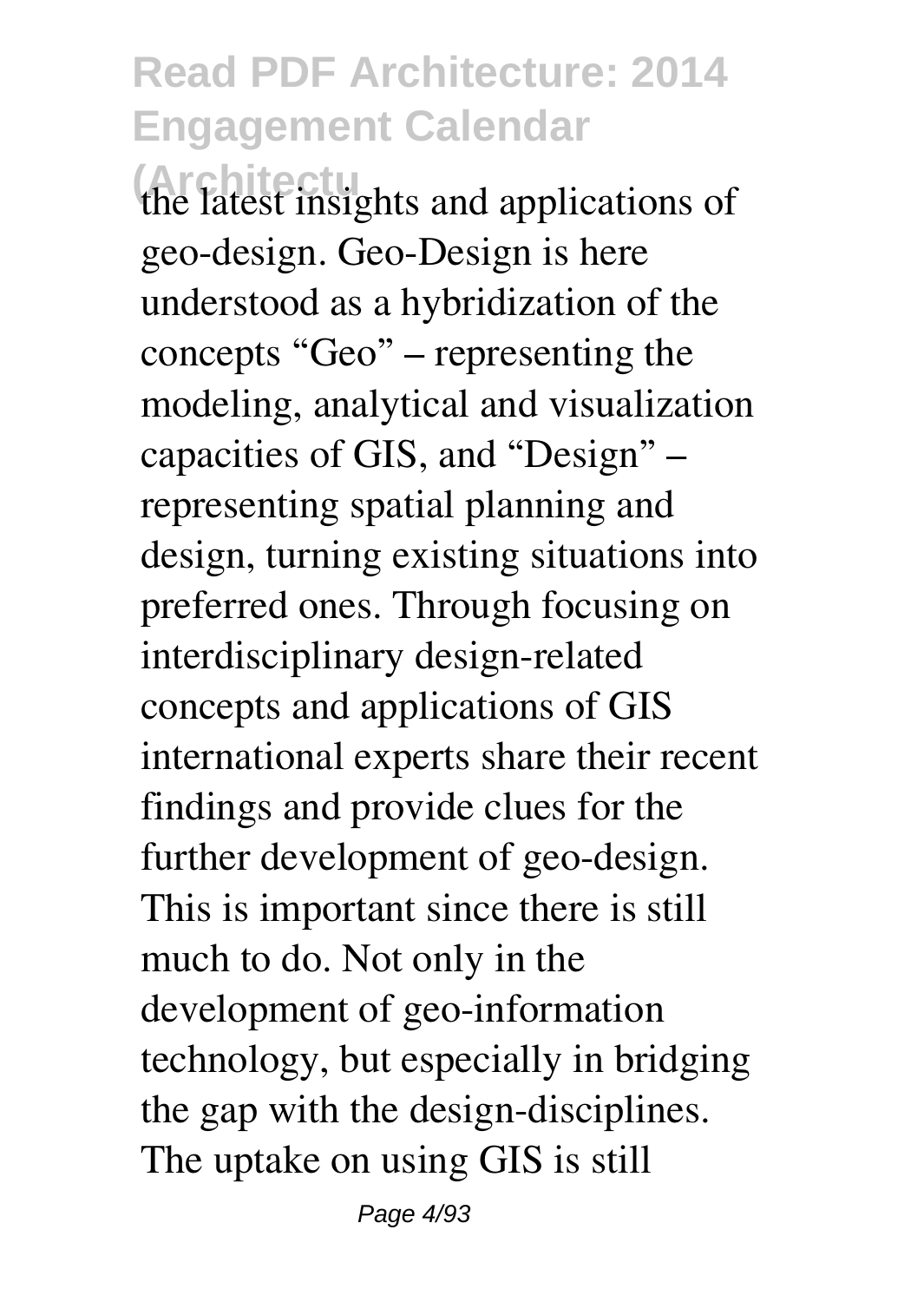the latest insights and applications of geo-design. Geo-Design is here understood as a hybridization of the concepts "Geo" – representing the modeling, analytical and visualization capacities of GIS, and "Design" – representing spatial planning and design, turning existing situations into preferred ones. Through focusing on interdisciplinary design-related concepts and applications of GIS international experts share their recent findings and provide clues for the further development of geo-design. This is important since there is still much to do. Not only in the development of geo-information technology, but especially in bridging the gap with the design-disciplines. The uptake on using GIS is still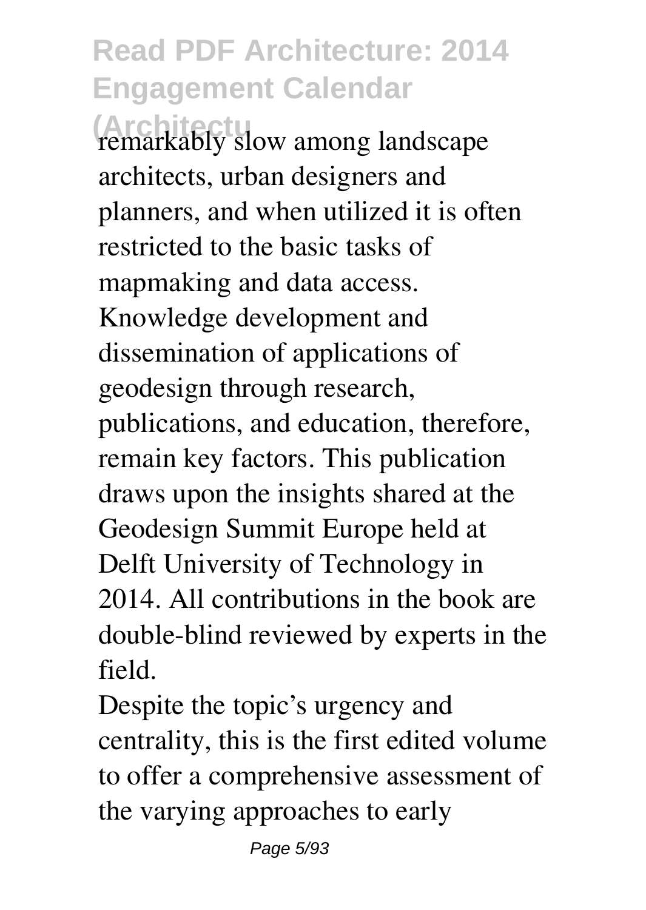remarkably slow among landscape architects, urban designers and planners, and when utilized it is often restricted to the basic tasks of mapmaking and data access. Knowledge development and dissemination of applications of geodesign through research, publications, and education, therefore, remain key factors. This publication draws upon the insights shared at the Geodesign Summit Europe held at Delft University of Technology in 2014. All contributions in the book are double-blind reviewed by experts in the field.

Despite the topic's urgency and centrality, this is the first edited volume to offer a comprehensive assessment of the varying approaches to early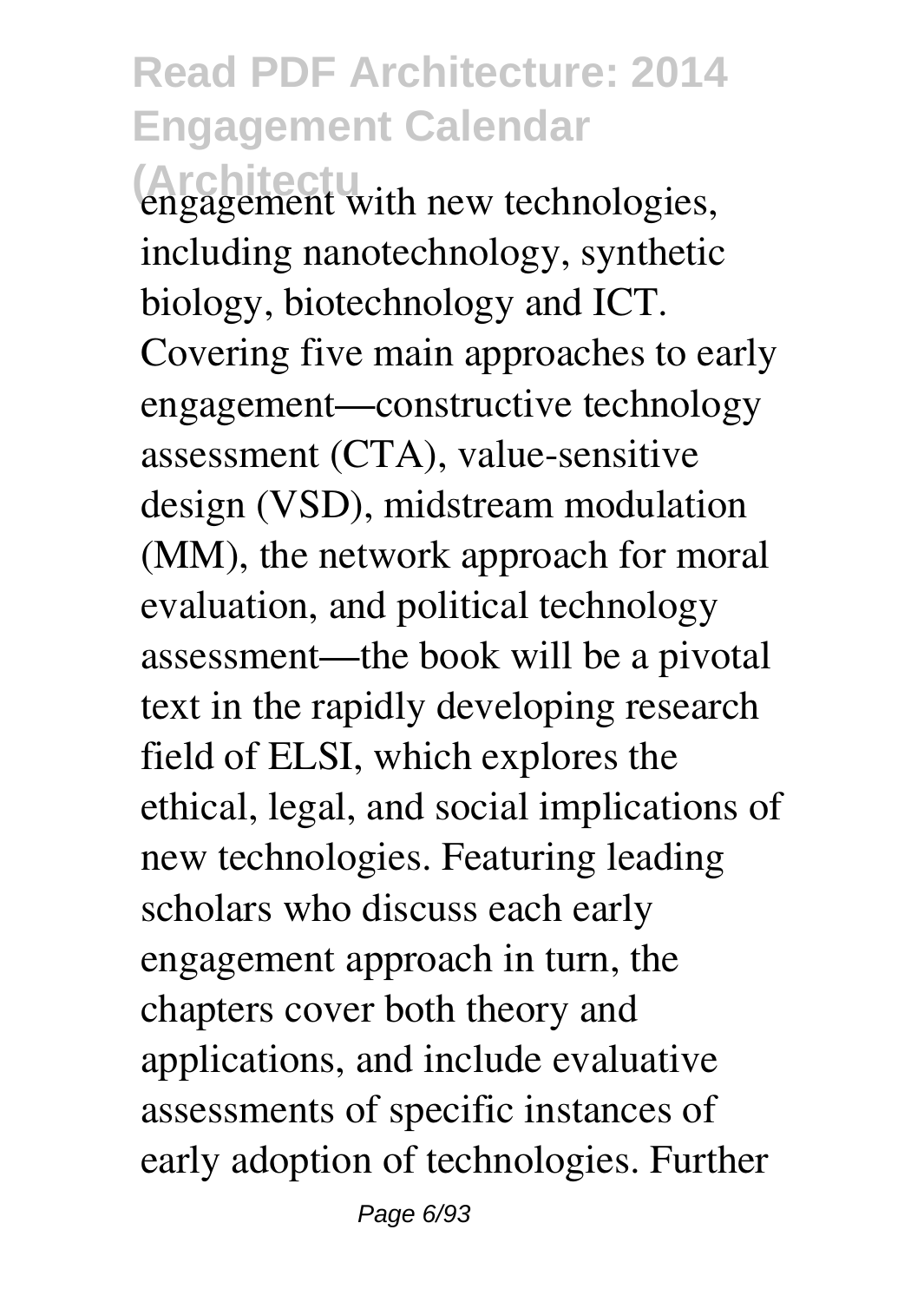engagement with new technologies, including nanotechnology, synthetic biology, biotechnology and ICT. Covering five main approaches to early engagement—constructive technology assessment (CTA), value-sensitive design (VSD), midstream modulation (MM), the network approach for moral evaluation, and political technology assessment—the book will be a pivotal text in the rapidly developing research field of ELSI, which explores the ethical, legal, and social implications of new technologies. Featuring leading scholars who discuss each early engagement approach in turn, the chapters cover both theory and applications, and include evaluative assessments of specific instances of early adoption of technologies. Further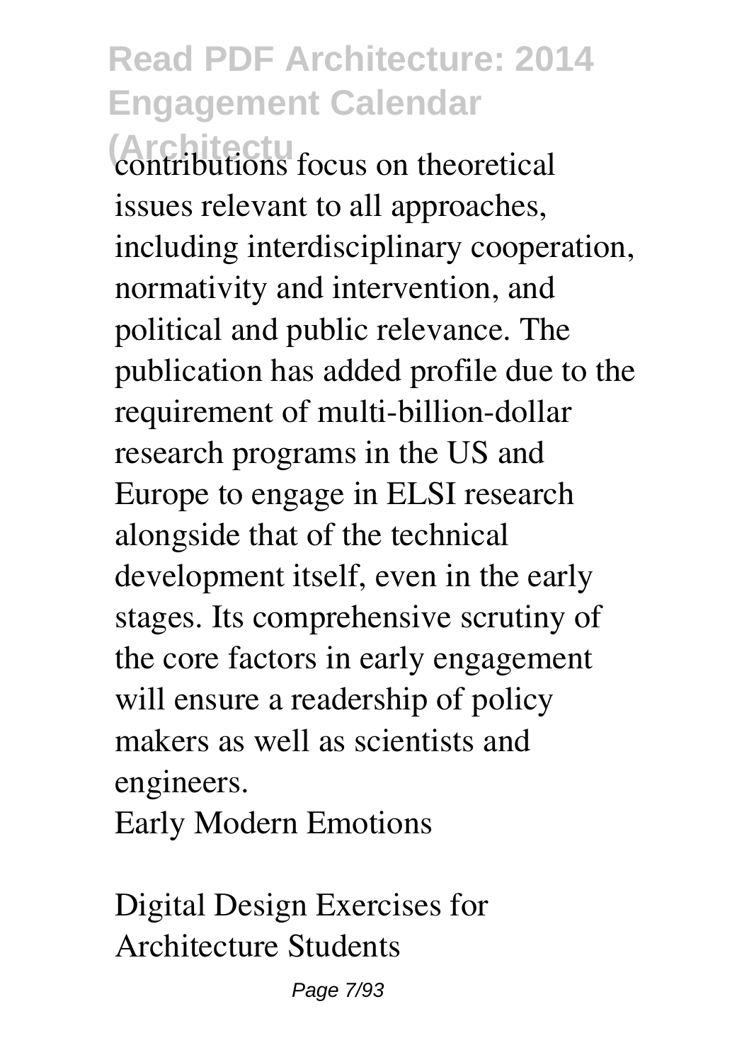contributions focus on theoretical issues relevant to all approaches, including interdisciplinary cooperation, normativity and intervention, and political and public relevance. The publication has added profile due to the requirement of multi-billion-dollar research programs in the US and Europe to engage in ELSI research alongside that of the technical development itself, even in the early stages. Its comprehensive scrutiny of the core factors in early engagement will ensure a readership of policy makers as well as scientists and engineers.

Early Modern Emotions

Digital Design Exercises for Architecture Students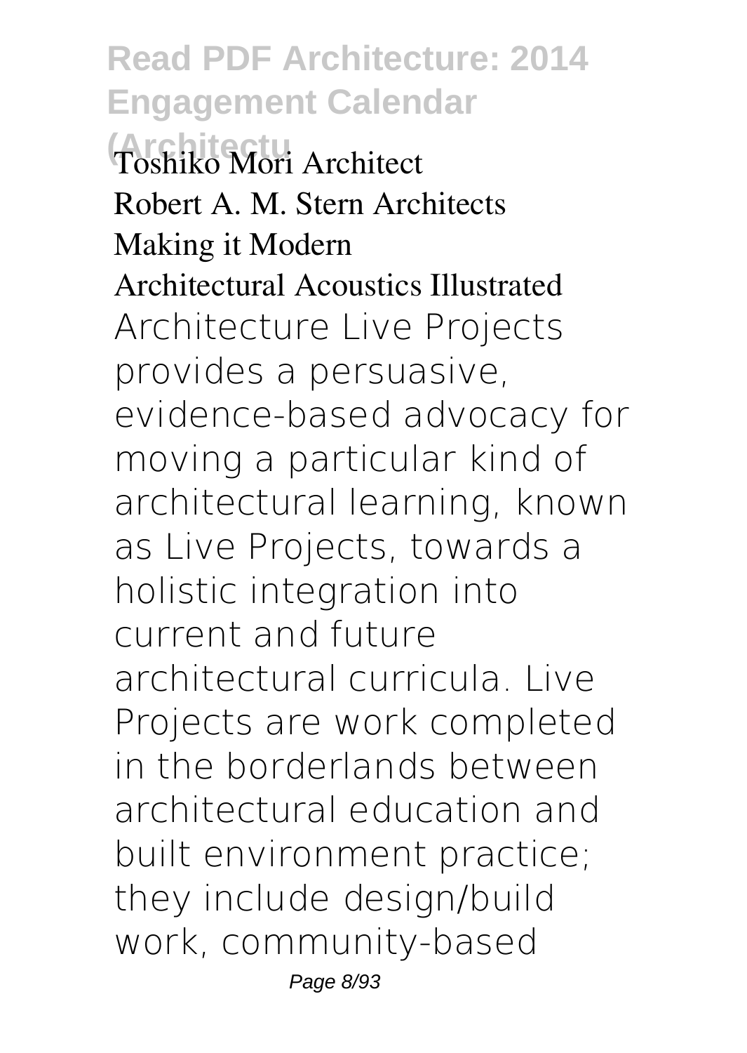Toshiko Mori Architect
Robert A. M. Stern Architects
Making it Modern
Architectural Acoustics Illustrated

Architecture Live Projects provides a persuasive, evidence-based advocacy for moving a particular kind of architectural learning, known as Live Projects, towards a holistic integration into current and future architectural curricula. Live Projects are work completed in the borderlands between architectural education and built environment practice; they include design/build work, community-based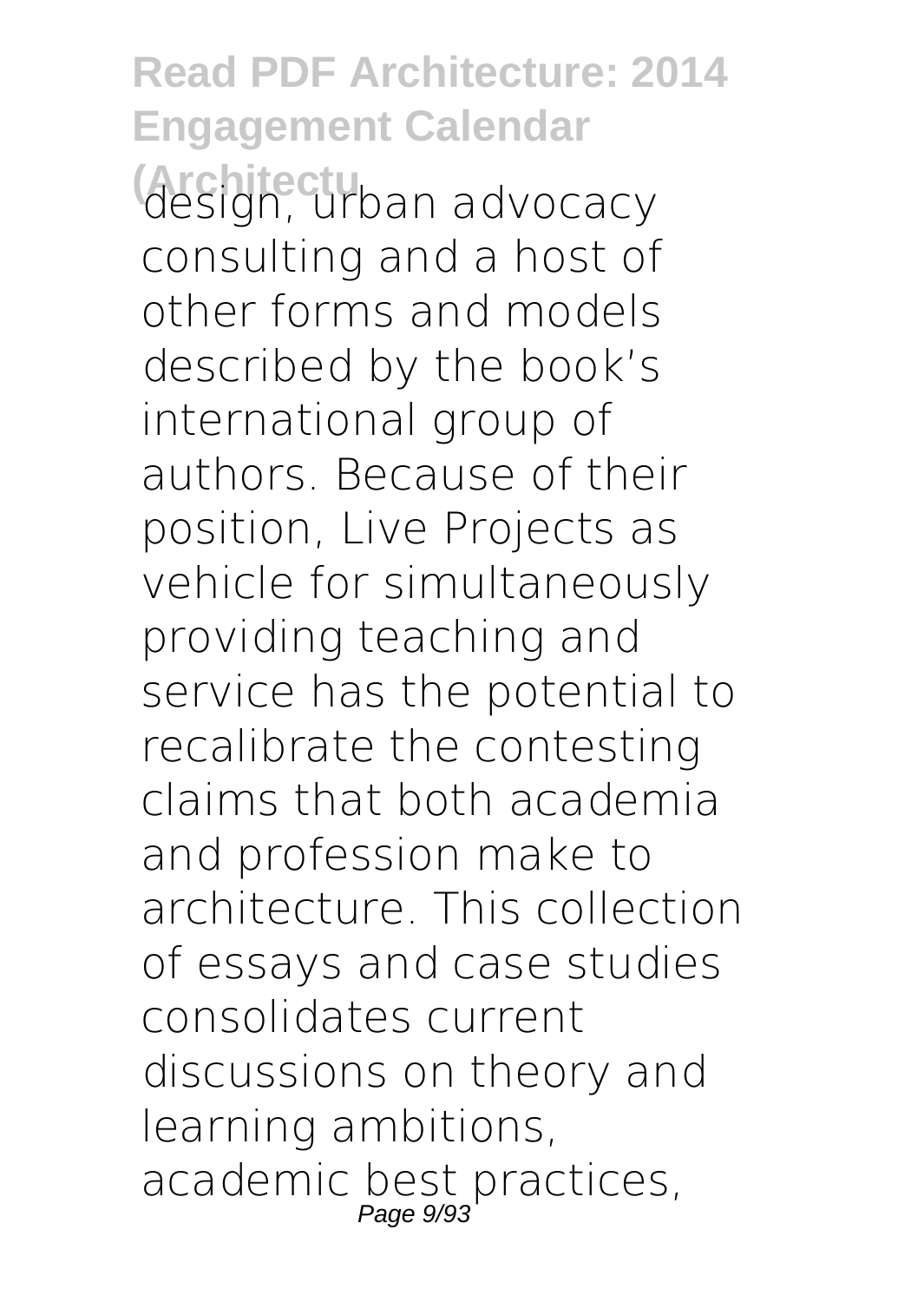design, urban advocacy consulting and a host of other forms and models described by the book's international group of authors. Because of their position, Live Projects as vehicle for simultaneously providing teaching and service has the potential to recalibrate the contesting claims that both academia and profession make to architecture. This collection of essays and case studies consolidates current discussions on theory and learning ambitions, academic best practices,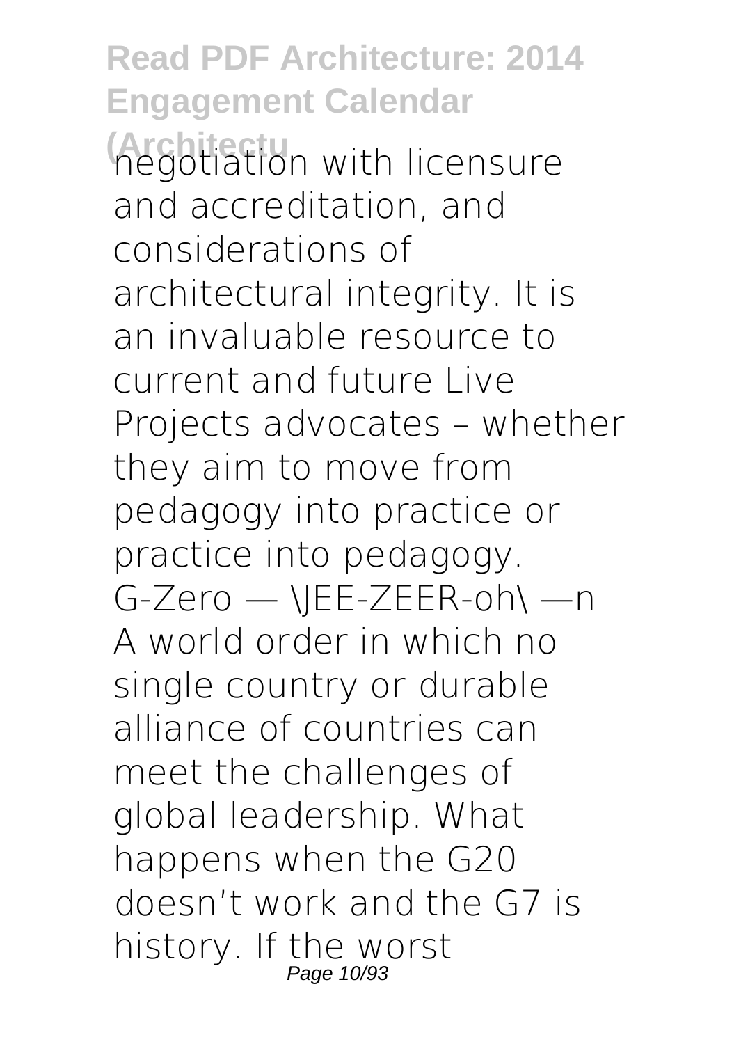negotiation with licensure and accreditation, and considerations of architectural integrity. It is an invaluable resource to current and future Live Projects advocates – whether they aim to move from pedagogy into practice or practice into pedagogy.

G-Zero — \JEE-ZEER-oh\ —n A world order in which no single country or durable alliance of countries can meet the challenges of global leadership. What happens when the G20 doesn't work and the G7 is history. If the worst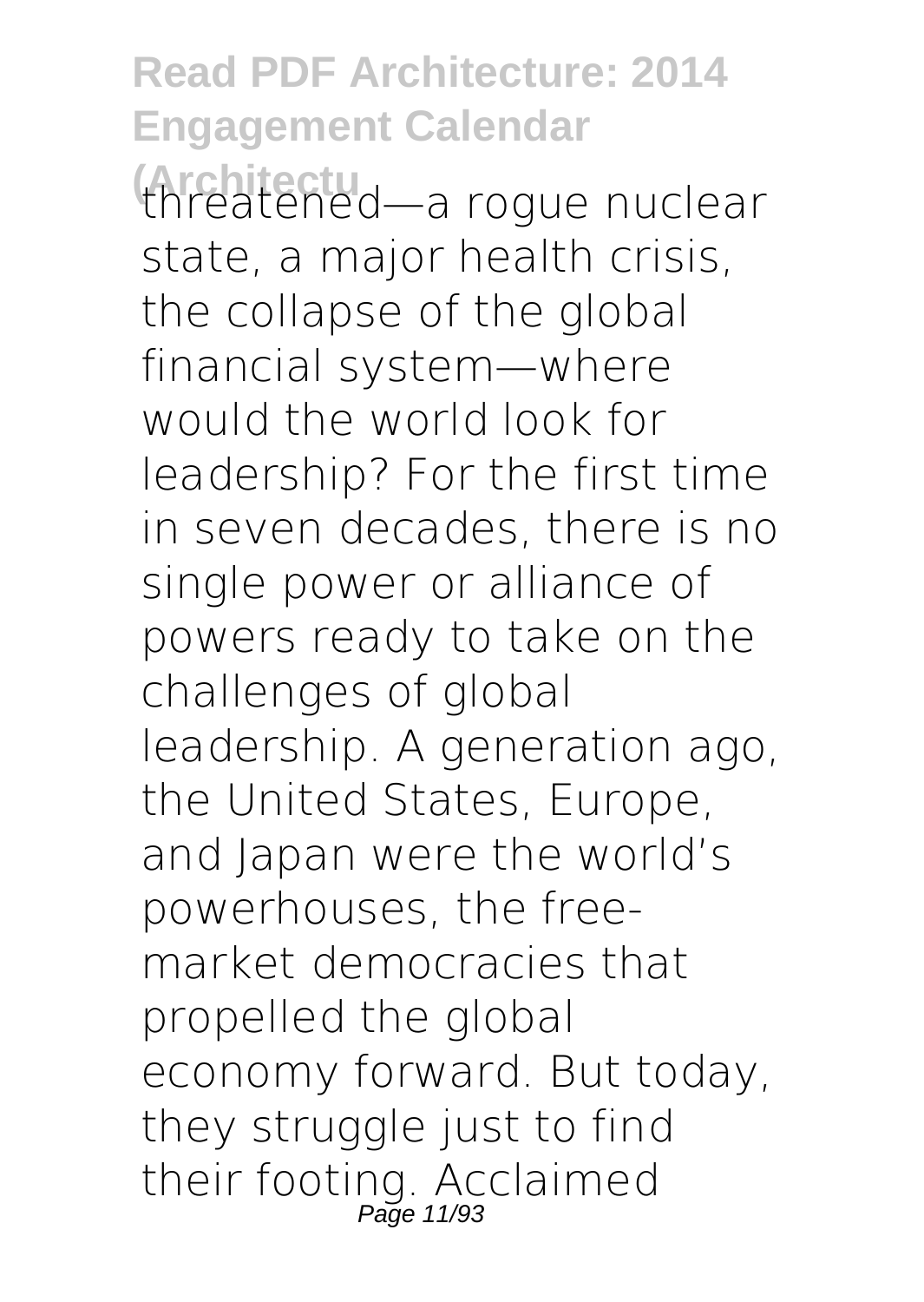threatened—a rogue nuclear state, a major health crisis, the collapse of the global financial system—where would the world look for leadership? For the first time in seven decades, there is no single power or alliance of powers ready to take on the challenges of global leadership. A generation ago, the United States, Europe, and Japan were the world's powerhouses, the free-market democracies that propelled the global economy forward. But today, they struggle just to find their footing. Acclaimed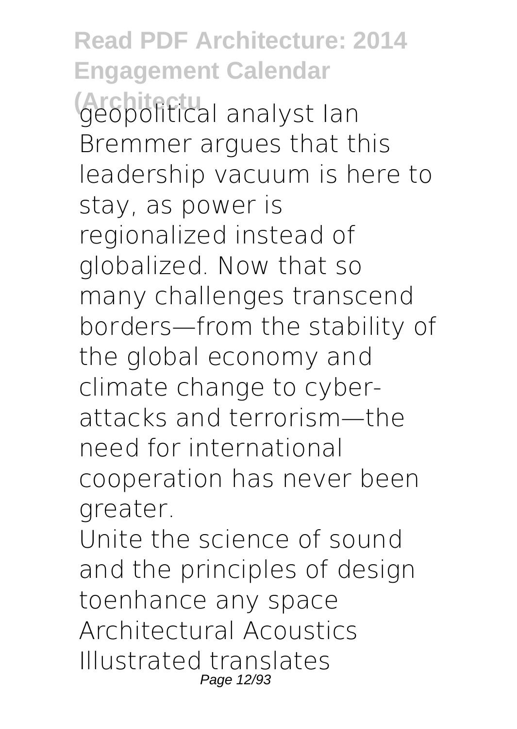geopolitical analyst Ian Bremmer argues that this leadership vacuum is here to stay, as power is regionalized instead of globalized. Now that so many challenges transcend borders—from the stability of the global economy and climate change to cyber-attacks and terrorism—the need for international cooperation has never been greater.

Unite the science of sound and the principles of design toenhance any space Architectural Acoustics Illustrated translates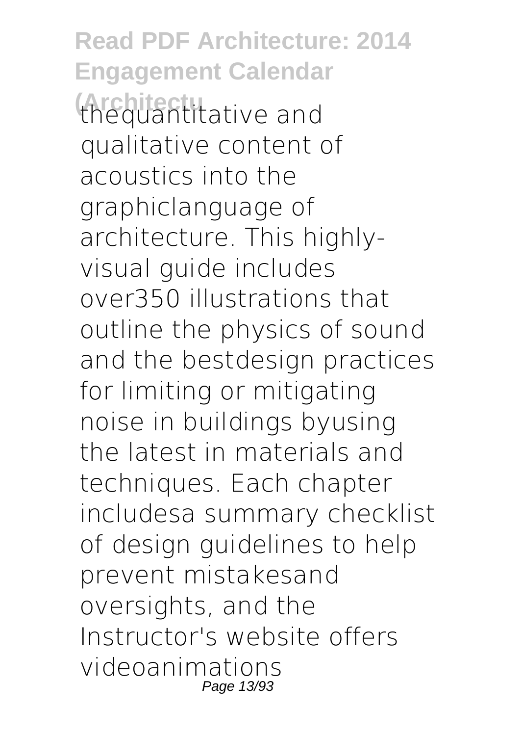thequantitative and qualitative content of acoustics into the graphiclanguage of architecture. This highly-visual guide includes over350 illustrations that outline the physics of sound and the bestdesign practices for limiting or mitigating noise in buildings byusing the latest in materials and techniques. Each chapter includesa summary checklist of design guidelines to help prevent mistakesand oversights, and the Instructor's website offers videoanimations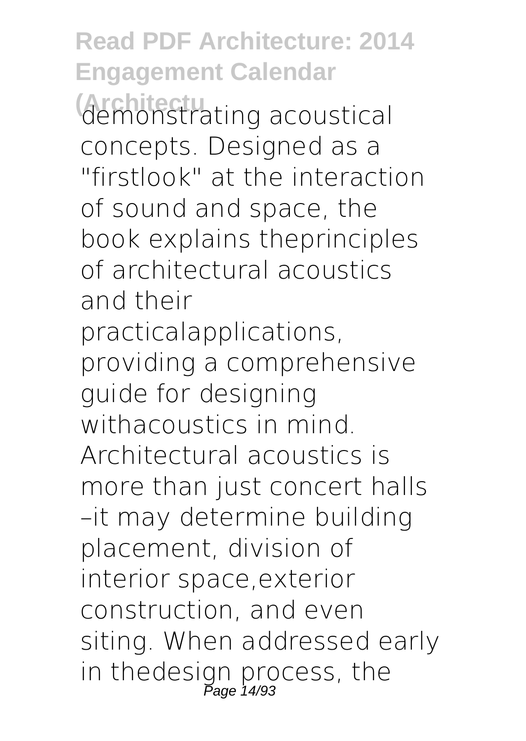demonstrating acoustical concepts. Designed as a "firstlook" at the interaction of sound and space, the book explains theprinciples of architectural acoustics and their practicalapplications, providing a comprehensive guide for designing withacoustics in mind. Architectural acoustics is more than just concert halls –it may determine building placement, division of interior space,exterior construction, and even siting. When addressed early in thedesign process, the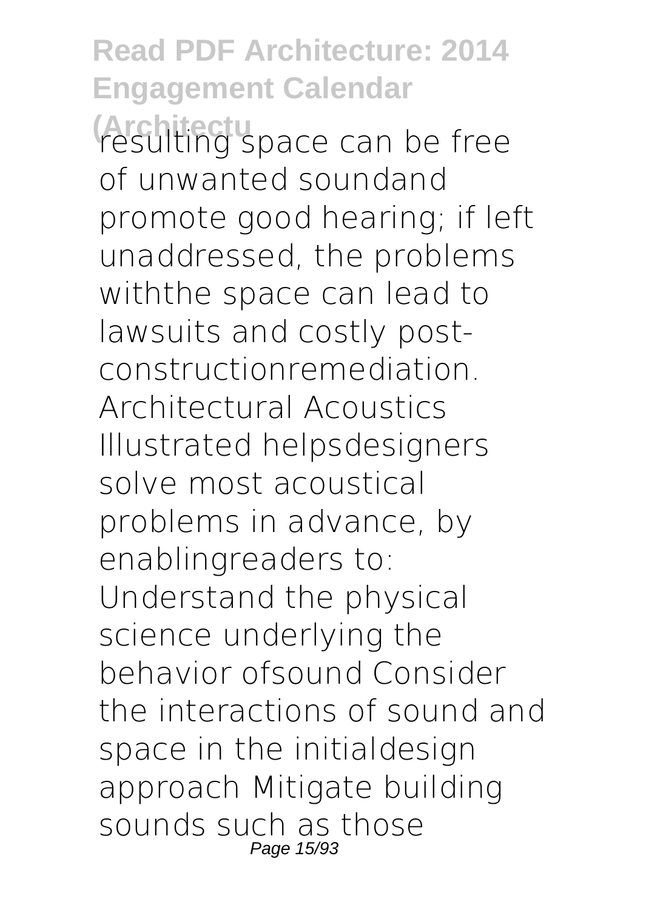resulting space can be free of unwanted soundand promote good hearing; if left unaddressed, the problems withthe space can lead to lawsuits and costly post-constructionremediation. Architectural Acoustics Illustrated helpsdesigners solve most acoustical problems in advance, by enablingreaders to: Understand the physical science underlying the behavior ofsound Consider the interactions of sound and space in the initialdesign approach Mitigate building sounds such as those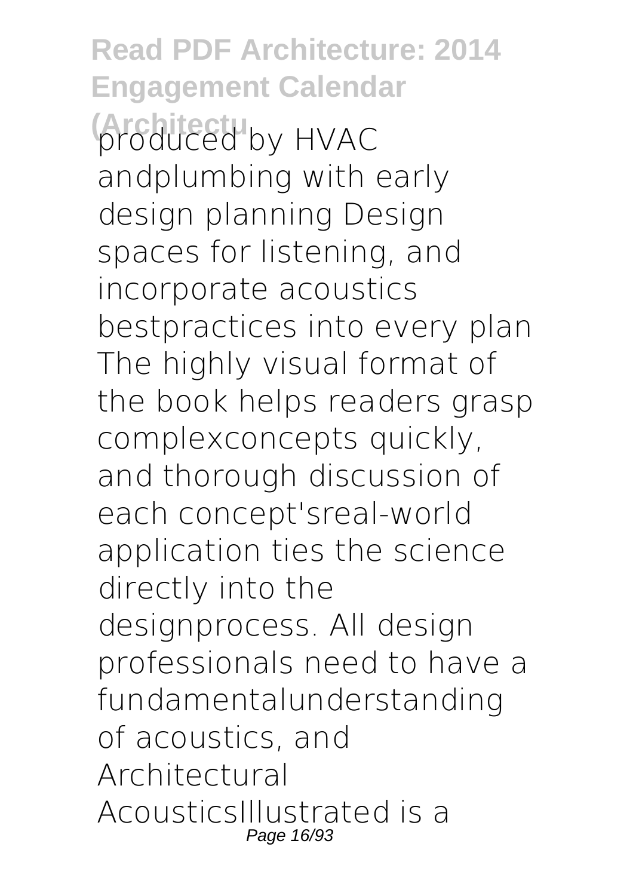produced by HVAC andplumbing with early design planning Design spaces for listening, and incorporate acoustics bestpractices into every plan The highly visual format of the book helps readers grasp complexconcepts quickly, and thorough discussion of each concept'sreal-world application ties the science directly into the designprocess. All design professionals need to have a fundamentalunderstanding of acoustics, and Architectural AcousticsIllustrated is a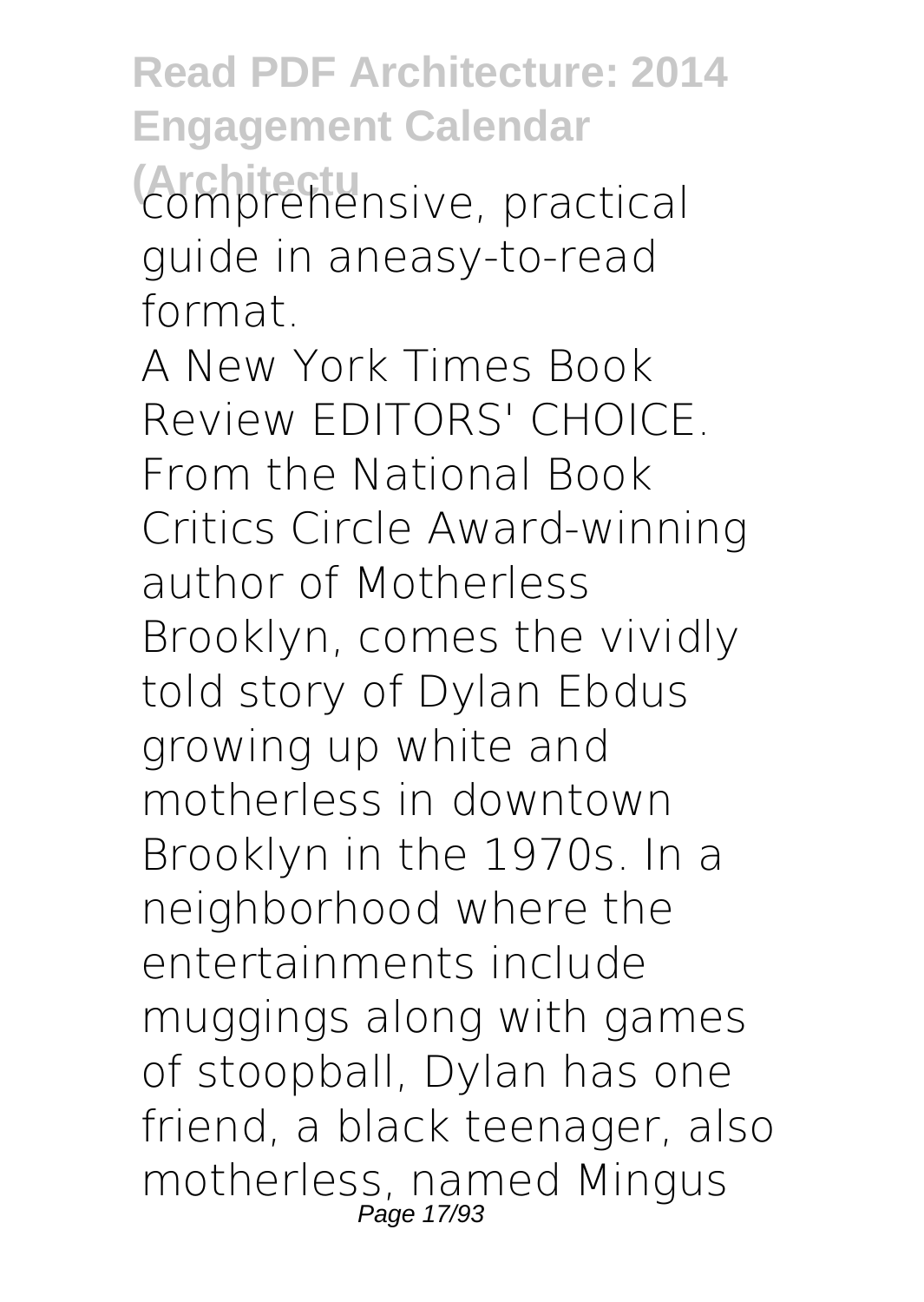comprehensive, practical guide in aneasy-to-read format.

A New York Times Book Review EDITORS' CHOICE. From the National Book Critics Circle Award-winning author of Motherless Brooklyn, comes the vividly told story of Dylan Ebdus growing up white and motherless in downtown Brooklyn in the 1970s. In a neighborhood where the entertainments include muggings along with games of stoopball, Dylan has one friend, a black teenager, also motherless, named Mingus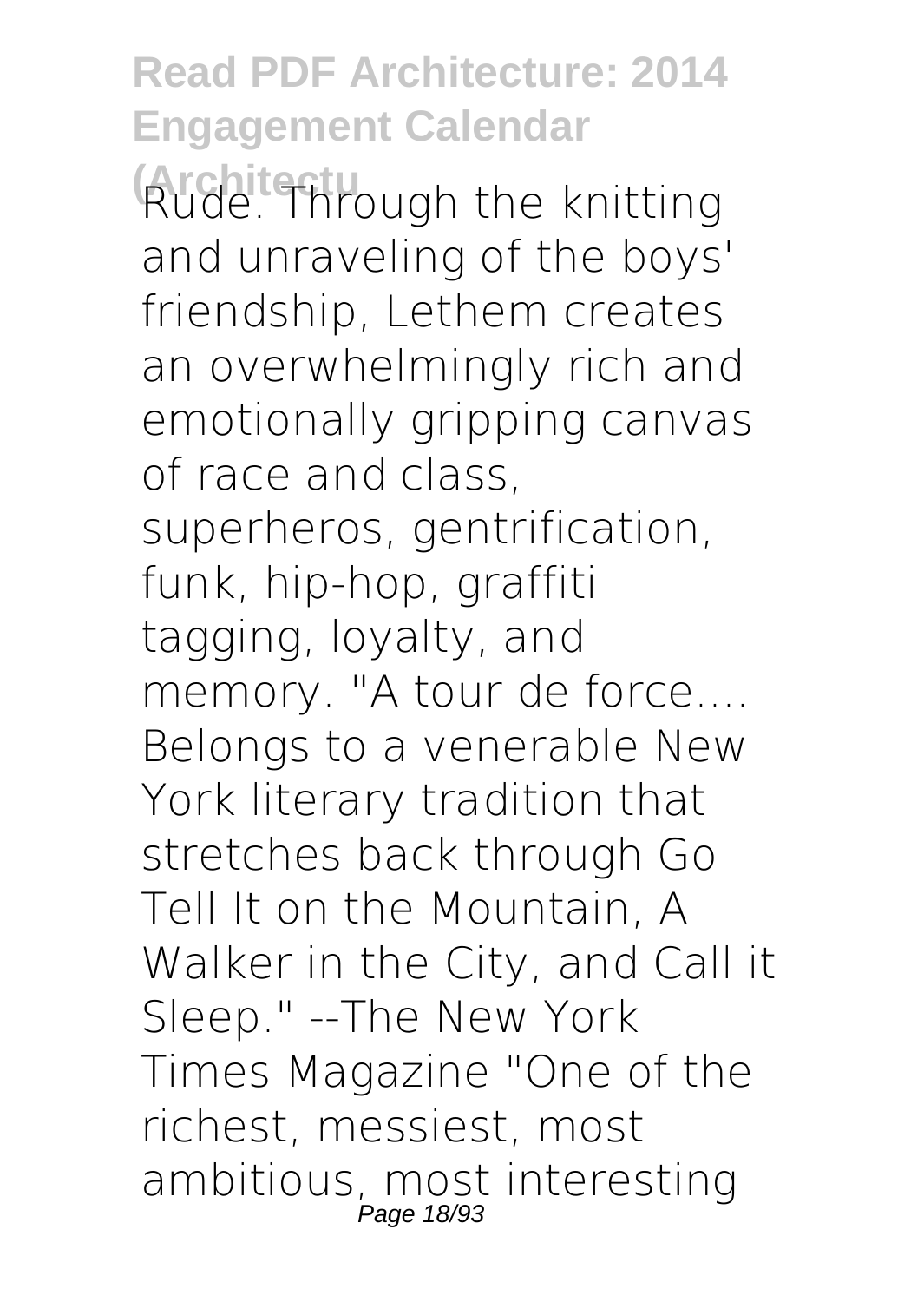Rude. Through the knitting and unraveling of the boys' friendship, Lethem creates an overwhelmingly rich and emotionally gripping canvas of race and class, superheros, gentrification, funk, hip-hop, graffiti tagging, loyalty, and memory. "A tour de force.... Belongs to a venerable New York literary tradition that stretches back through Go Tell It on the Mountain, A Walker in the City, and Call it Sleep." --The New York Times Magazine "One of the richest, messiest, most ambitious, most interesting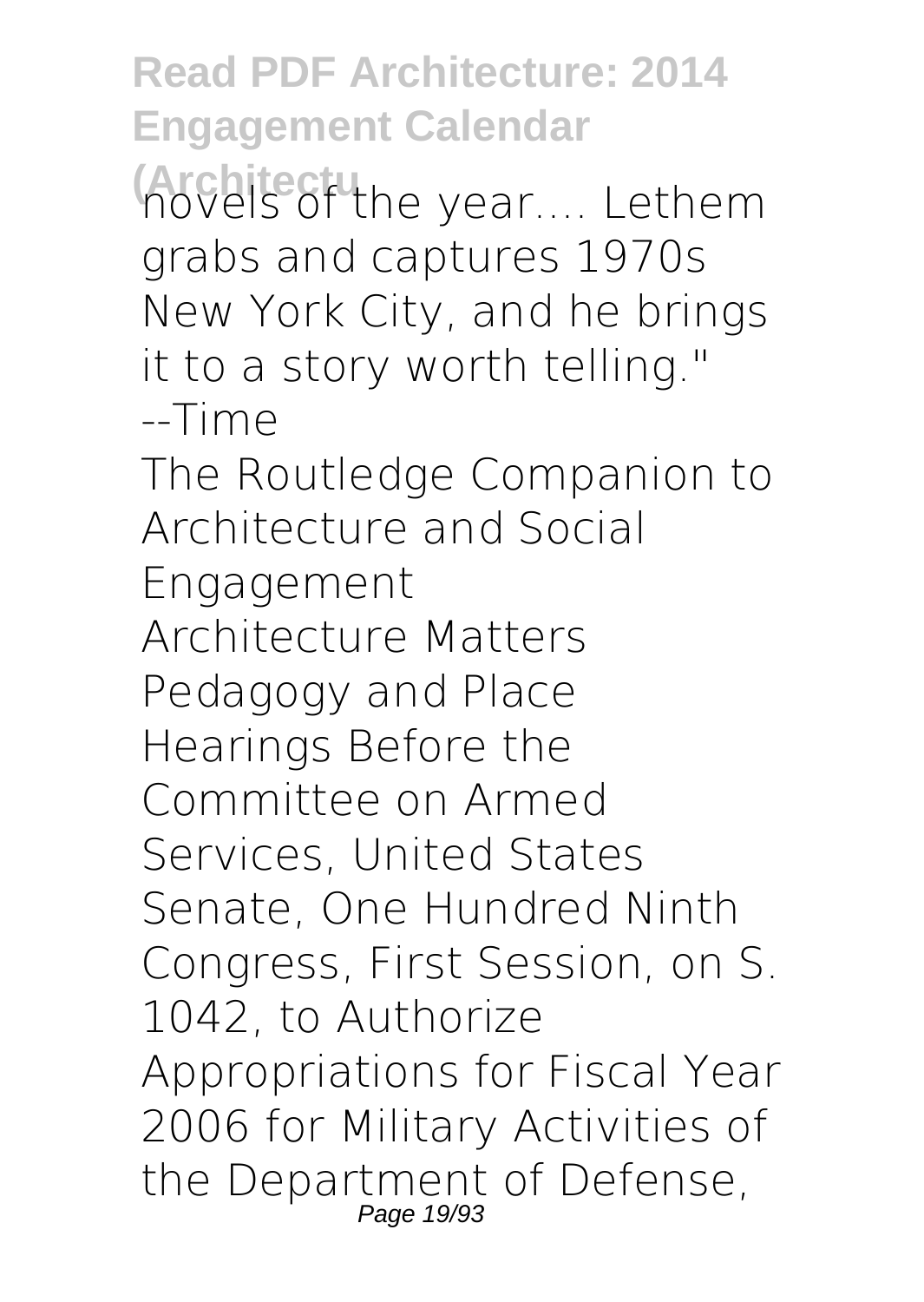novels of the year.... Lethem grabs and captures 1970s New York City, and he brings it to a story worth telling." --Time

The Routledge Companion to Architecture and Social Engagement

Architecture Matters

Pedagogy and Place

Hearings Before the Committee on Armed Services, United States Senate, One Hundred Ninth Congress, First Session, on S. 1042, to Authorize Appropriations for Fiscal Year 2006 for Military Activities of the Department of Defense,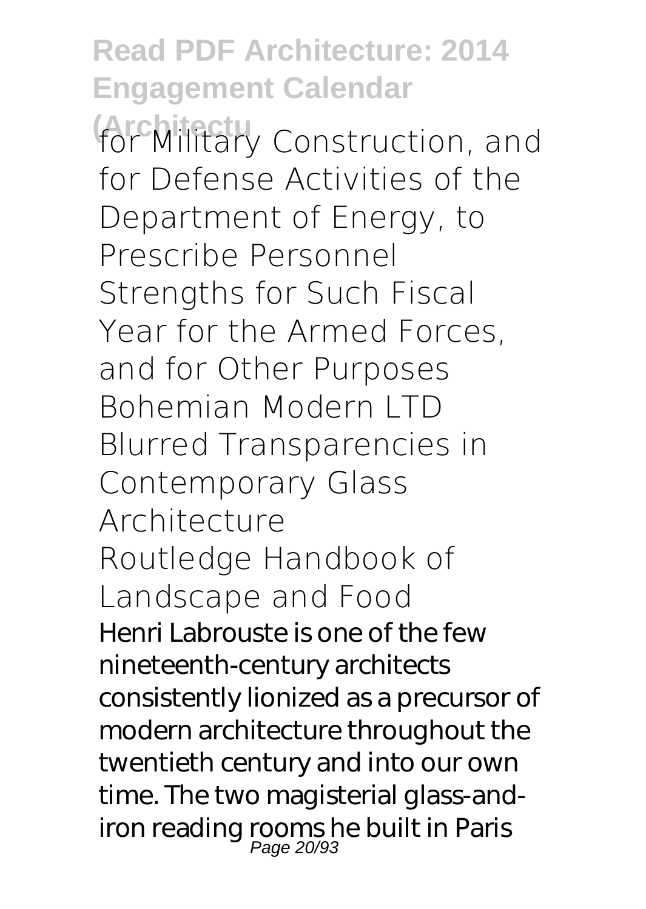for Military Construction, and for Defense Activities of the Department of Energy, to Prescribe Personnel Strengths for Such Fiscal Year for the Armed Forces, and for Other Purposes

Bohemian Modern LTD

Blurred Transparencies in Contemporary Glass Architecture

Routledge Handbook of Landscape and Food

Henri Labrouste is one of the few nineteenth-century architects consistently lionized as a precursor of modern architecture throughout the twentieth century and into our own time. The two magisterial glass-and-iron reading rooms he built in Paris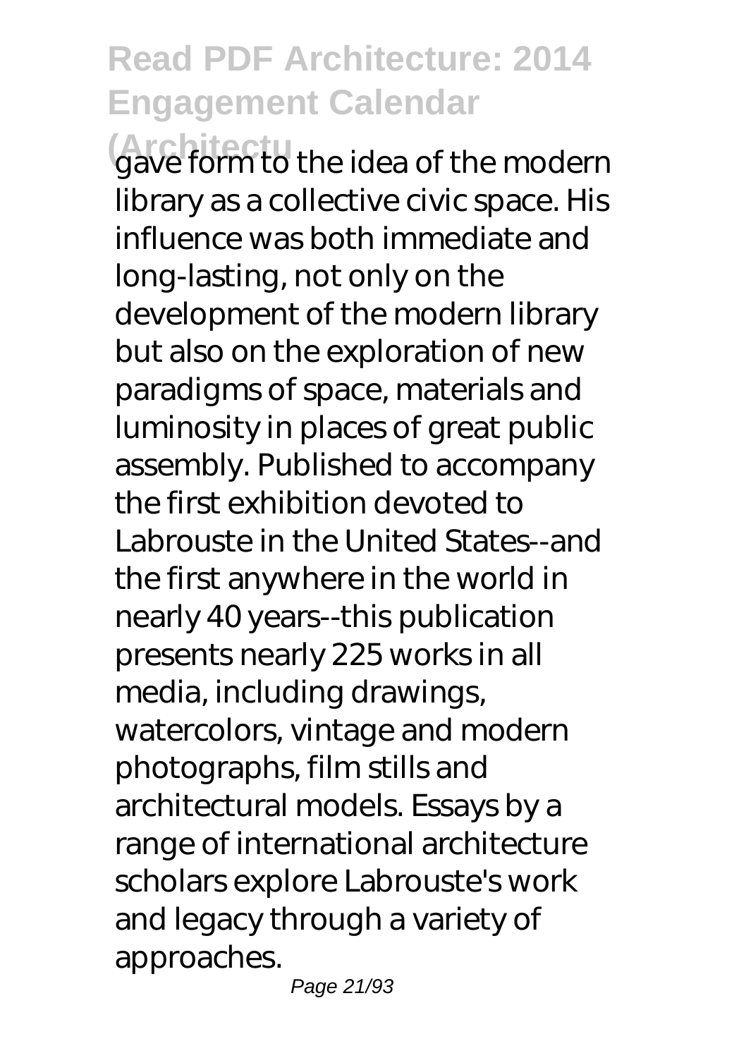gave form to the idea of the modern library as a collective civic space. His influence was both immediate and long-lasting, not only on the development of the modern library but also on the exploration of new paradigms of space, materials and luminosity in places of great public assembly. Published to accompany the first exhibition devoted to Labrouste in the United States--and the first anywhere in the world in nearly 40 years--this publication presents nearly 225 works in all media, including drawings, watercolors, vintage and modern photographs, film stills and architectural models. Essays by a range of international architecture scholars explore Labrouste's work and legacy through a variety of approaches.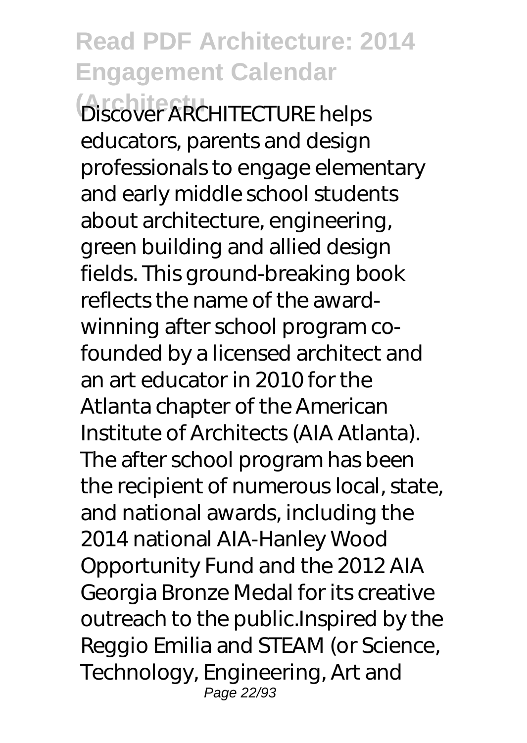Discover ARCHITECTURE helps educators, parents and design professionals to engage elementary and early middle school students about architecture, engineering, green building and allied design fields. This ground-breaking book reflects the name of the award-winning after school program co-founded by a licensed architect and an art educator in 2010 for the Atlanta chapter of the American Institute of Architects (AIA Atlanta). The after school program has been the recipient of numerous local, state, and national awards, including the 2014 national AIA-Hanley Wood Opportunity Fund and the 2012 AIA Georgia Bronze Medal for its creative outreach to the public.Inspired by the Reggio Emilia and STEAM (or Science, Technology, Engineering, Art and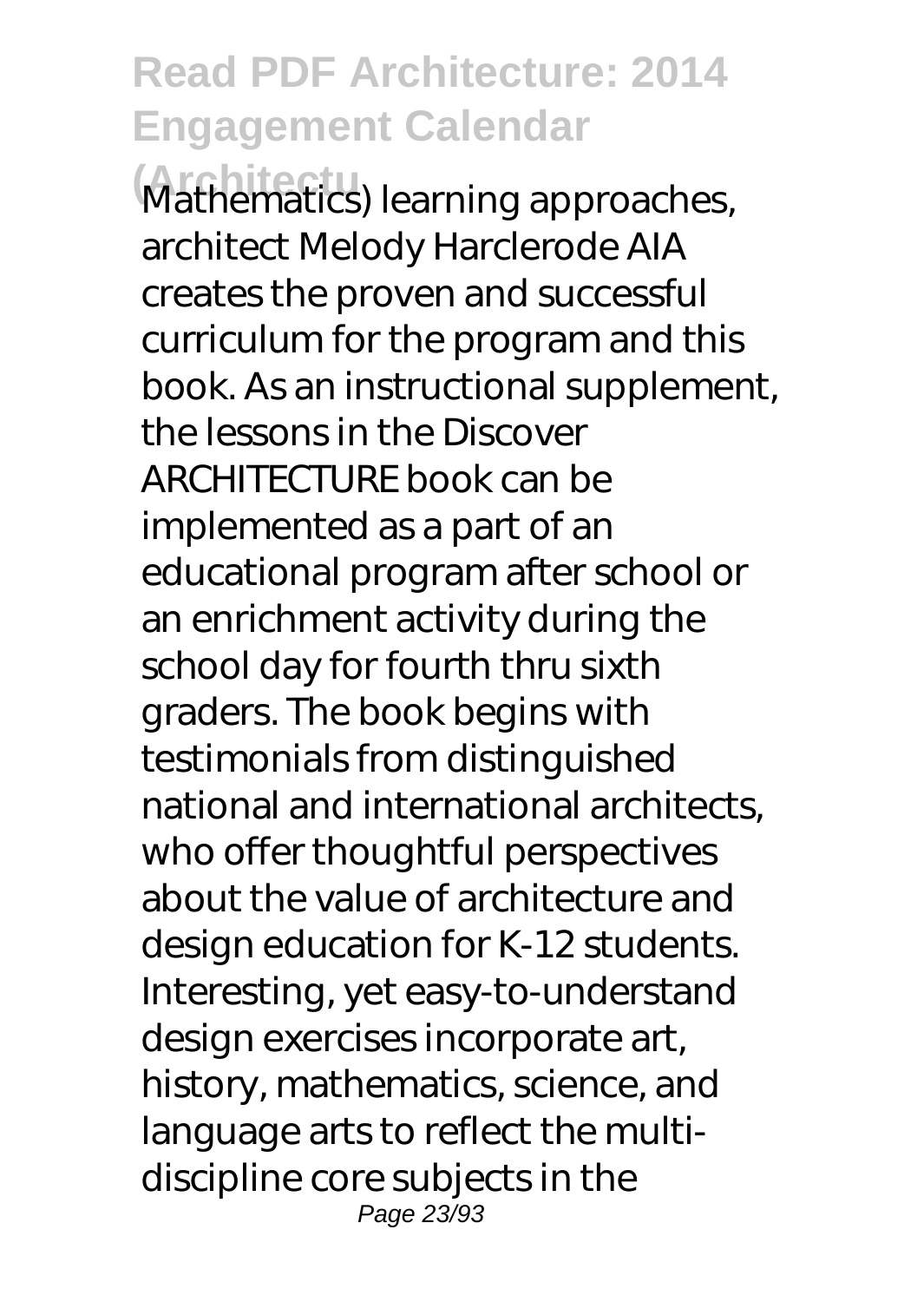Mathematics) learning approaches, architect Melody Harclerode AIA creates the proven and successful curriculum for the program and this book. As an instructional supplement, the lessons in the Discover ARCHITECTURE book can be implemented as a part of an educational program after school or an enrichment activity during the school day for fourth thru sixth graders. The book begins with testimonials from distinguished national and international architects, who offer thoughtful perspectives about the value of architecture and design education for K-12 students. Interesting, yet easy-to-understand design exercises incorporate art, history, mathematics, science, and language arts to reflect the multi-discipline core subjects in the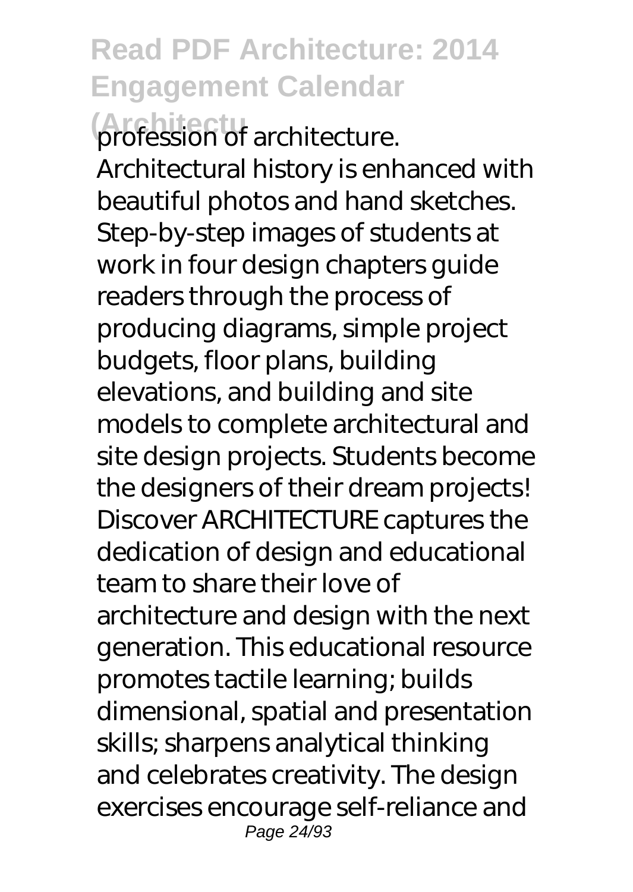profession of architecture. Architectural history is enhanced with beautiful photos and hand sketches. Step-by-step images of students at work in four design chapters guide readers through the process of producing diagrams, simple project budgets, floor plans, building elevations, and building and site models to complete architectural and site design projects. Students become the designers of their dream projects! Discover ARCHITECTURE captures the dedication of design and educational team to share their love of architecture and design with the next generation. This educational resource promotes tactile learning; builds dimensional, spatial and presentation skills; sharpens analytical thinking and celebrates creativity. The design exercises encourage self-reliance and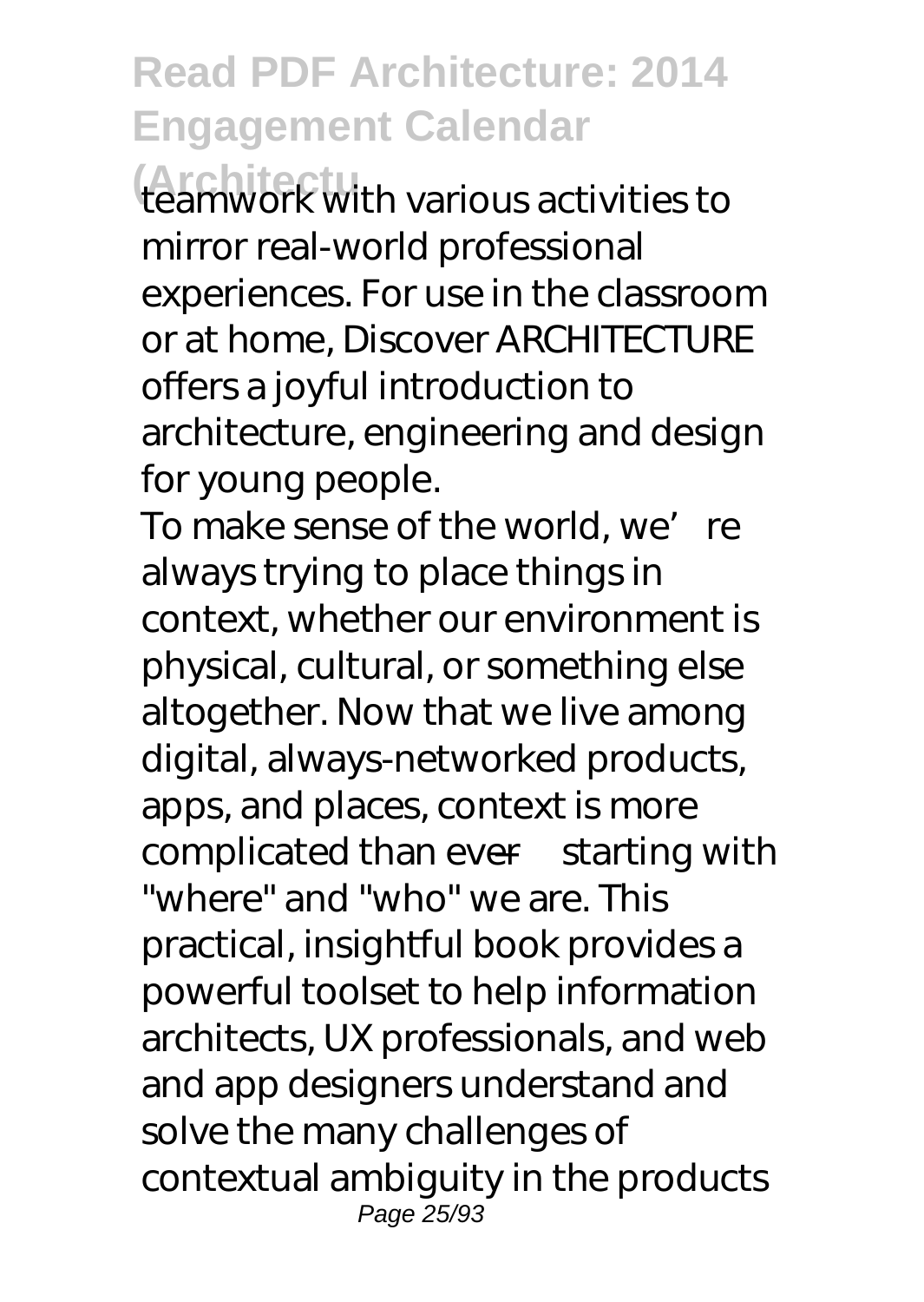teamwork with various activities to mirror real-world professional experiences. For use in the classroom or at home, Discover ARCHITECTURE offers a joyful introduction to architecture, engineering and design for young people.

To make sense of the world, we're always trying to place things in context, whether our environment is physical, cultural, or something else altogether. Now that we live among digital, always-networked products, apps, and places, context is more complicated than ever—starting with "where" and "who" we are. This practical, insightful book provides a powerful toolset to help information architects, UX professionals, and web and app designers understand and solve the many challenges of contextual ambiguity in the products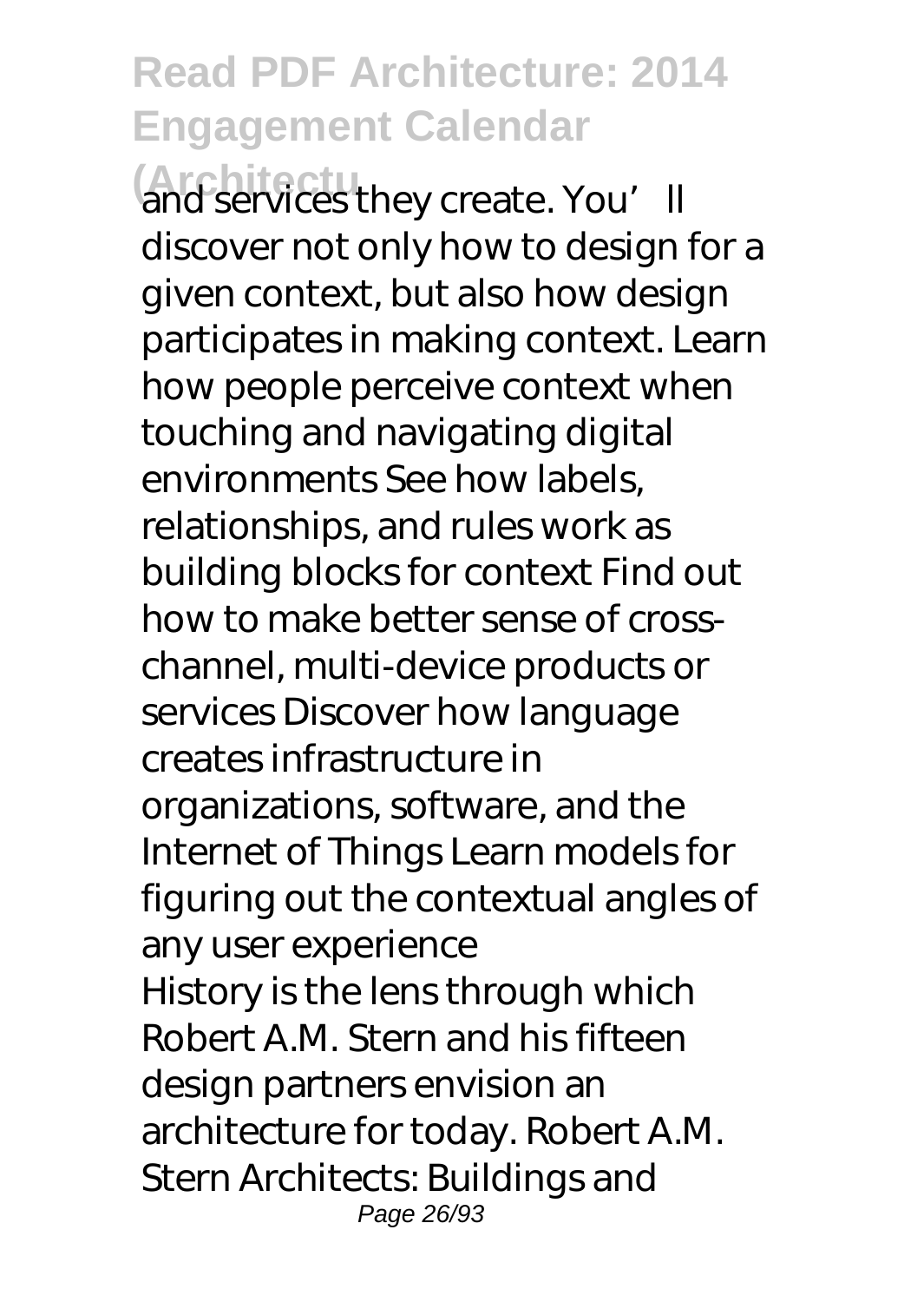and services they create. You'll discover not only how to design for a given context, but also how design participates in making context. Learn how people perceive context when touching and navigating digital environments See how labels, relationships, and rules work as building blocks for context Find out how to make better sense of cross-channel, multi-device products or services Discover how language creates infrastructure in organizations, software, and the Internet of Things Learn models for figuring out the contextual angles of any user experience

History is the lens through which Robert A.M. Stern and his fifteen design partners envision an architecture for today. Robert A.M. Stern Architects: Buildings and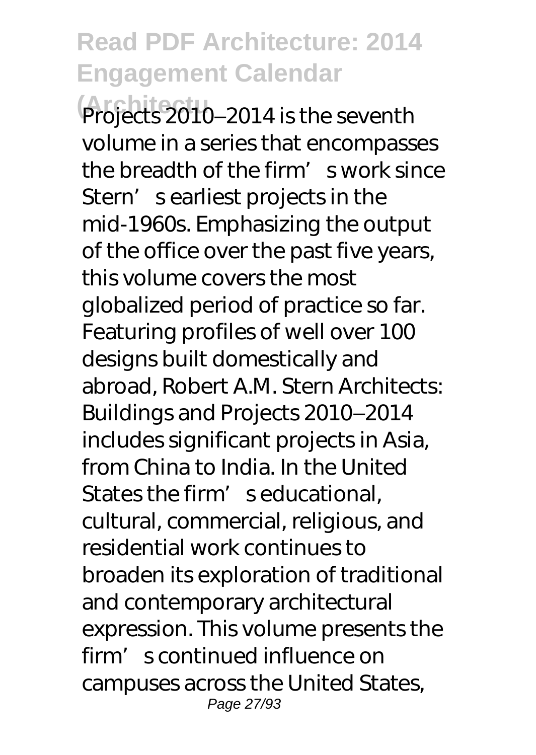Projects 2010–2014 is the seventh volume in a series that encompasses the breadth of the firm's work since Stern's earliest projects in the mid-1960s. Emphasizing the output of the office over the past five years, this volume covers the most globalized period of practice so far. Featuring profiles of well over 100 designs built domestically and abroad, Robert A.M. Stern Architects: Buildings and Projects 2010–2014 includes significant projects in Asia, from China to India. In the United States the firm's educational, cultural, commercial, religious, and residential work continues to broaden its exploration of traditional and contemporary architectural expression. This volume presents the firm's continued influence on campuses across the United States,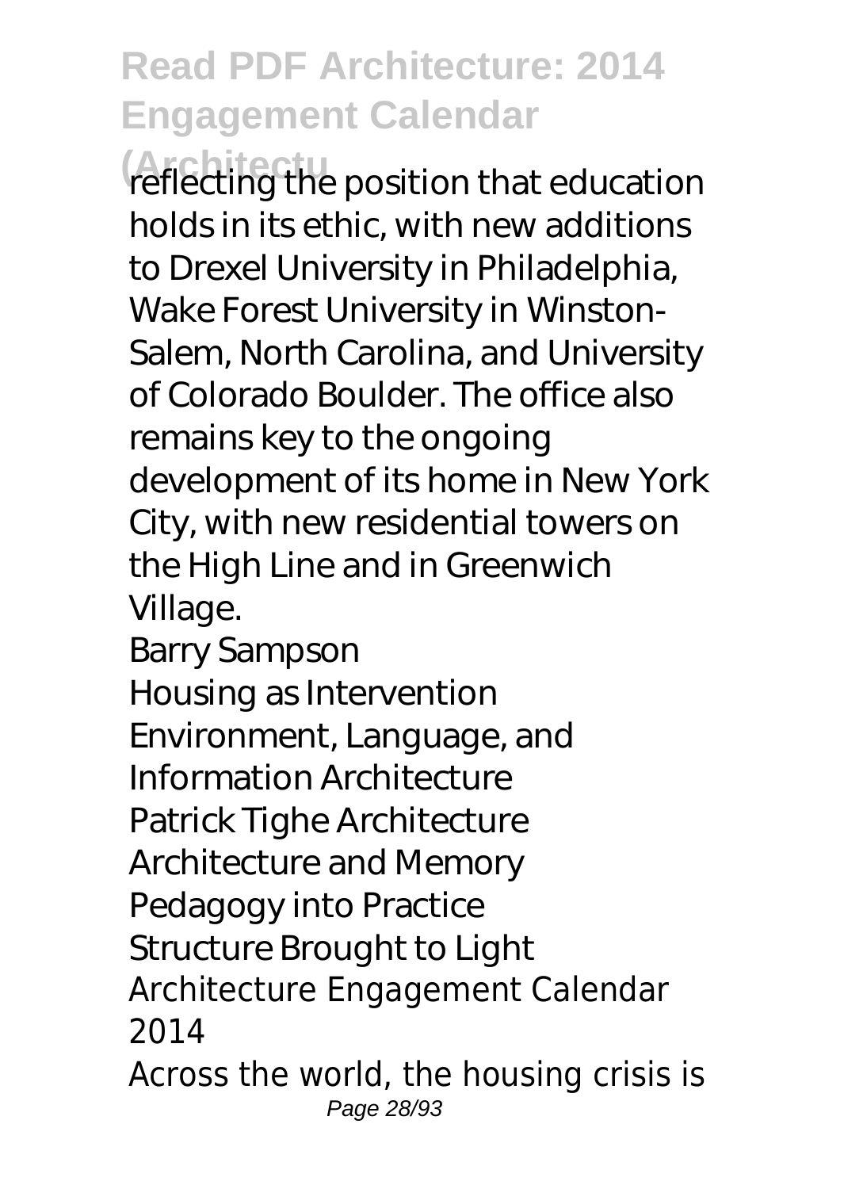reflecting the position that education holds in its ethic, with new additions to Drexel University in Philadelphia, Wake Forest University in Winston-Salem, North Carolina, and University of Colorado Boulder. The office also remains key to the ongoing development of its home in New York City, with new residential towers on the High Line and in Greenwich Village.

Barry Sampson
Housing as Intervention
Environment, Language, and Information Architecture
Patrick Tighe Architecture
Architecture and Memory
Pedagogy into Practice
Structure Brought to Light
Architecture Engagement Calendar 2014

Across the world, the housing crisis is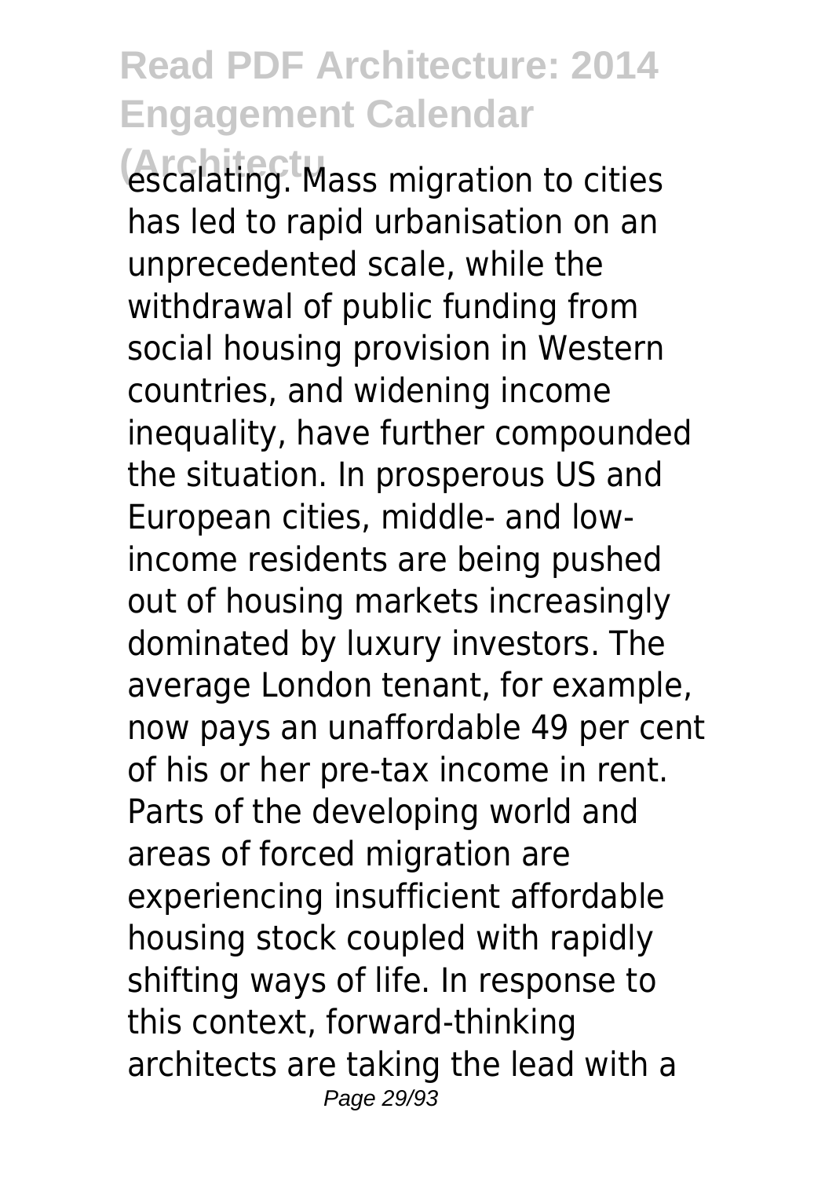escalating. Mass migration to cities has led to rapid urbanisation on an unprecedented scale, while the withdrawal of public funding from social housing provision in Western countries, and widening income inequality, have further compounded the situation. In prosperous US and European cities, middle- and low-income residents are being pushed out of housing markets increasingly dominated by luxury investors. The average London tenant, for example, now pays an unaffordable 49 per cent of his or her pre-tax income in rent. Parts of the developing world and areas of forced migration are experiencing insufficient affordable housing stock coupled with rapidly shifting ways of life. In response to this context, forward-thinking architects are taking the lead with a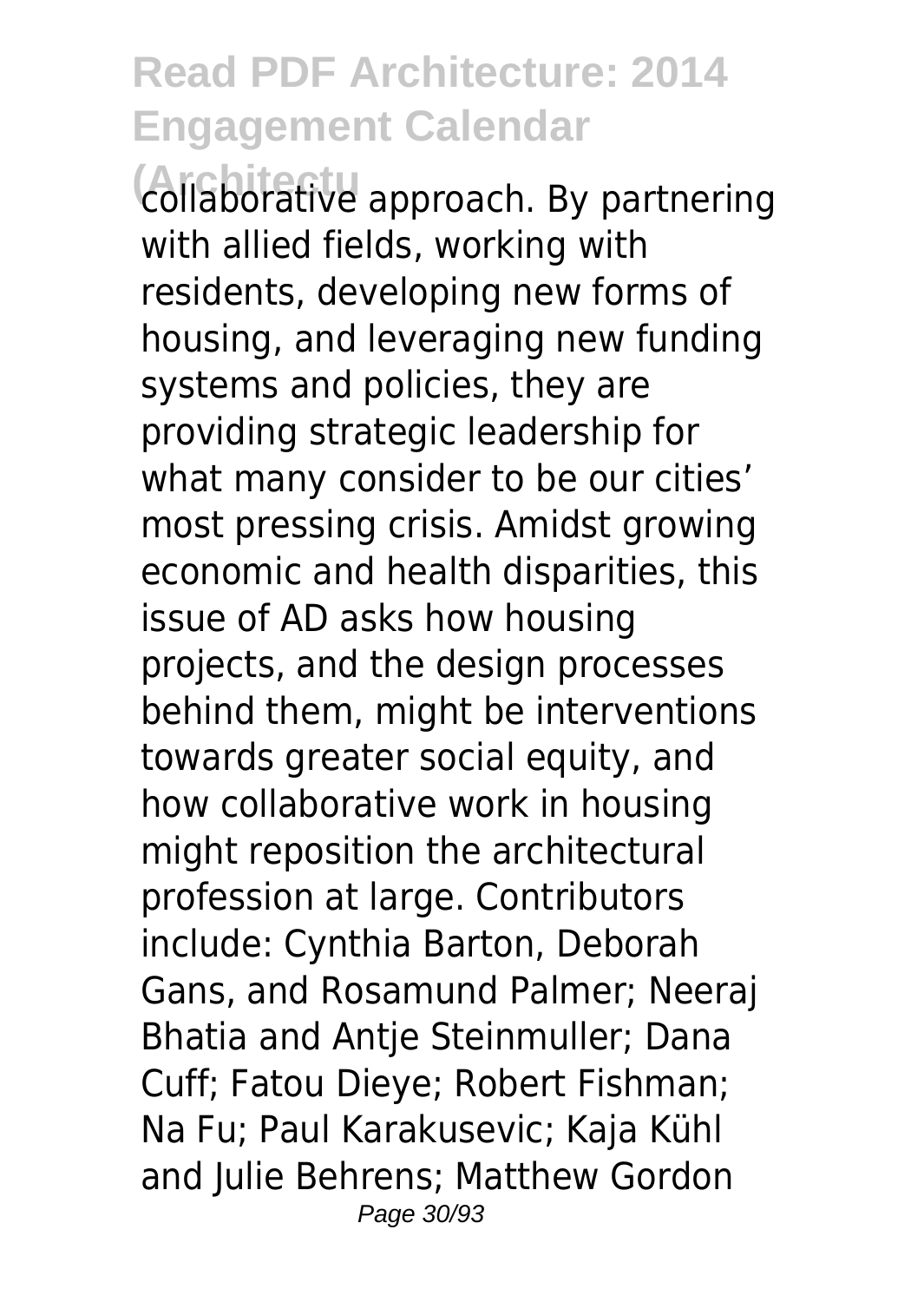collaborative approach. By partnering with allied fields, working with residents, developing new forms of housing, and leveraging new funding systems and policies, they are providing strategic leadership for what many consider to be our cities' most pressing crisis. Amidst growing economic and health disparities, this issue of AD asks how housing projects, and the design processes behind them, might be interventions towards greater social equity, and how collaborative work in housing might reposition the architectural profession at large. Contributors include: Cynthia Barton, Deborah Gans, and Rosamund Palmer; Neeraj Bhatia and Antje Steinmuller; Dana Cuff; Fatou Dieye; Robert Fishman; Na Fu; Paul Karakusevic; Kaja Kühl and Julie Behrens; Matthew Gordon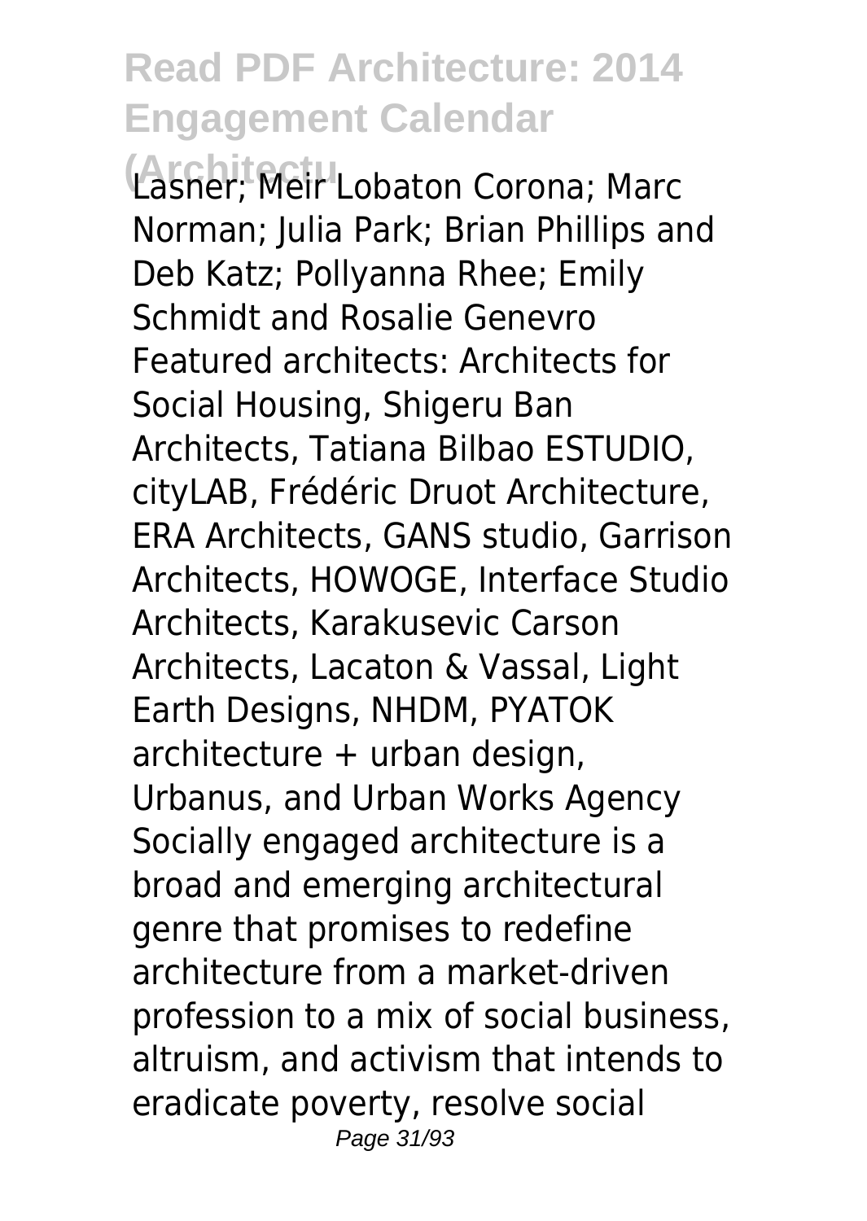Lasner; Meir Lobaton Corona; Marc Norman; Julia Park; Brian Phillips and Deb Katz; Pollyanna Rhee; Emily Schmidt and Rosalie Genevro Featured architects: Architects for Social Housing, Shigeru Ban Architects, Tatiana Bilbao ESTUDIO, cityLAB, Frédéric Druot Architecture, ERA Architects, GANS studio, Garrison Architects, HOWOGE, Interface Studio Architects, Karakusevic Carson Architects, Lacaton & Vassal, Light Earth Designs, NHDM, PYATOK architecture + urban design, Urbanus, and Urban Works Agency Socially engaged architecture is a broad and emerging architectural genre that promises to redefine architecture from a market-driven profession to a mix of social business, altruism, and activism that intends to eradicate poverty, resolve social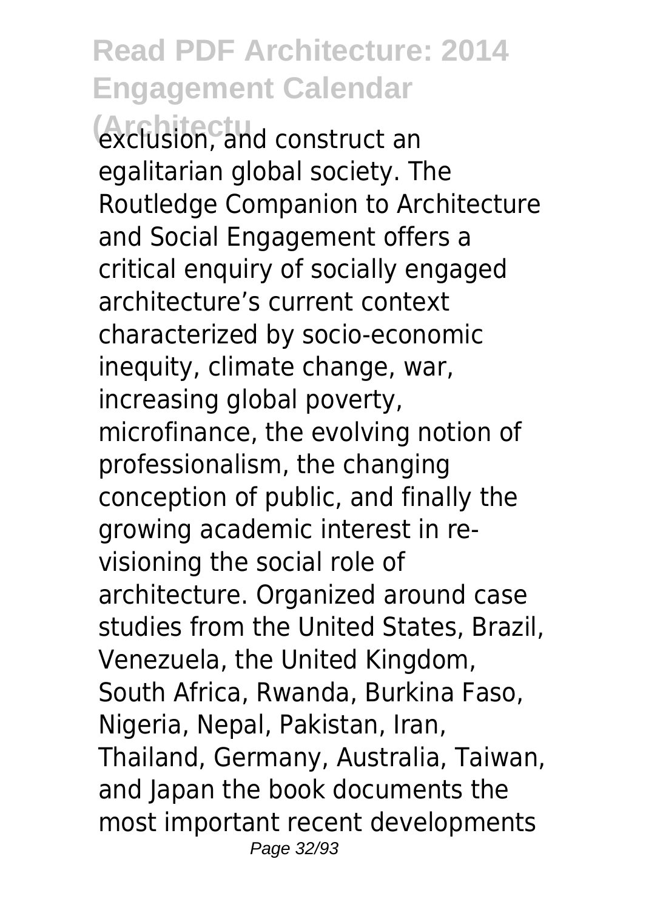exclusion, and construct an egalitarian global society. The Routledge Companion to Architecture and Social Engagement offers a critical enquiry of socially engaged architecture's current context characterized by socio-economic inequity, climate change, war, increasing global poverty, microfinance, the evolving notion of professionalism, the changing conception of public, and finally the growing academic interest in re-visioning the social role of architecture. Organized around case studies from the United States, Brazil, Venezuela, the United Kingdom, South Africa, Rwanda, Burkina Faso, Nigeria, Nepal, Pakistan, Iran, Thailand, Germany, Australia, Taiwan, and Japan the book documents the most important recent developments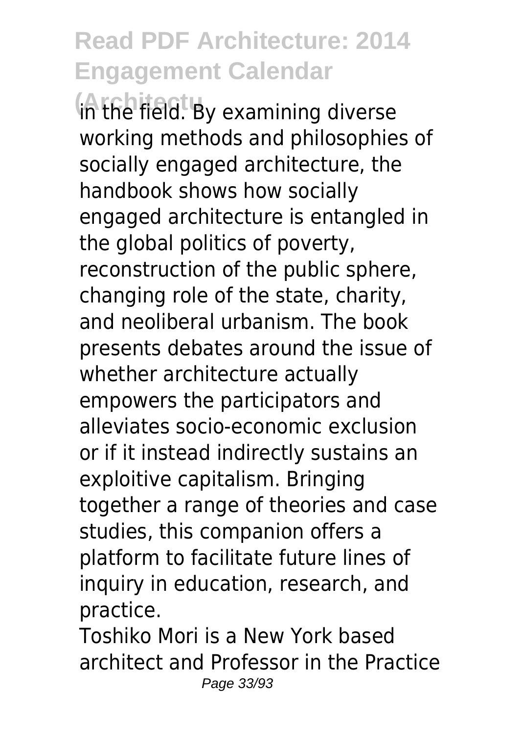in the field. By examining diverse working methods and philosophies of socially engaged architecture, the handbook shows how socially engaged architecture is entangled in the global politics of poverty, reconstruction of the public sphere, changing role of the state, charity, and neoliberal urbanism. The book presents debates around the issue of whether architecture actually empowers the participators and alleviates socio-economic exclusion or if it instead indirectly sustains an exploitive capitalism. Bringing together a range of theories and case studies, this companion offers a platform to facilitate future lines of inquiry in education, research, and practice.

Toshiko Mori is a New York based architect and Professor in the Practice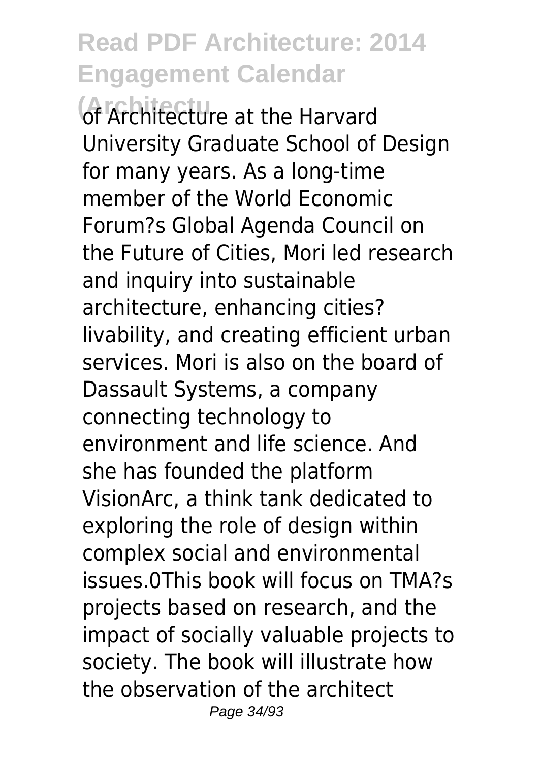of Architecture at the Harvard University Graduate School of Design for many years. As a long-time member of the World Economic Forum?s Global Agenda Council on the Future of Cities, Mori led research and inquiry into sustainable architecture, enhancing cities? livability, and creating efficient urban services. Mori is also on the board of Dassault Systems, a company connecting technology to environment and life science. And she has founded the platform VisionArc, a think tank dedicated to exploring the role of design within complex social and environmental issues.0This book will focus on TMA?s projects based on research, and the impact of socially valuable projects to society. The book will illustrate how the observation of the architect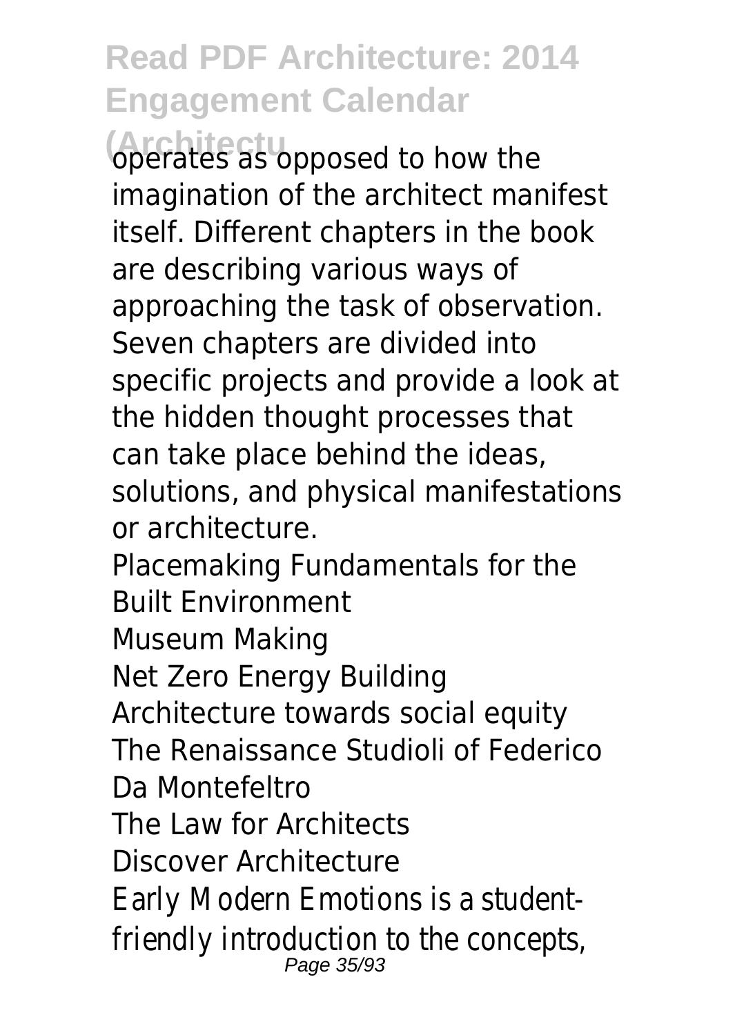operates as opposed to how the imagination of the architect manifest itself. Different chapters in the book are describing various ways of approaching the task of observation. Seven chapters are divided into specific projects and provide a look at the hidden thought processes that can take place behind the ideas, solutions, and physical manifestations or architecture.

Placemaking Fundamentals for the Built Environment

Museum Making

Net Zero Energy Building

Architecture towards social equity

The Renaissance Studioli of Federico Da Montefeltro

The Law for Architects

Discover Architecture

Early Modern Emotions is a student-friendly introduction to the concepts,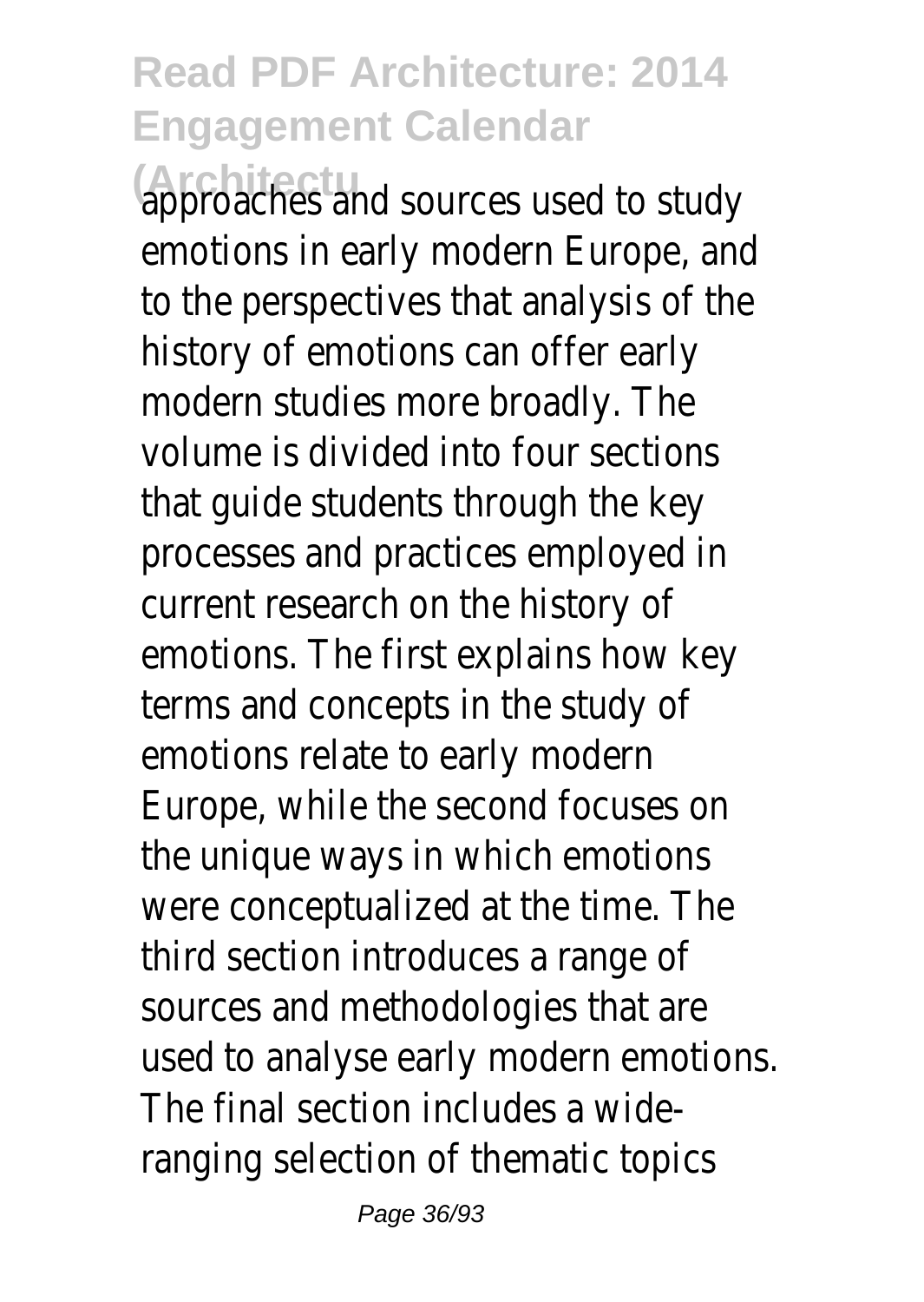approaches and sources used to study emotions in early modern Europe, and to the perspectives that analysis of the history of emotions can offer early modern studies more broadly. The volume is divided into four sections that guide students through the key processes and practices employed in current research on the history of emotions. The first explains how key terms and concepts in the study of emotions relate to early modern Europe, while the second focuses on the unique ways in which emotions were conceptualized at the time. The third section introduces a range of sources and methodologies that are used to analyse early modern emotions. The final section includes a wide-ranging selection of thematic topics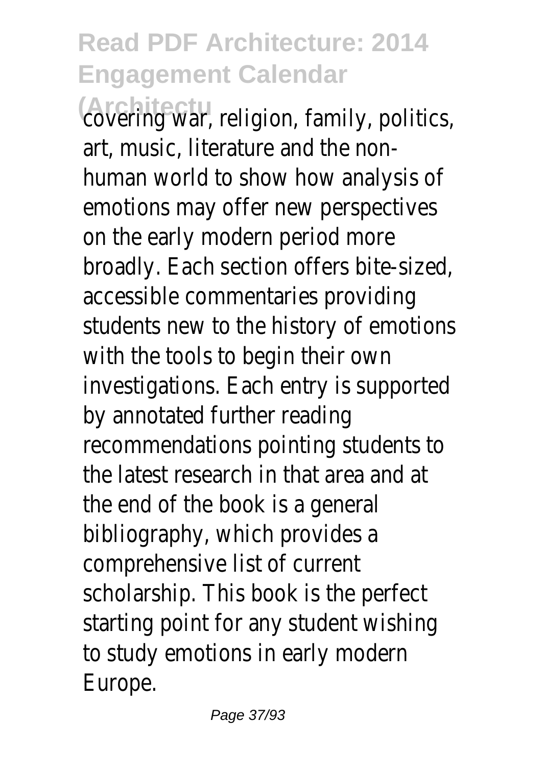covering war, religion, family, politics, art, music, literature and the non-human world to show how analysis of emotions may offer new perspectives on the early modern period more broadly. Each section offers bite-sized, accessible commentaries providing students new to the history of emotions with the tools to begin their own investigations. Each entry is supported by annotated further reading recommendations pointing students to the latest research in that area and at the end of the book is a general bibliography, which provides a comprehensive list of current scholarship. This book is the perfect starting point for any student wishing to study emotions in early modern Europe.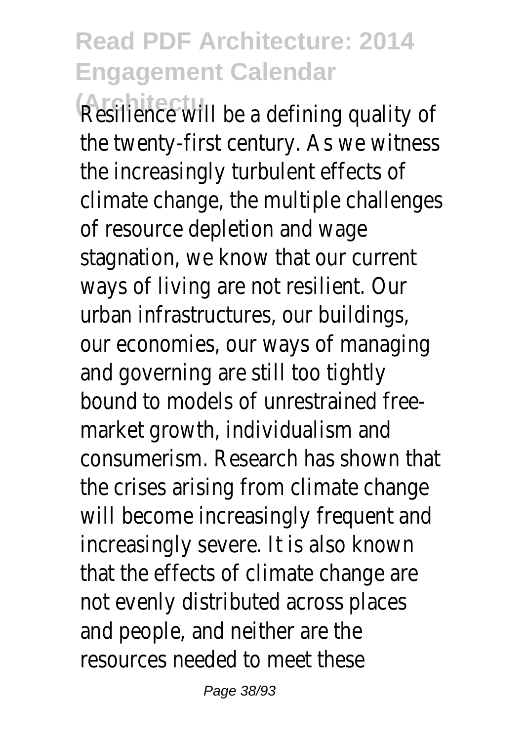Resilience will be a defining quality of the twenty-first century. As we witness the increasingly turbulent effects of climate change, the multiple challenges of resource depletion and wage stagnation, we know that our current ways of living are not resilient. Our urban infrastructures, our buildings, our economies, our ways of managing and governing are still too tightly bound to models of unrestrained free-market growth, individualism and consumerism. Research has shown that the crises arising from climate change will become increasingly frequent and increasingly severe. It is also known that the effects of climate change are not evenly distributed across places and people, and neither are the resources needed to meet these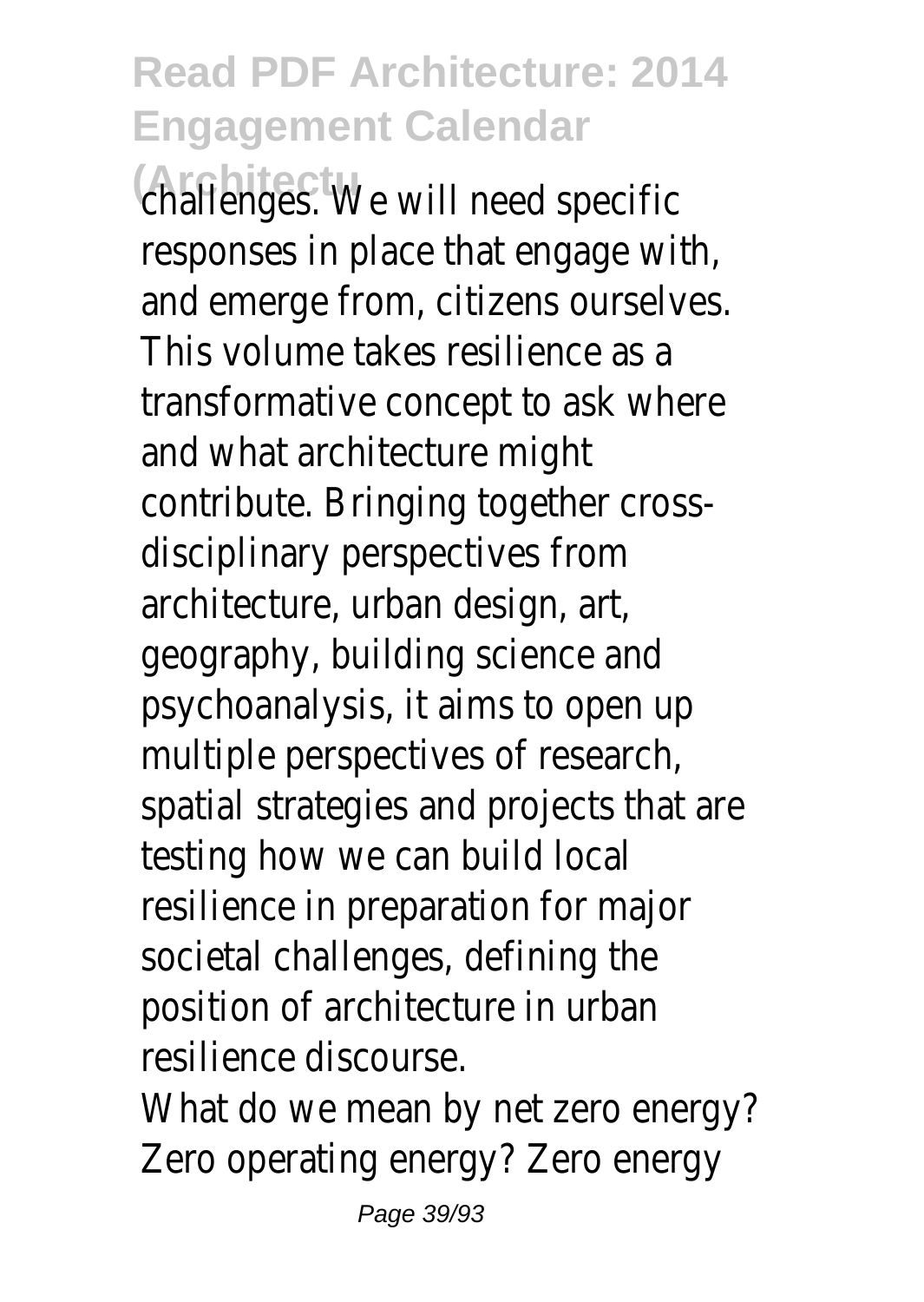challenges. We will need specific responses in place that engage with, and emerge from, citizens ourselves. This volume takes resilience as a transformative concept to ask where and what architecture might contribute. Bringing together cross-disciplinary perspectives from architecture, urban design, art, geography, building science and psychoanalysis, it aims to open up multiple perspectives of research, spatial strategies and projects that are testing how we can build local resilience in preparation for major societal challenges, defining the position of architecture in urban resilience discourse.

What do we mean by net zero energy? Zero operating energy? Zero energy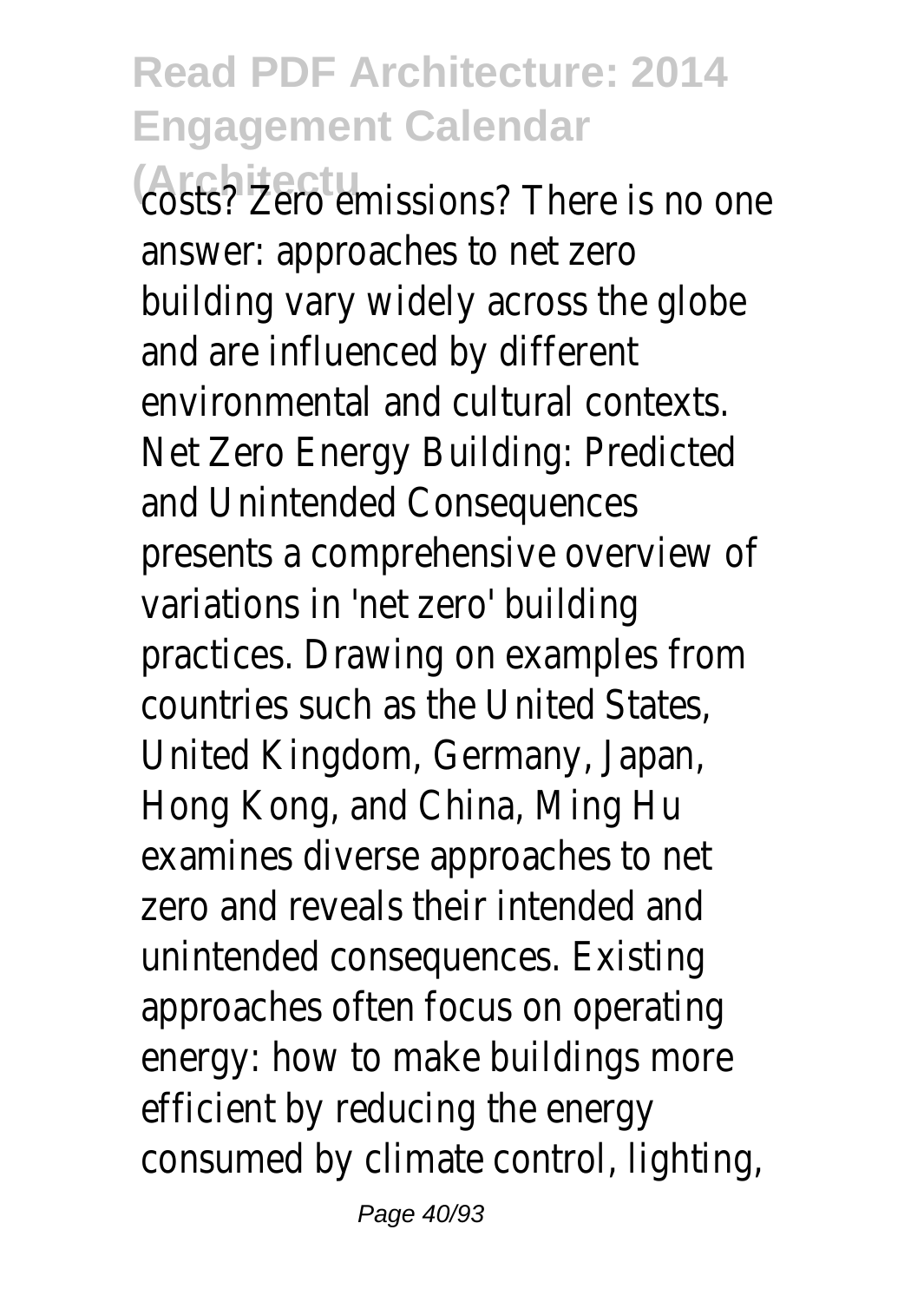costs? Zero emissions? There is no one answer: approaches to net zero building vary widely across the globe and are influenced by different environmental and cultural contexts. Net Zero Energy Building: Predicted and Unintended Consequences presents a comprehensive overview of variations in 'net zero' building practices. Drawing on examples from countries such as the United States, United Kingdom, Germany, Japan, Hong Kong, and China, Ming Hu examines diverse approaches to net zero and reveals their intended and unintended consequences. Existing approaches often focus on operating energy: how to make buildings more efficient by reducing the energy consumed by climate control, lighting,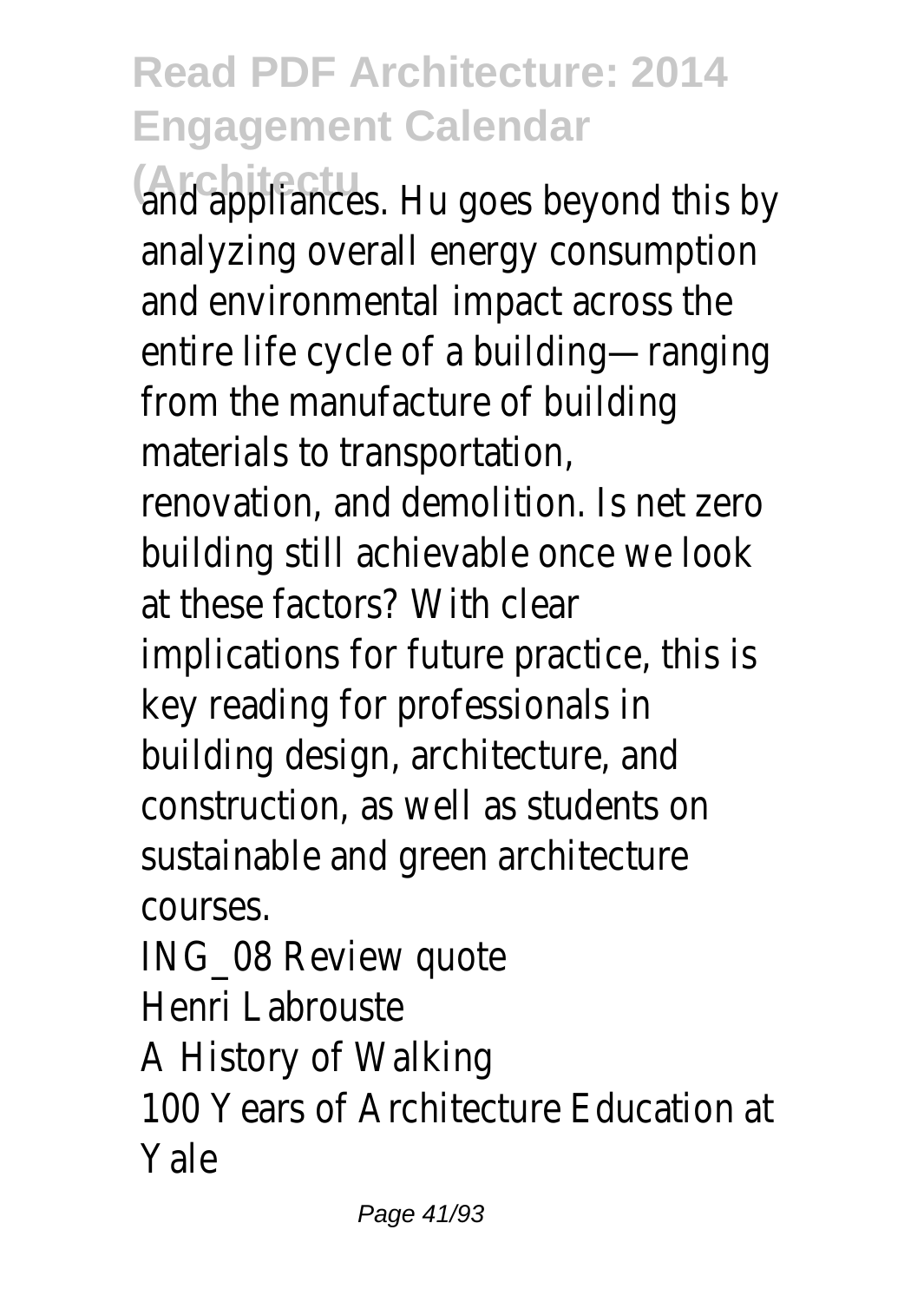and appliances. Hu goes beyond this by analyzing overall energy consumption and environmental impact across the entire life cycle of a building—ranging from the manufacture of building materials to transportation, renovation, and demolition. Is net zero building still achievable once we look at these factors? With clear implications for future practice, this is key reading for professionals in building design, architecture, and construction, as well as students on sustainable and green architecture courses.

ING_08 Review quote

Henri Labrouste

A History of Walking

100 Years of Architecture Education at Yale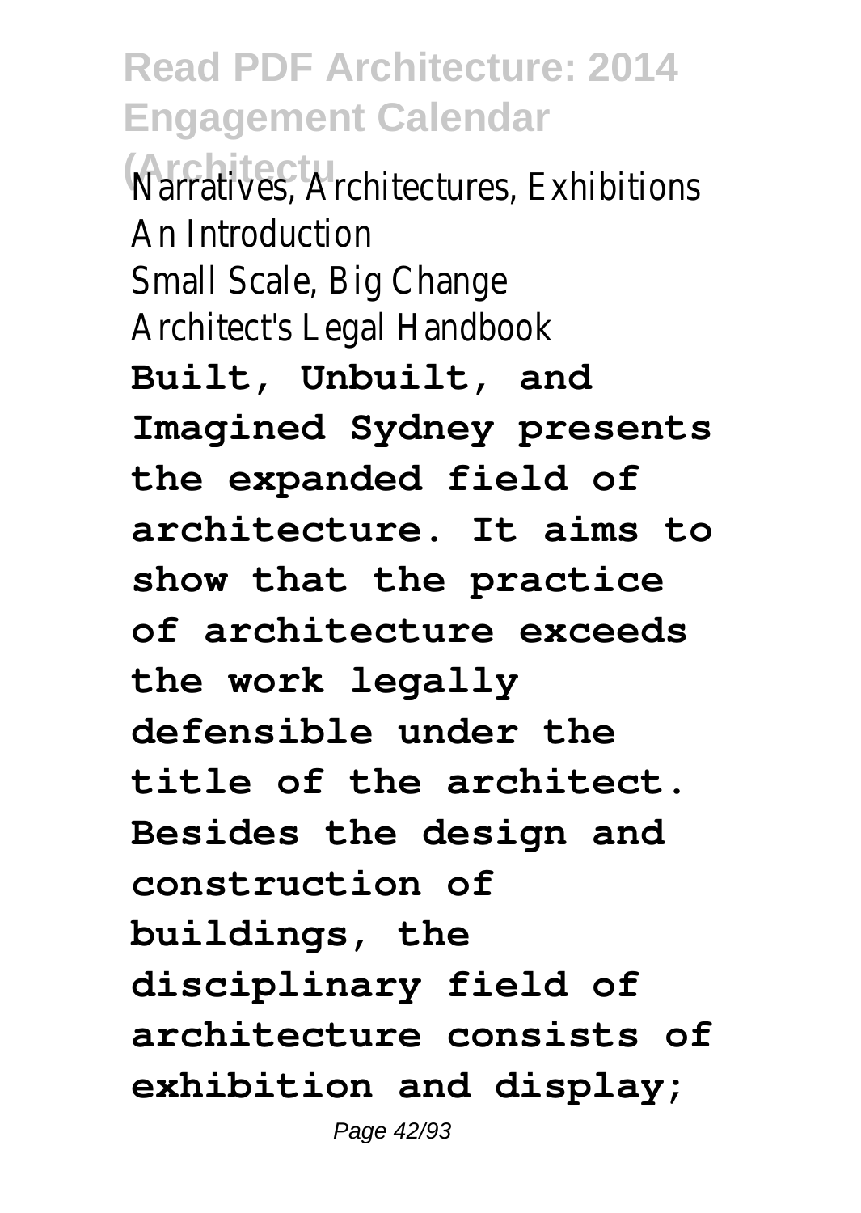Narratives, Architectures, Exhibitions
An Introduction
Small Scale, Big Change
Architect's Legal Handbook

**Built, Unbuilt, and Imagined Sydney presents the expanded field of architecture. It aims to show that the practice of architecture exceeds the work legally defensible under the title of the architect. Besides the design and construction of buildings, the disciplinary field of architecture consists of exhibition and display;**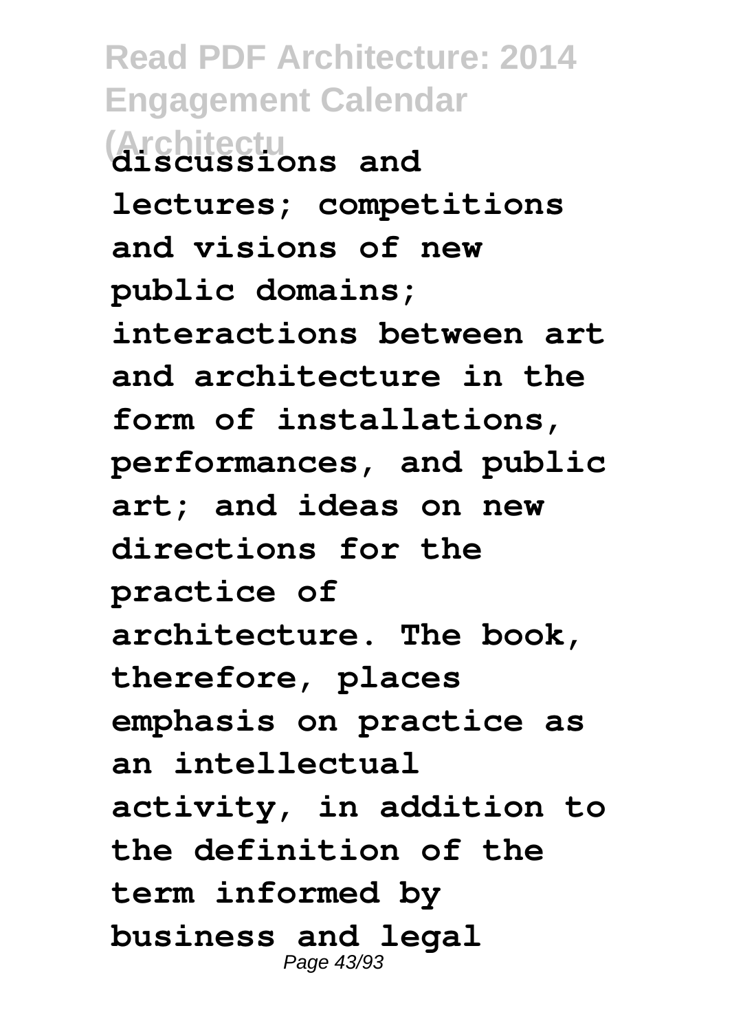**discussions and lectures; competitions and visions of new public domains; interactions between art and architecture in the form of installations, performances, and public art; and ideas on new directions for the practice of architecture. The book, therefore, places emphasis on practice as an intellectual activity, in addition to the definition of the term informed by business and legal**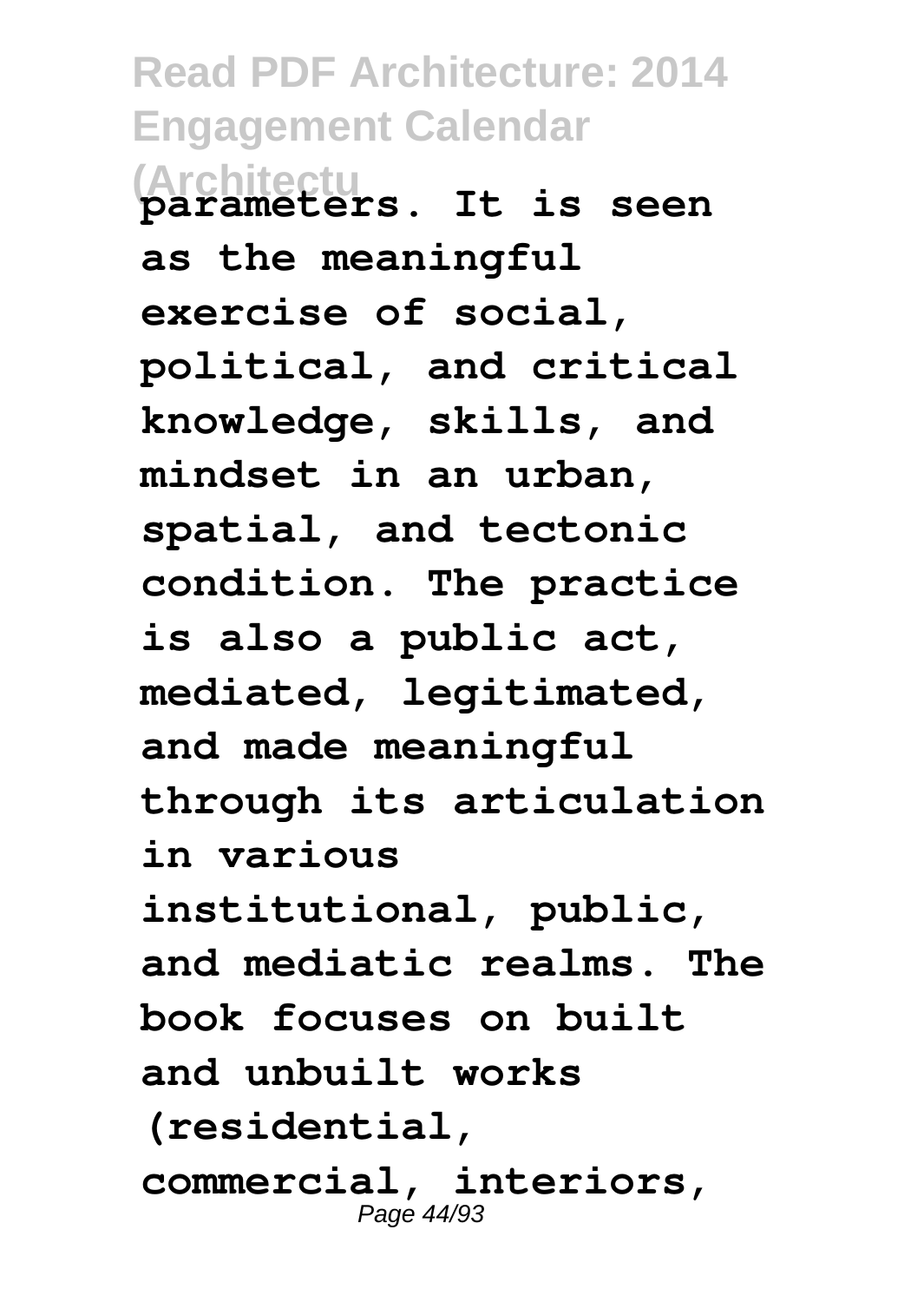**parameters. It is seen as the meaningful exercise of social, political, and critical knowledge, skills, and mindset in an urban, spatial, and tectonic condition. The practice is also a public act, mediated, legitimated, and made meaningful through its articulation in various institutional, public, and mediatic realms. The book focuses on built and unbuilt works (residential, commercial, interiors,**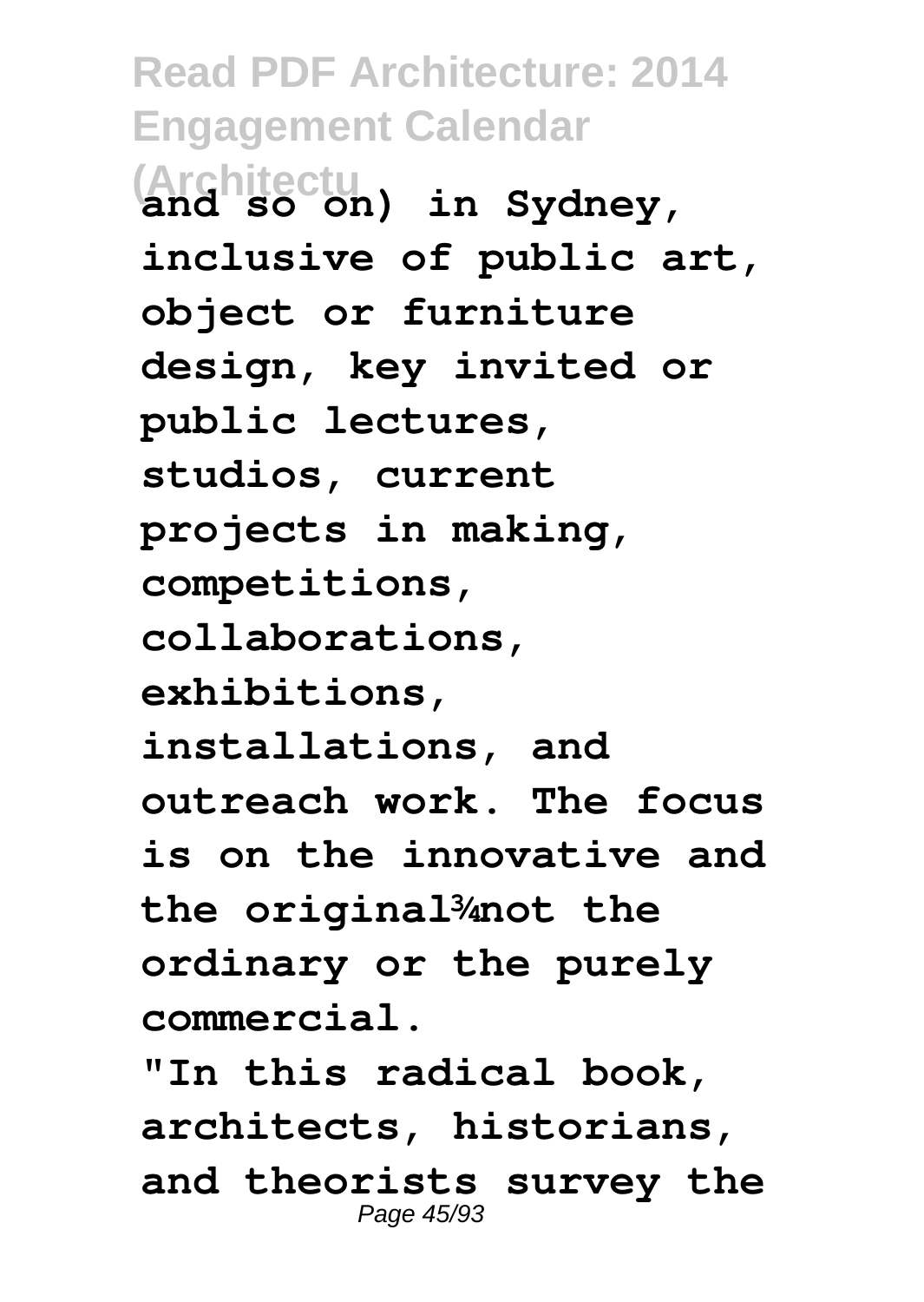**and so on) in Sydney, inclusive of public art, object or furniture design, key invited or public lectures, studios, current projects in making, competitions, collaborations, exhibitions, installations, and outreach work. The focus is on the innovative and the original¾not the ordinary or the purely commercial.**

**"In this radical book, architects, historians, and theorists survey the**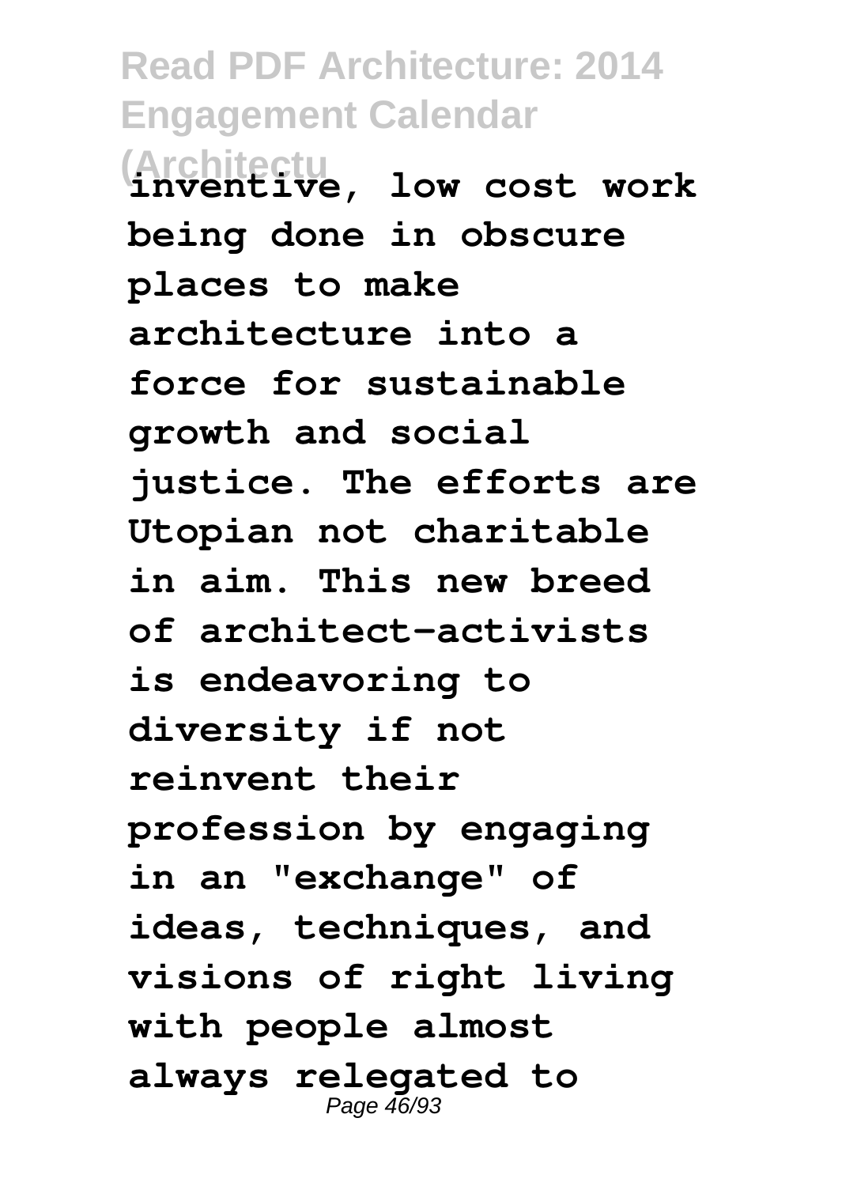inventive, low cost work being done in obscure places to make architecture into a force for sustainable growth and social justice. The efforts are Utopian not charitable in aim. This new breed of architect-activists is endeavoring to diversity if not reinvent their profession by engaging in an "exchange" of ideas, techniques, and visions of right living with people almost always relegated to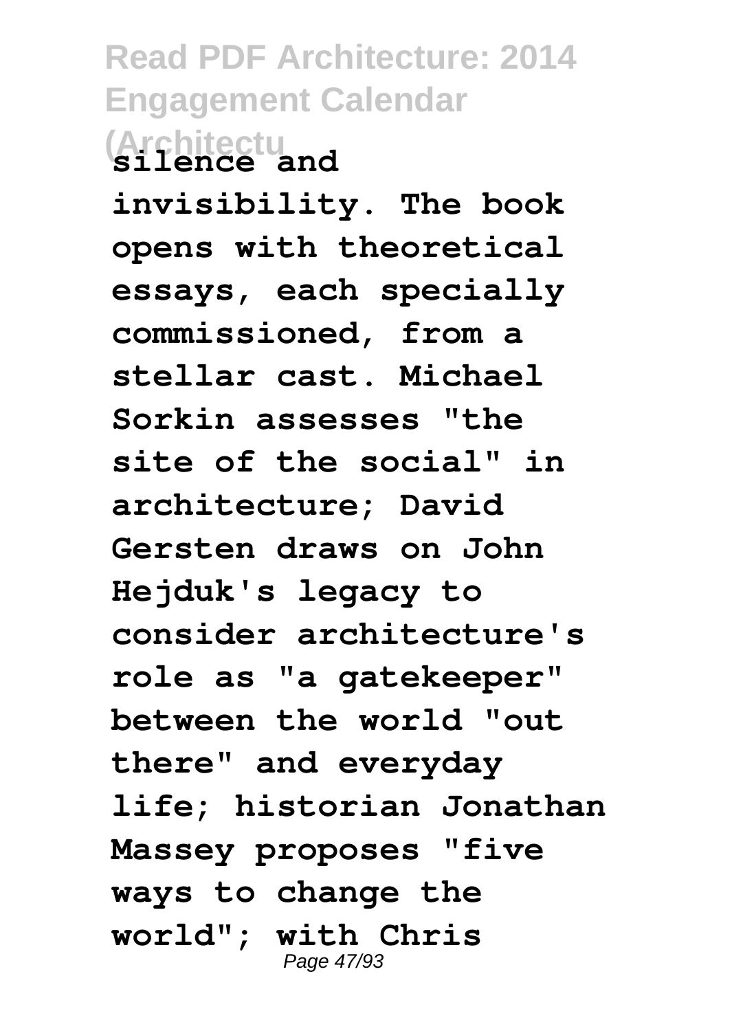silence and invisibility. The book opens with theoretical essays, each specially commissioned, from a stellar cast. Michael Sorkin assesses "the site of the social" in architecture; David Gersten draws on John Hejduk's legacy to consider architecture's role as "a gatekeeper" between the world "out there" and everyday life; historian Jonathan Massey proposes "five ways to change the world"; with Chris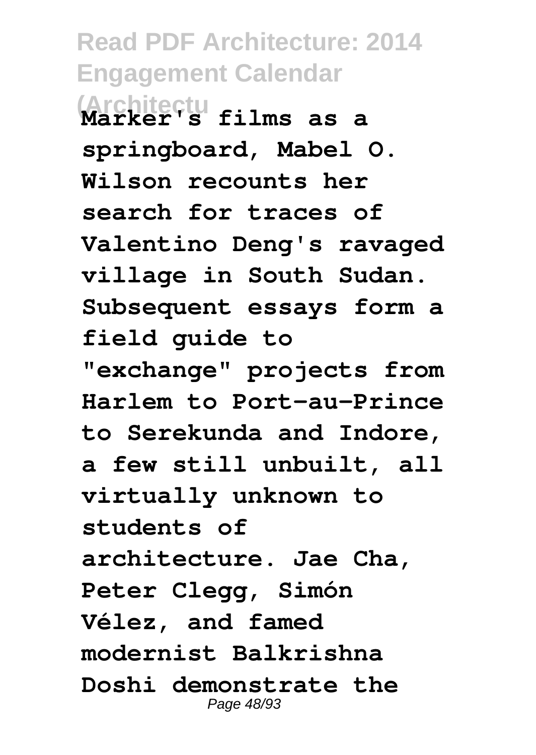**Marker's films as a springboard, Mabel O. Wilson recounts her search for traces of Valentino Deng's ravaged village in South Sudan. Subsequent essays form a field guide to "exchange" projects from Harlem to Port-au-Prince to Serekunda and Indore, a few still unbuilt, all virtually unknown to students of architecture. Jae Cha, Peter Clegg, Simón Vélez, and famed modernist Balkrishna Doshi demonstrate the**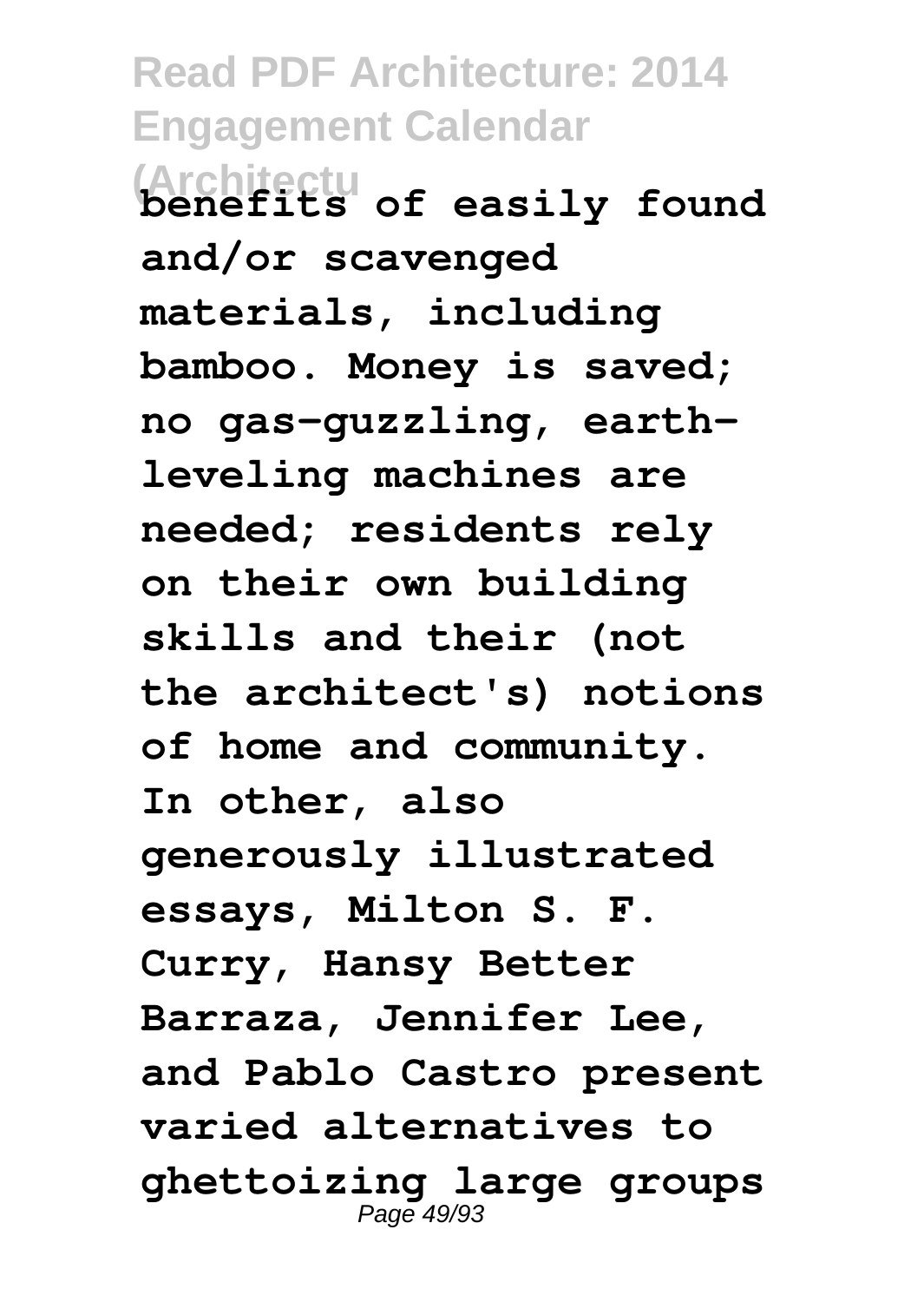benefits of easily found and/or scavenged materials, including bamboo. Money is saved; no gas-guzzling, earth-leveling machines are needed; residents rely on their own building skills and their (not the architect's) notions of home and community. In other, also generously illustrated essays, Milton S. F. Curry, Hansy Better Barraza, Jennifer Lee, and Pablo Castro present varied alternatives to ghettoizing large groups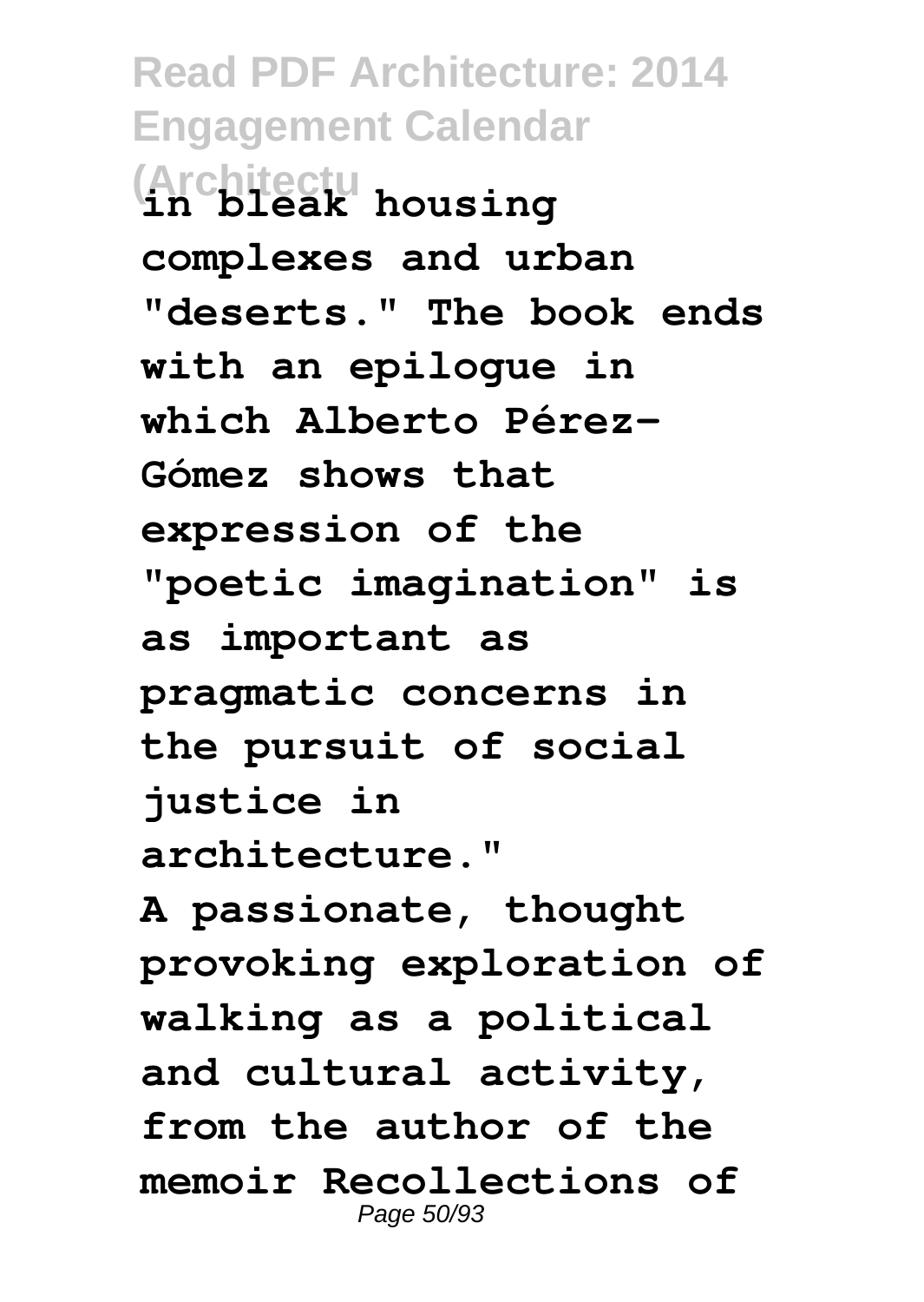**in bleak housing complexes and urban "deserts." The book ends with an epilogue in which Alberto Pérez-Gómez shows that expression of the "poetic imagination" is as important as pragmatic concerns in the pursuit of social justice in architecture."**

**A passionate, thought provoking exploration of walking as a political and cultural activity, from the author of the memoir Recollections of**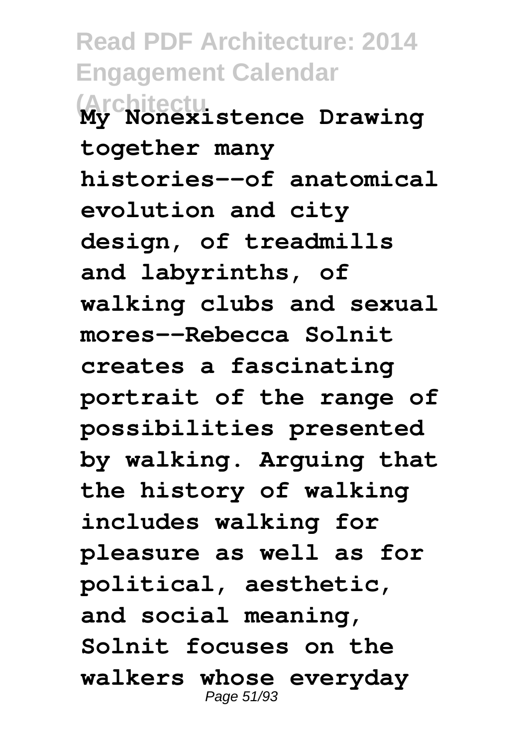**My Nonexistence Drawing together many histories--of anatomical evolution and city design, of treadmills and labyrinths, of walking clubs and sexual mores--Rebecca Solnit creates a fascinating portrait of the range of possibilities presented by walking. Arguing that the history of walking includes walking for pleasure as well as for political, aesthetic, and social meaning, Solnit focuses on the walkers whose everyday**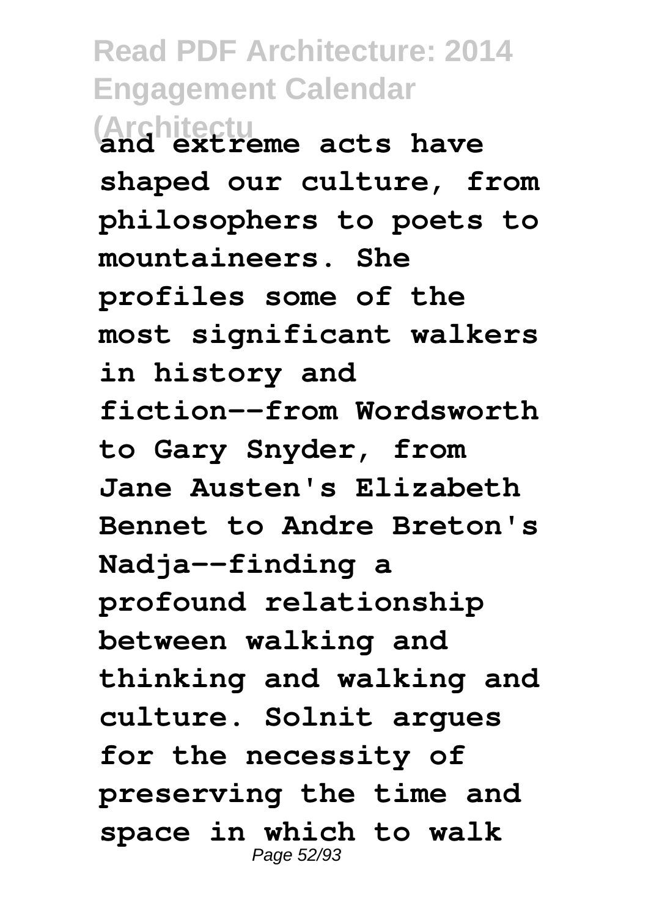**and extreme acts have shaped our culture, from philosophers to poets to mountaineers. She profiles some of the most significant walkers in history and fiction--from Wordsworth to Gary Snyder, from Jane Austen's Elizabeth Bennet to Andre Breton's Nadja--finding a profound relationship between walking and thinking and walking and culture. Solnit argues for the necessity of preserving the time and space in which to walk**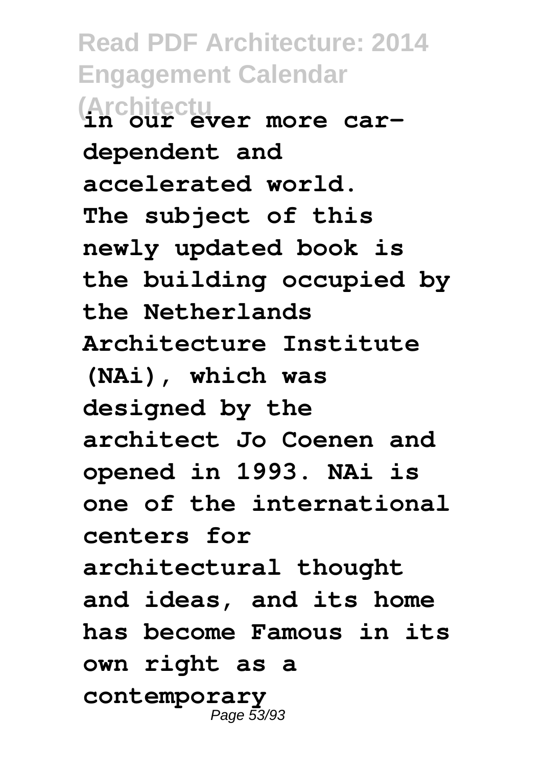**in our ever more car-dependent and accelerated world.**

**The subject of this newly updated book is the building occupied by the Netherlands Architecture Institute (NAi), which was designed by the architect Jo Coenen and opened in 1993. NAi is one of the international centers for architectural thought and ideas, and its home has become Famous in its own right as a contemporary**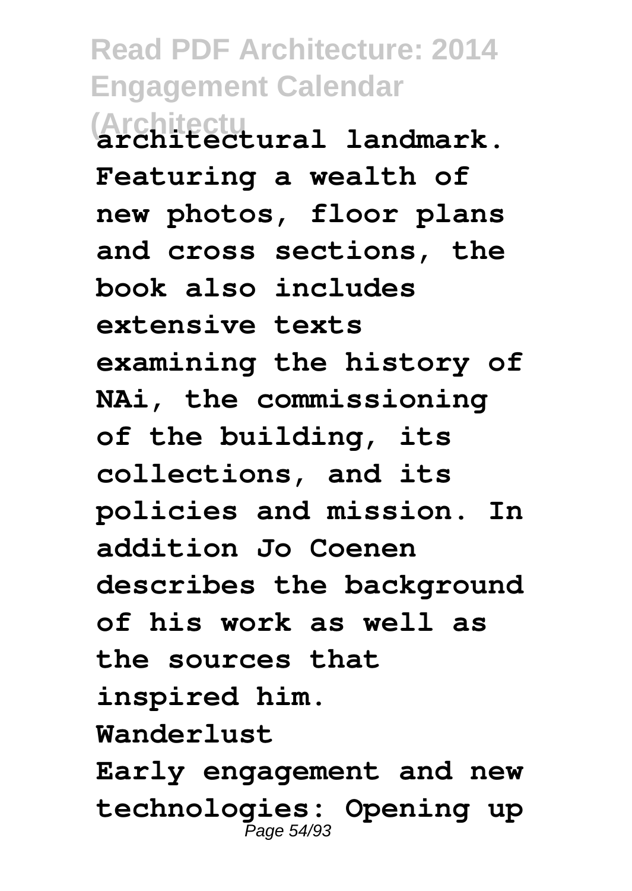**architectural landmark. Featuring a wealth of new photos, floor plans and cross sections, the book also includes extensive texts examining the history of NAi, the commissioning of the building, its collections, and its policies and mission. In addition Jo Coenen describes the background of his work as well as the sources that inspired him.**

**Wanderlust**

**Early engagement and new technologies: Opening up**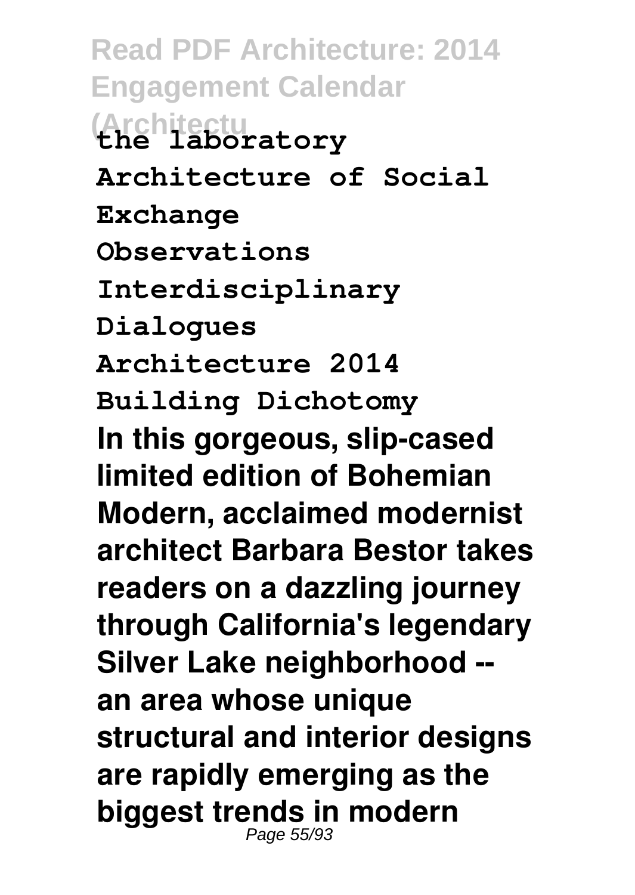**the laboratory**

**Architecture of Social Exchange**

**Observations**

**Interdisciplinary Dialogues**

**Architecture 2014**

**Building Dichotomy**

**In this gorgeous, slip-cased limited edition of Bohemian Modern, acclaimed modernist architect Barbara Bestor takes readers on a dazzling journey through California's legendary Silver Lake neighborhood -- an area whose unique structural and interior designs are rapidly emerging as the biggest trends in modern**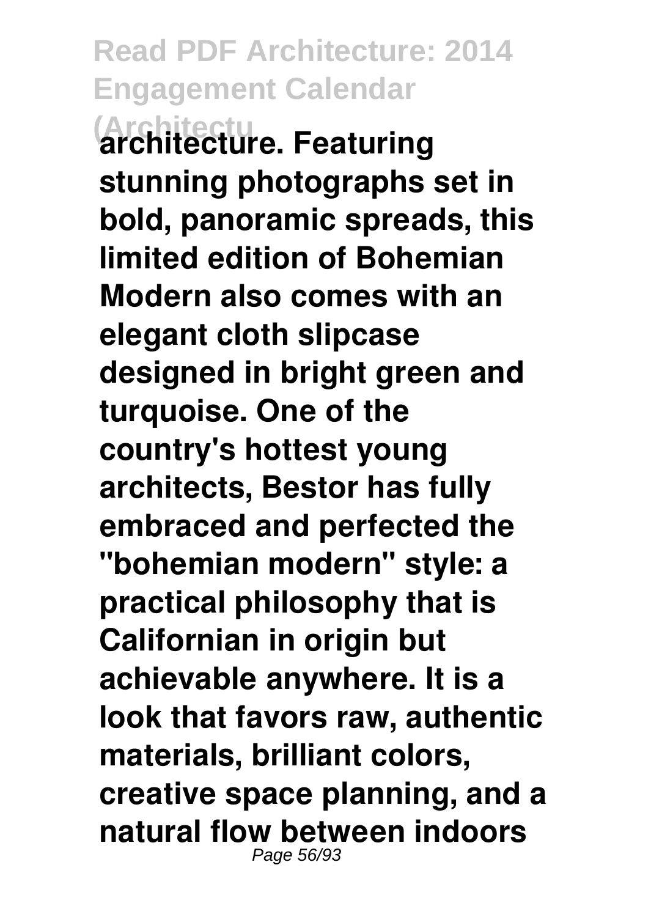architecture. Featuring stunning photographs set in bold, panoramic spreads, this limited edition of Bohemian Modern also comes with an elegant cloth slipcase designed in bright green and turquoise. One of the country's hottest young architects, Bestor has fully embraced and perfected the "bohemian modern" style: a practical philosophy that is Californian in origin but achievable anywhere. It is a look that favors raw, authentic materials, brilliant colors, creative space planning, and a natural flow between indoors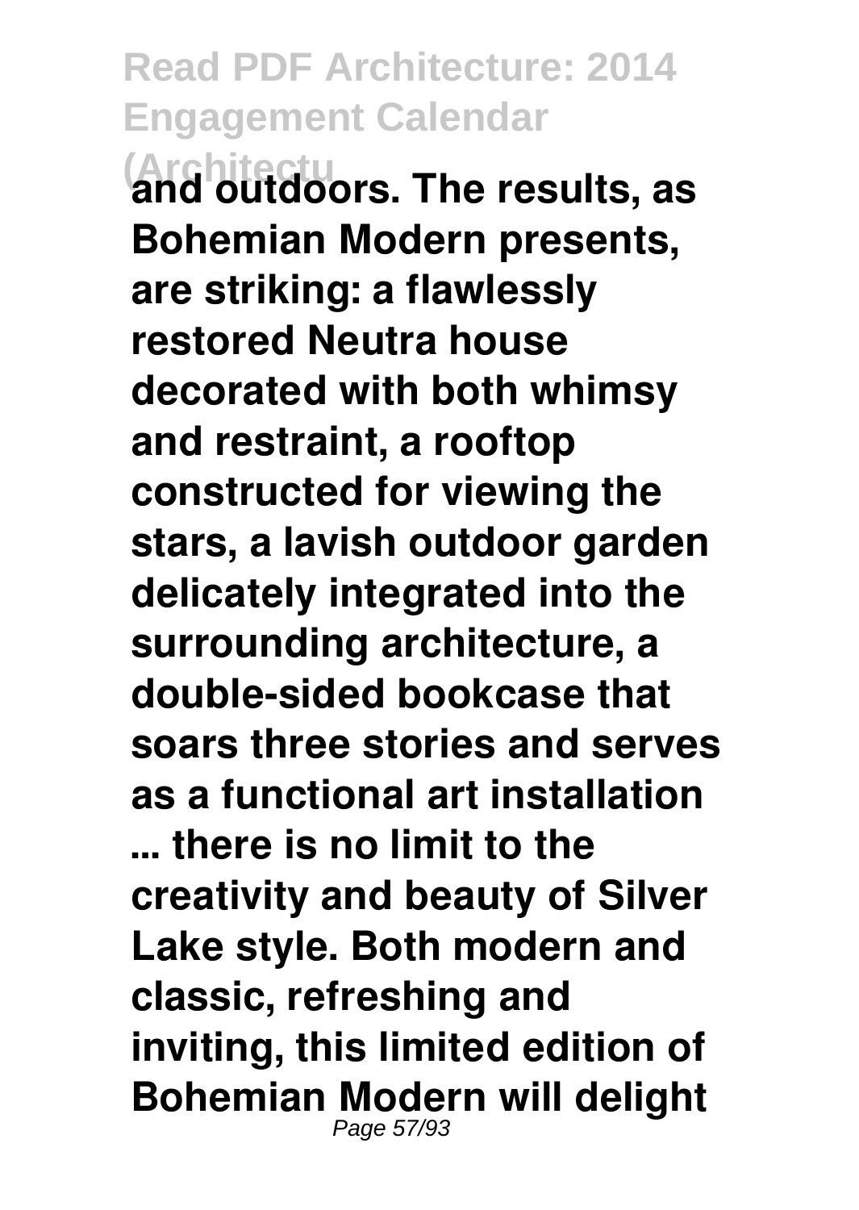**and outdoors. The results, as Bohemian Modern presents, are striking: a flawlessly restored Neutra house decorated with both whimsy and restraint, a rooftop constructed for viewing the stars, a lavish outdoor garden delicately integrated into the surrounding architecture, a double-sided bookcase that soars three stories and serves as a functional art installation ... there is no limit to the creativity and beauty of Silver Lake style. Both modern and classic, refreshing and inviting, this limited edition of Bohemian Modern will delight**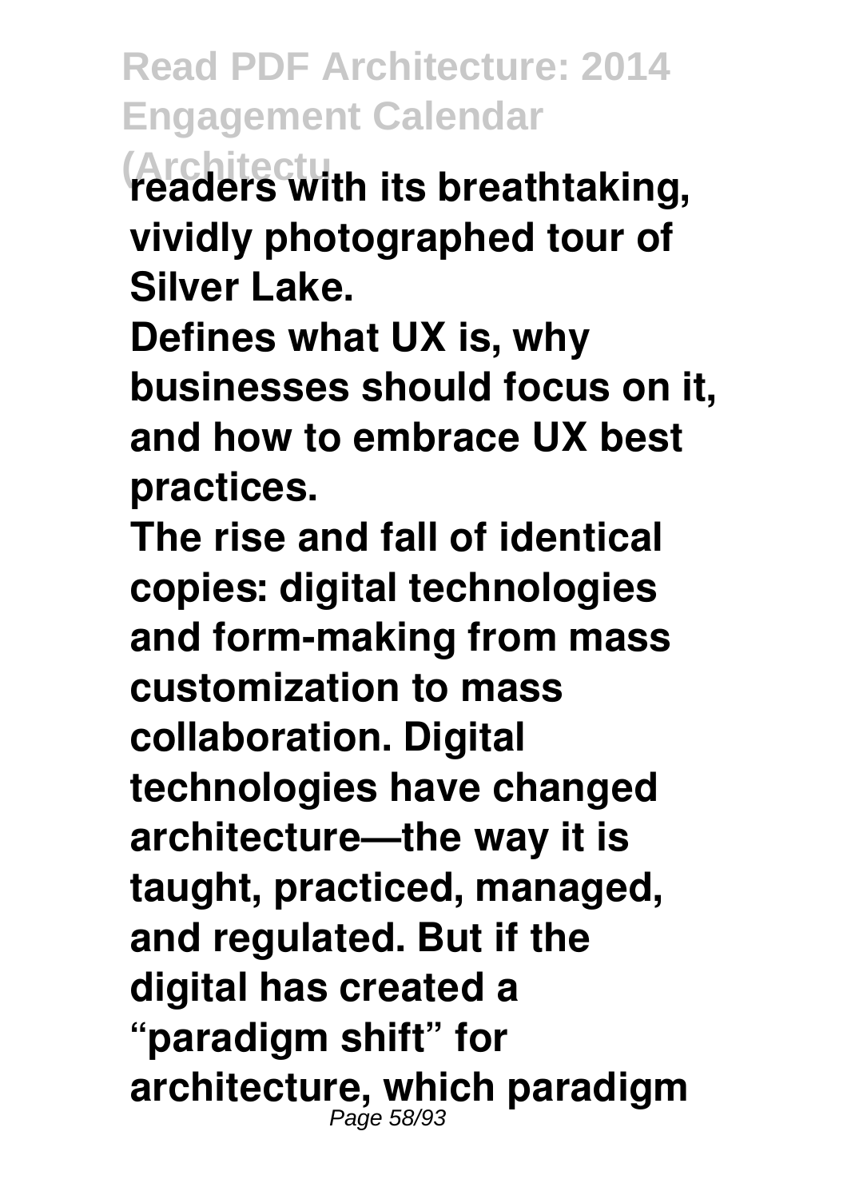**readers with its breathtaking, vividly photographed tour of Silver Lake.**

**Defines what UX is, why businesses should focus on it, and how to embrace UX best practices.**

**The rise and fall of identical copies: digital technologies and form-making from mass customization to mass collaboration. Digital technologies have changed architecture—the way it is taught, practiced, managed, and regulated. But if the digital has created a "paradigm shift" for architecture, which paradigm**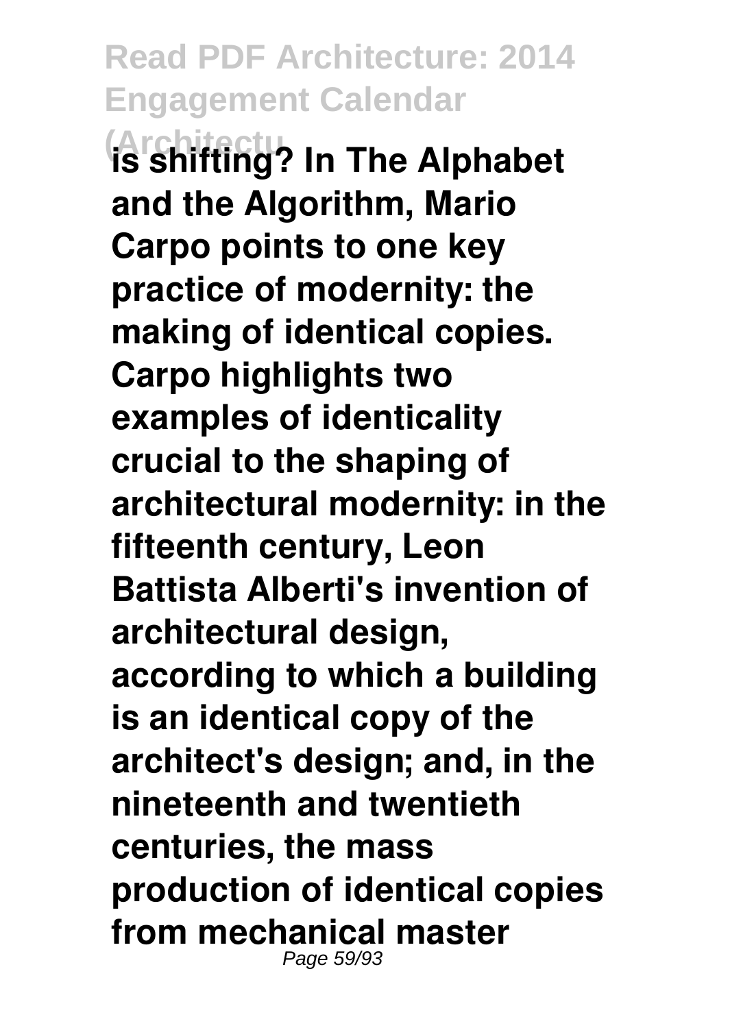**is shifting? In The Alphabet and the Algorithm, Mario Carpo points to one key practice of modernity: the making of identical copies. Carpo highlights two examples of identicality crucial to the shaping of architectural modernity: in the fifteenth century, Leon Battista Alberti's invention of architectural design, according to which a building is an identical copy of the architect's design; and, in the nineteenth and twentieth centuries, the mass production of identical copies from mechanical master**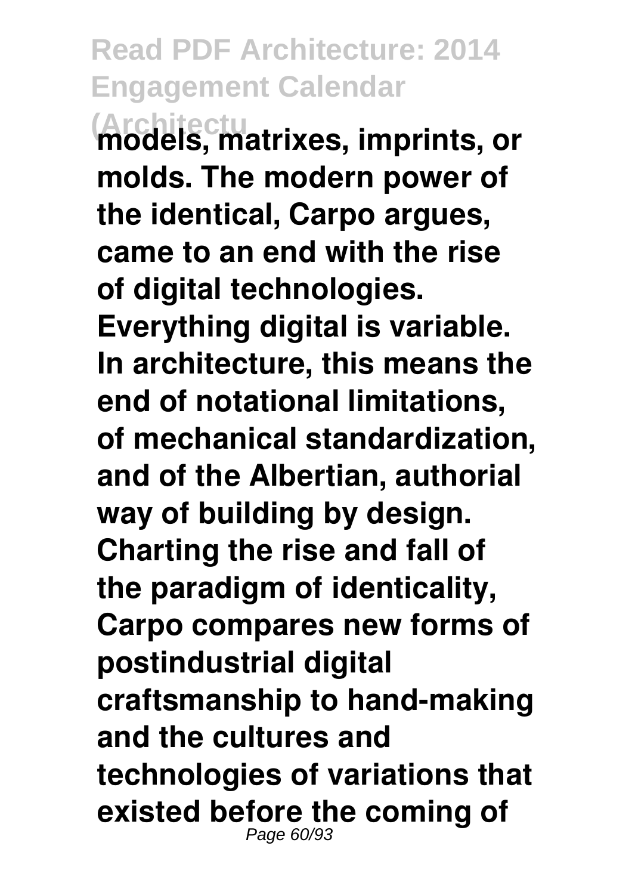**models, matrixes, imprints, or molds. The modern power of the identical, Carpo argues, came to an end with the rise of digital technologies. Everything digital is variable. In architecture, this means the end of notational limitations, of mechanical standardization, and of the Albertian, authorial way of building by design. Charting the rise and fall of the paradigm of identicality, Carpo compares new forms of postindustrial digital craftsmanship to hand-making and the cultures and technologies of variations that existed before the coming of**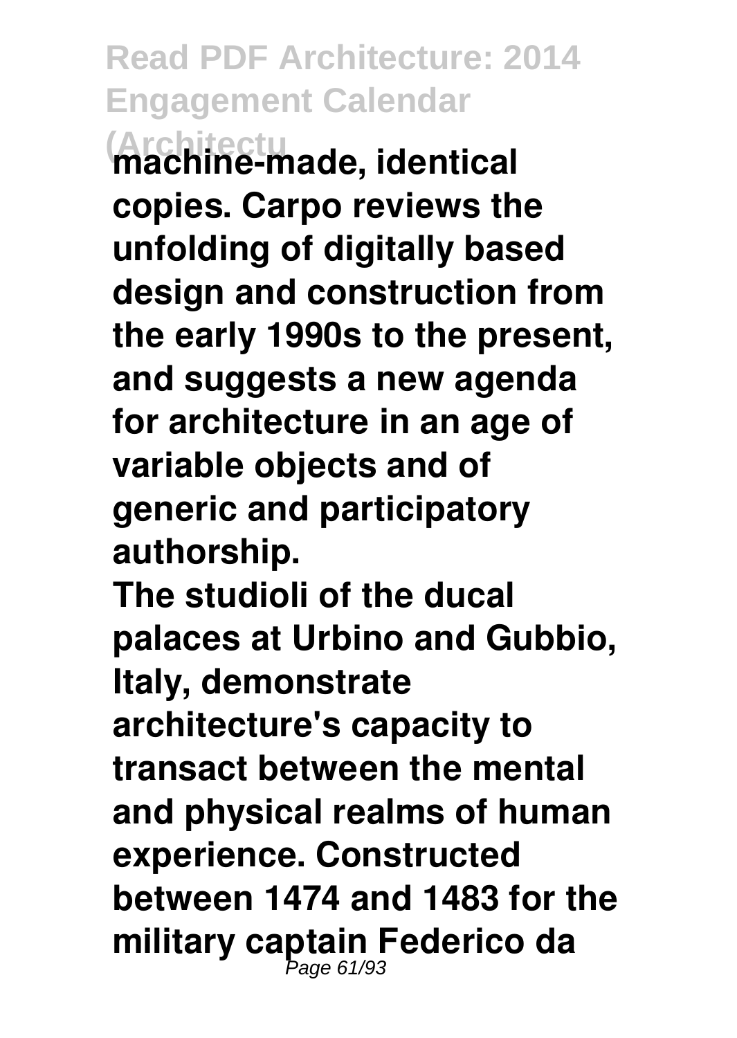machine-made, identical copies. Carpo reviews the unfolding of digitally based design and construction from the early 1990s to the present, and suggests a new agenda for architecture in an age of variable objects and of generic and participatory authorship.

The studioli of the ducal palaces at Urbino and Gubbio, Italy, demonstrate architecture's capacity to transact between the mental and physical realms of human experience. Constructed between 1474 and 1483 for the military captain Federico da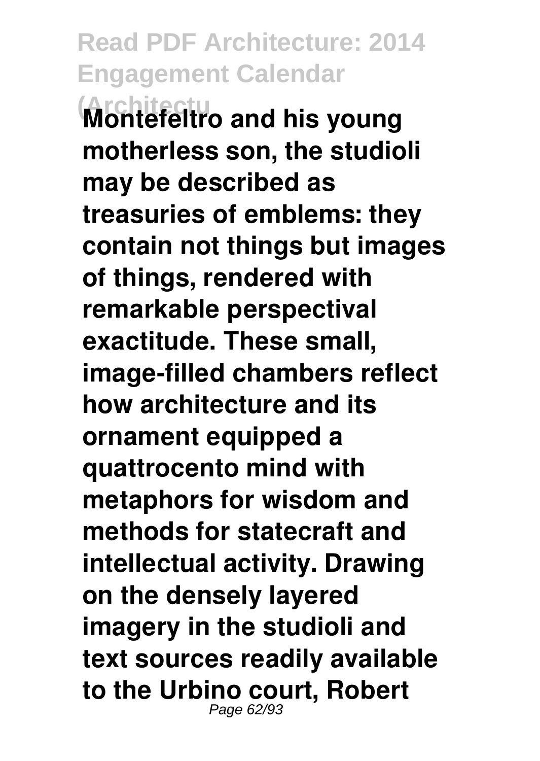**Montefeltro and his young motherless son, the studioli may be described as treasuries of emblems: they contain not things but images of things, rendered with remarkable perspectival exactitude. These small, image-filled chambers reflect how architecture and its ornament equipped a quattrocento mind with metaphors for wisdom and methods for statecraft and intellectual activity. Drawing on the densely layered imagery in the studioli and text sources readily available to the Urbino court, Robert**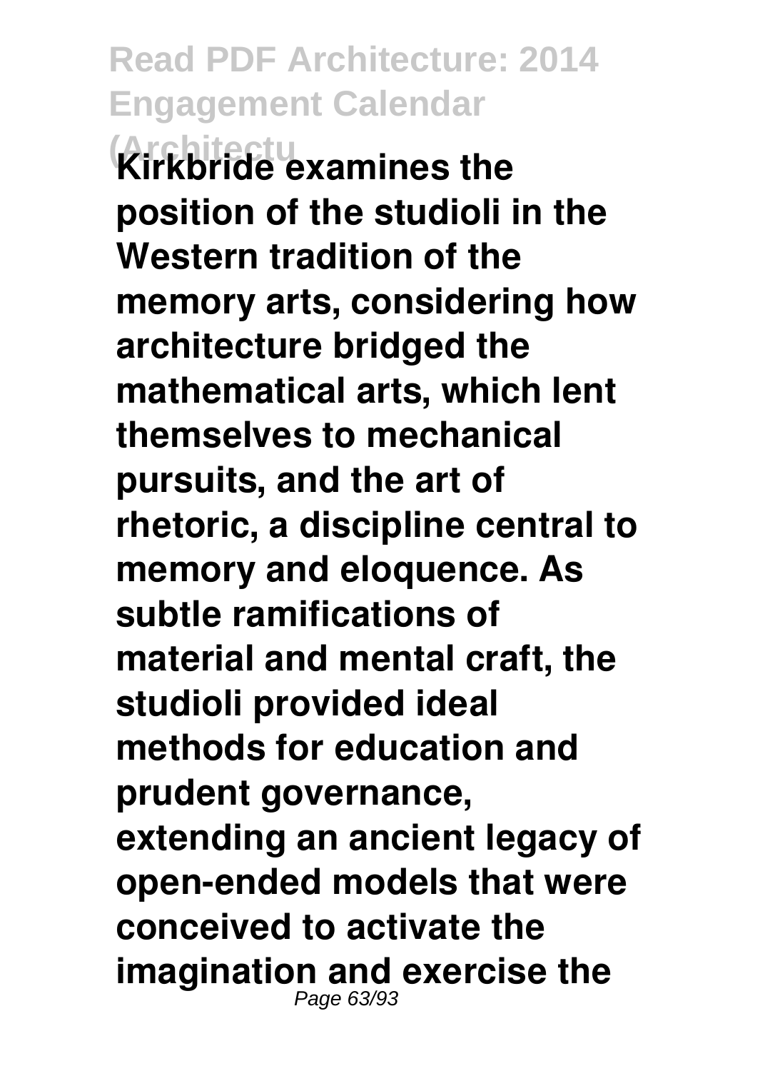**Kirkbride examines the position of the studioli in the Western tradition of the memory arts, considering how architecture bridged the mathematical arts, which lent themselves to mechanical pursuits, and the art of rhetoric, a discipline central to memory and eloquence. As subtle ramifications of material and mental craft, the studioli provided ideal methods for education and prudent governance, extending an ancient legacy of open-ended models that were conceived to activate the imagination and exercise the**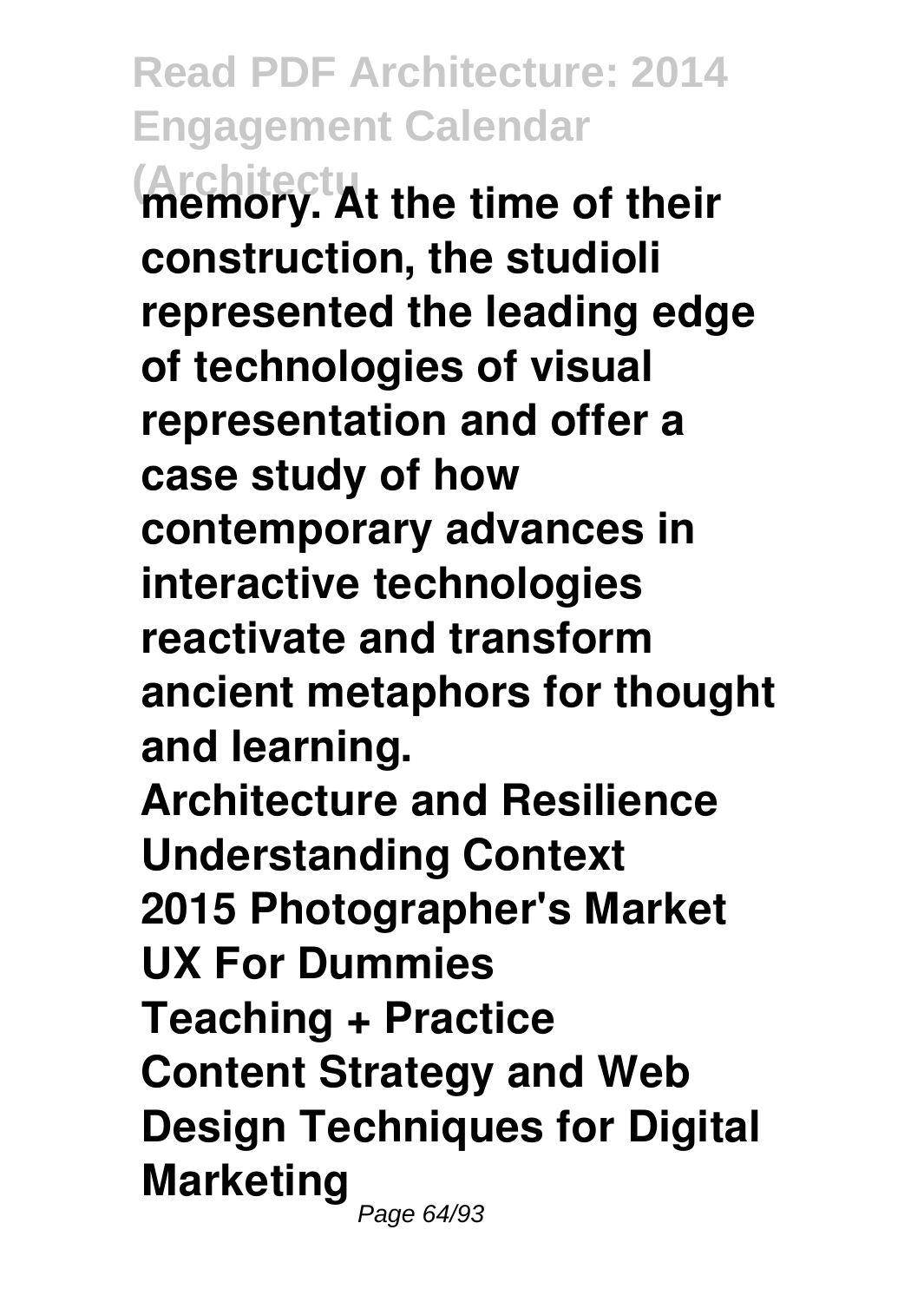**memory. At the time of their construction, the studioli represented the leading edge of technologies of visual representation and offer a case study of how contemporary advances in interactive technologies reactivate and transform ancient metaphors for thought and learning.**

**Architecture and Resilience**
**Understanding Context**
**2015 Photographer's Market**
**UX For Dummies**
**Teaching + Practice**
**Content Strategy and Web Design Techniques for Digital Marketing**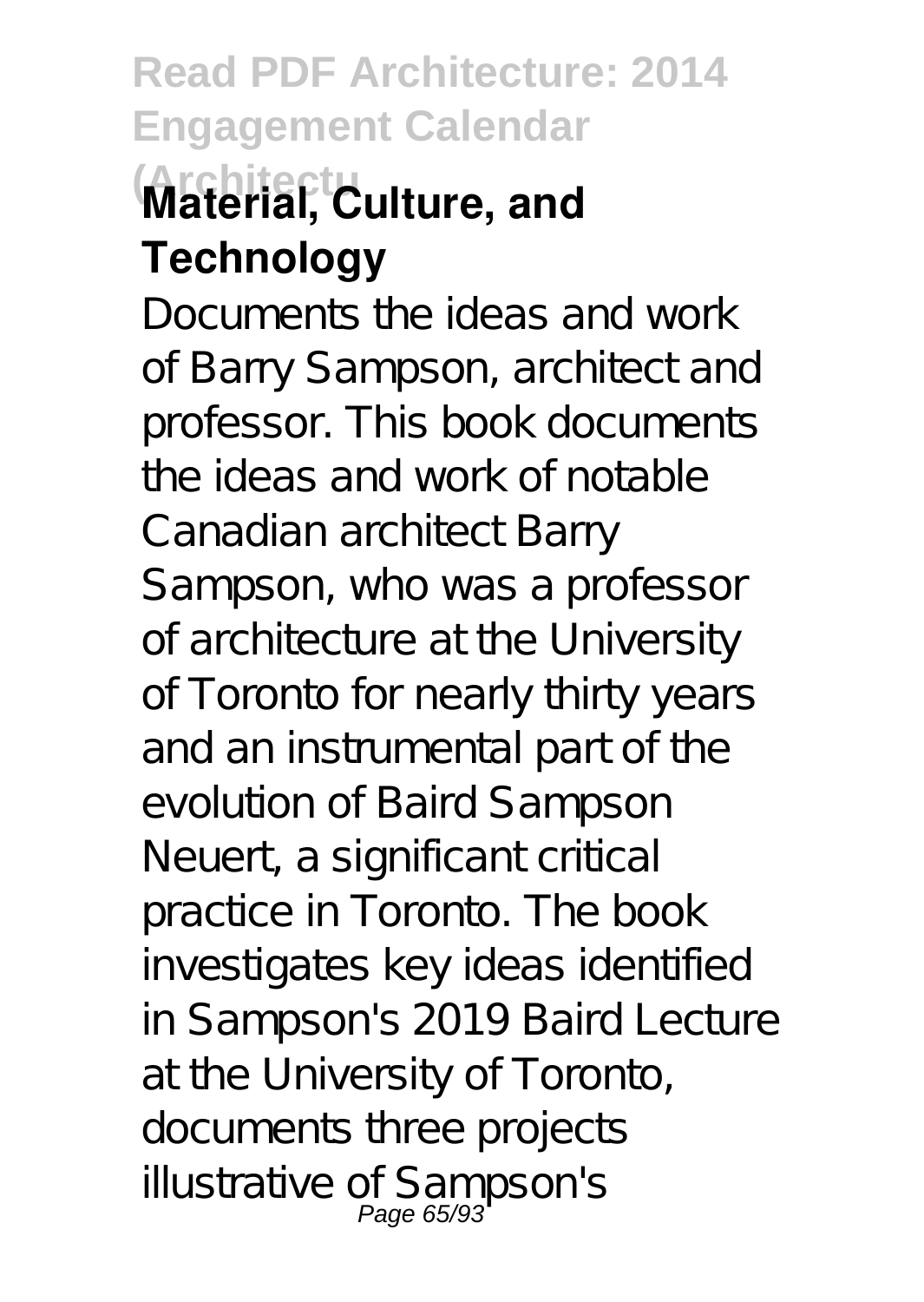**Material, Culture, and Technology**

Documents the ideas and work of Barry Sampson, architect and professor. This book documents the ideas and work of notable Canadian architect Barry Sampson, who was a professor of architecture at the University of Toronto for nearly thirty years and an instrumental part of the evolution of Baird Sampson Neuert, a significant critical practice in Toronto. The book investigates key ideas identified in Sampson's 2019 Baird Lecture at the University of Toronto, documents three projects illustrative of Sampson's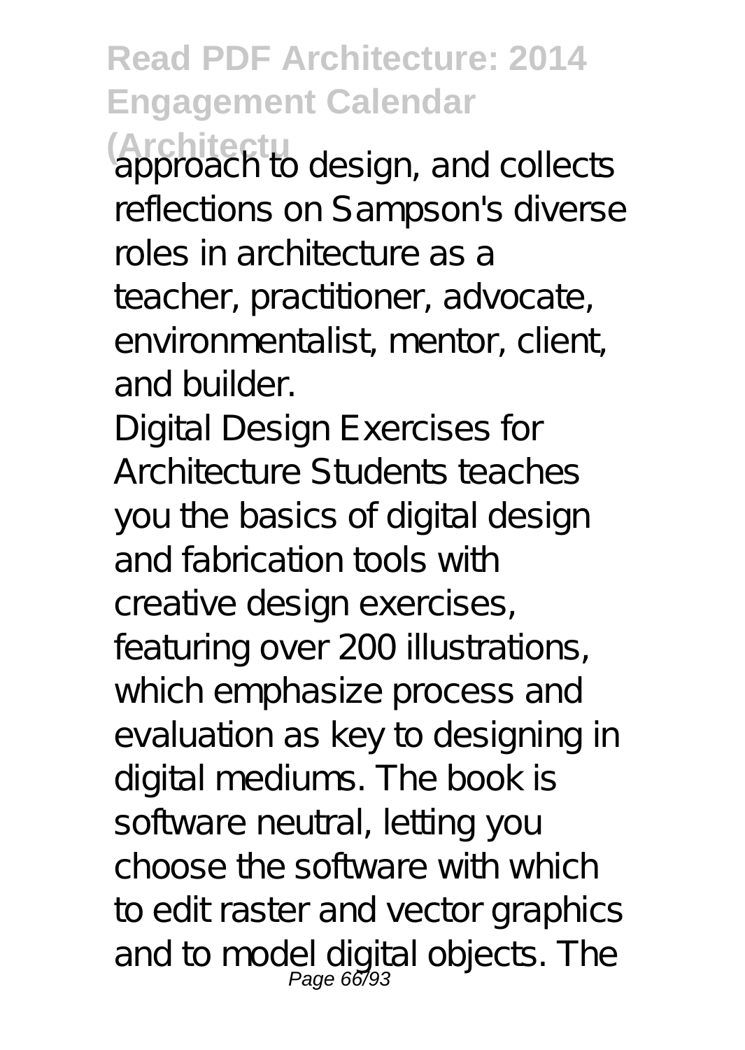approach to design, and collects reflections on Sampson's diverse roles in architecture as a teacher, practitioner, advocate, environmentalist, mentor, client, and builder.

Digital Design Exercises for Architecture Students teaches you the basics of digital design and fabrication tools with creative design exercises, featuring over 200 illustrations, which emphasize process and evaluation as key to designing in digital mediums. The book is software neutral, letting you choose the software with which to edit raster and vector graphics and to model digital objects. The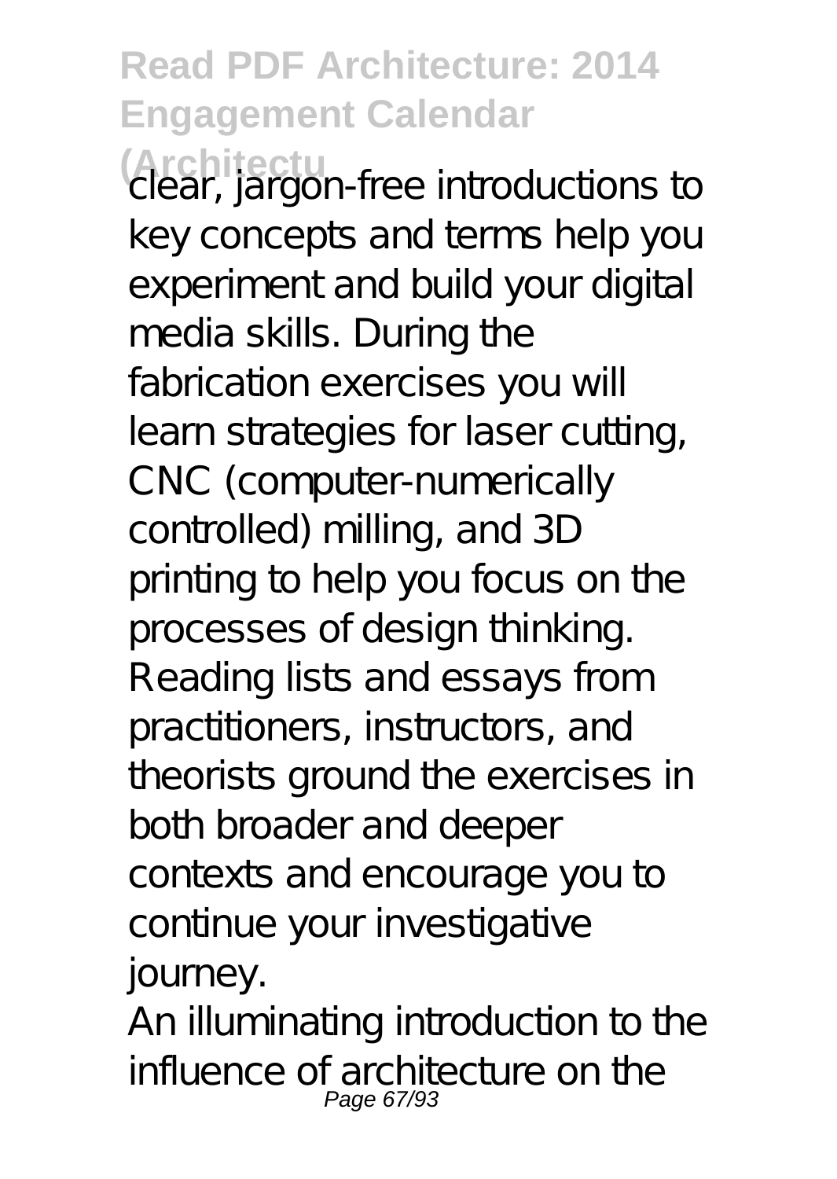clear, jargon-free introductions to key concepts and terms help you experiment and build your digital media skills. During the fabrication exercises you will learn strategies for laser cutting, CNC (computer-numerically controlled) milling, and 3D printing to help you focus on the processes of design thinking. Reading lists and essays from practitioners, instructors, and theorists ground the exercises in both broader and deeper contexts and encourage you to continue your investigative journey.

An illuminating introduction to the influence of architecture on the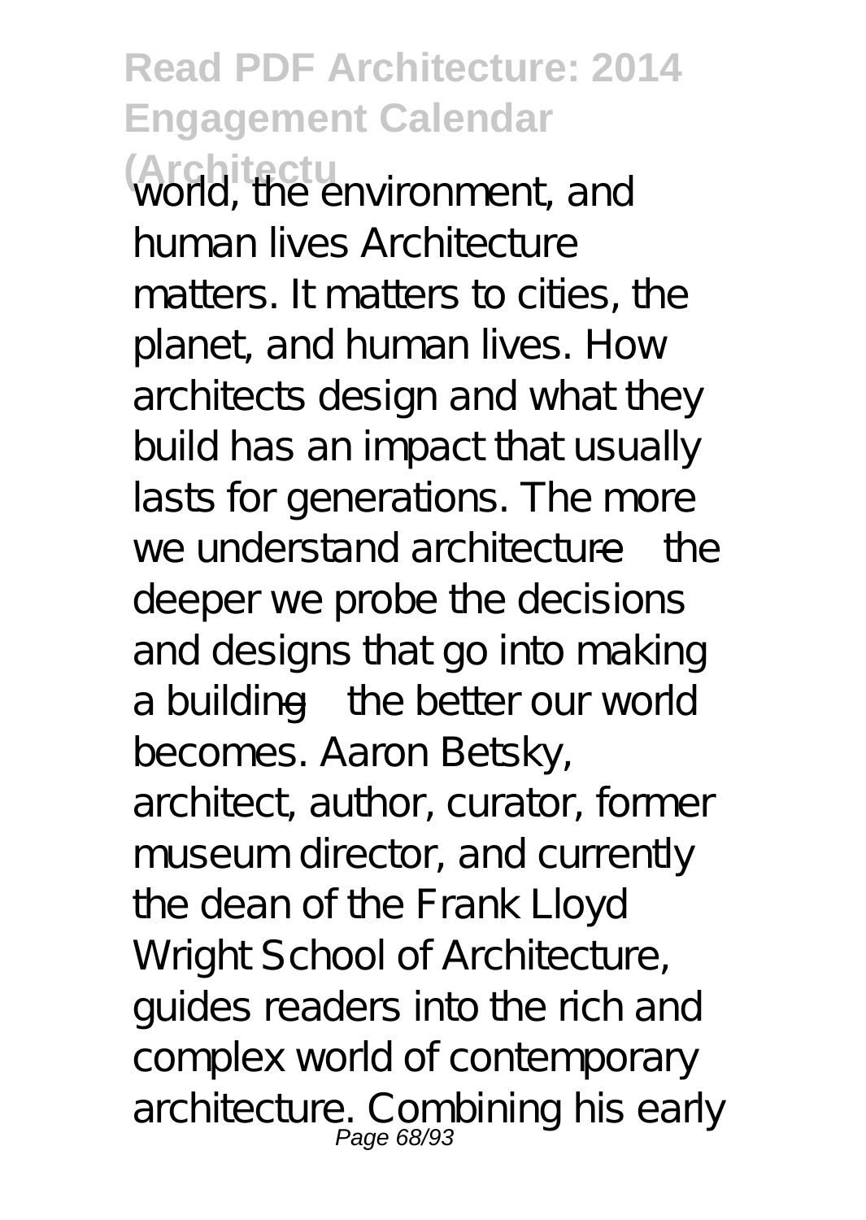world, the environment, and human lives Architecture matters. It matters to cities, the planet, and human lives. How architects design and what they build has an impact that usually lasts for generations. The more we understand architecture—the deeper we probe the decisions and designs that go into making a building—the better our world becomes. Aaron Betsky, architect, author, curator, former museum director, and currently the dean of the Frank Lloyd Wright School of Architecture, guides readers into the rich and complex world of contemporary architecture. Combining his early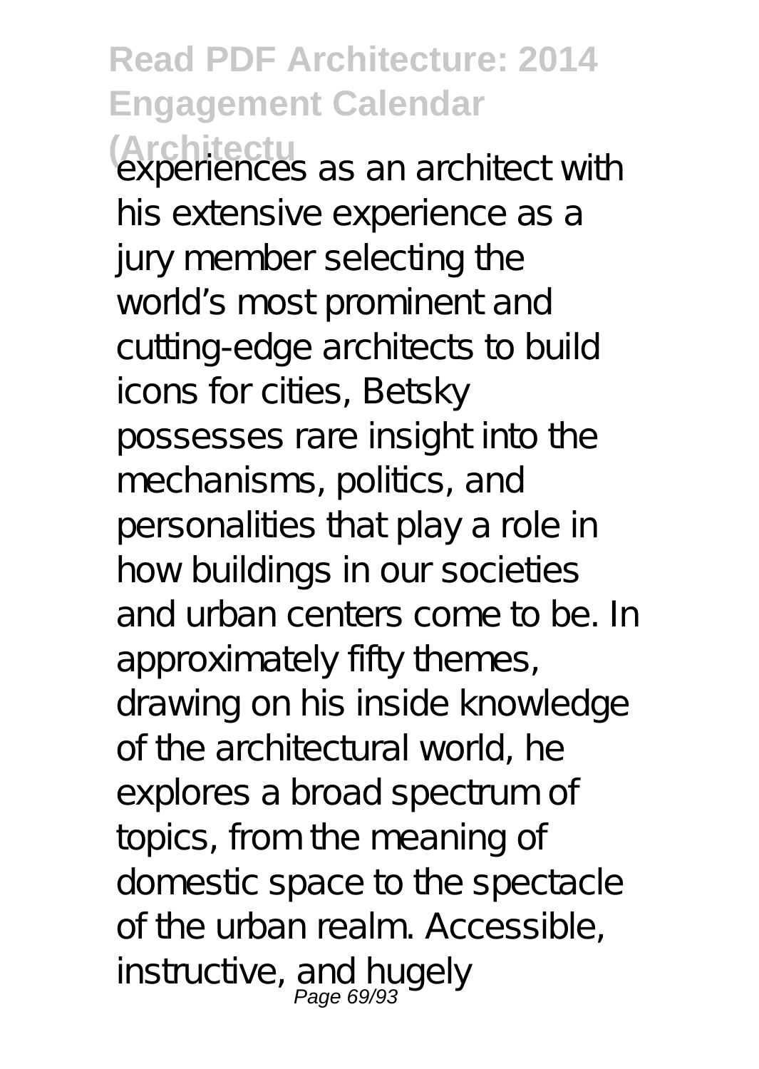experiences as an architect with his extensive experience as a jury member selecting the world's most prominent and cutting-edge architects to build icons for cities, Betsky possesses rare insight into the mechanisms, politics, and personalities that play a role in how buildings in our societies and urban centers come to be. In approximately fifty themes, drawing on his inside knowledge of the architectural world, he explores a broad spectrum of topics, from the meaning of domestic space to the spectacle of the urban realm. Accessible, instructive, and hugely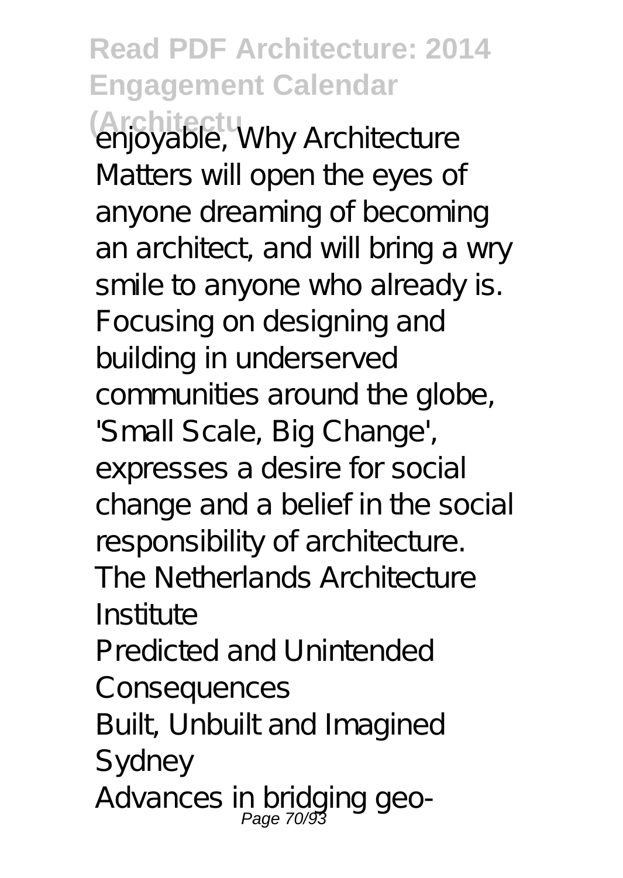enjoyable, Why Architecture Matters will open the eyes of anyone dreaming of becoming an architect, and will bring a wry smile to anyone who already is.

Focusing on designing and building in underserved communities around the globe, 'Small Scale, Big Change', expresses a desire for social change and a belief in the social responsibility of architecture.

The Netherlands Architecture Institute

Predicted and Unintended Consequences

Built, Unbuilt and Imagined Sydney

Advances in bridging geo-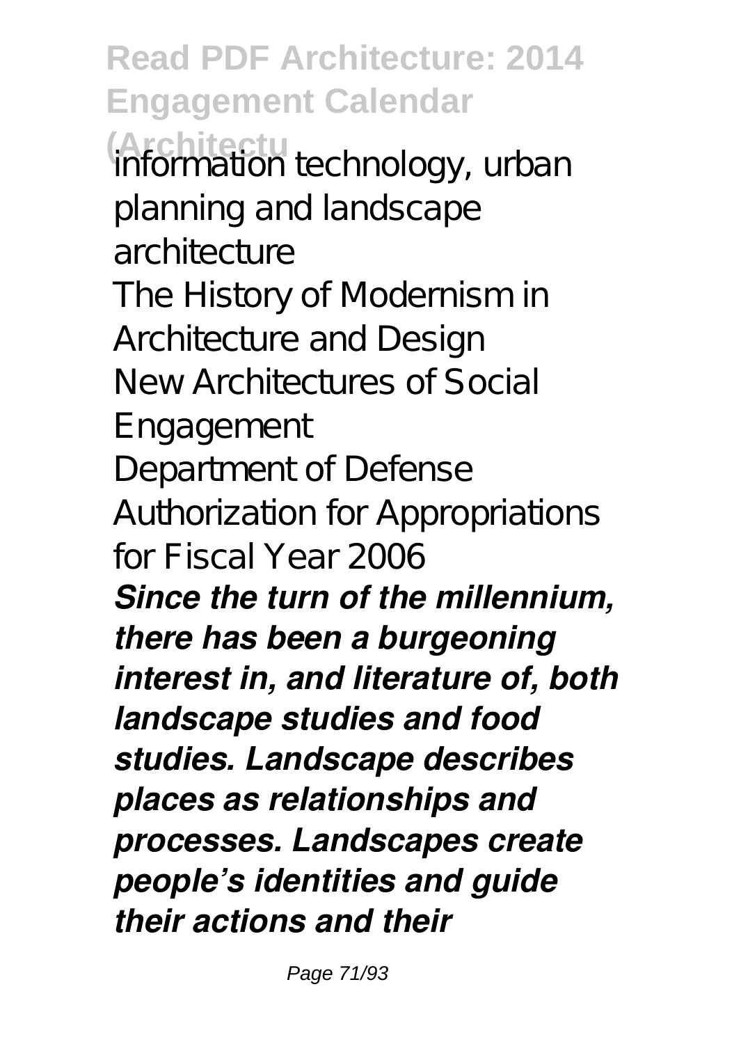information technology, urban planning and landscape architecture
The History of Modernism in Architecture and Design
New Architectures of Social Engagement
Department of Defense Authorization for Appropriations for Fiscal Year 2006

***Since the turn of the millennium, there has been a burgeoning interest in, and literature of, both landscape studies and food studies. Landscape describes places as relationships and processes. Landscapes create people's identities and guide their actions and their***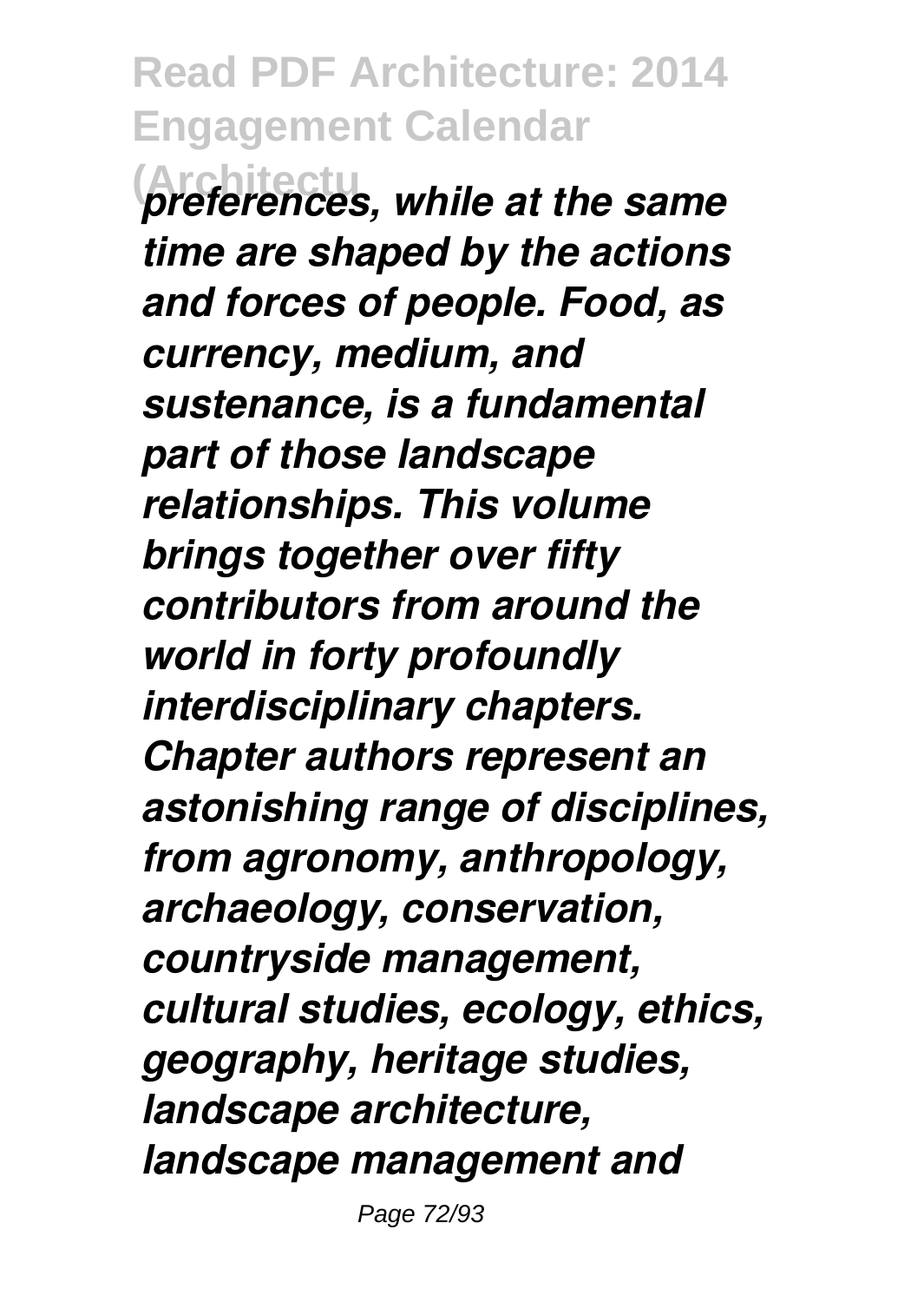*preferences, while at the same time are shaped by the actions and forces of people. Food, as currency, medium, and sustenance, is a fundamental part of those landscape relationships. This volume brings together over fifty contributors from around the world in forty profoundly interdisciplinary chapters. Chapter authors represent an astonishing range of disciplines, from agronomy, anthropology, archaeology, conservation, countryside management, cultural studies, ecology, ethics, geography, heritage studies, landscape architecture, landscape management and*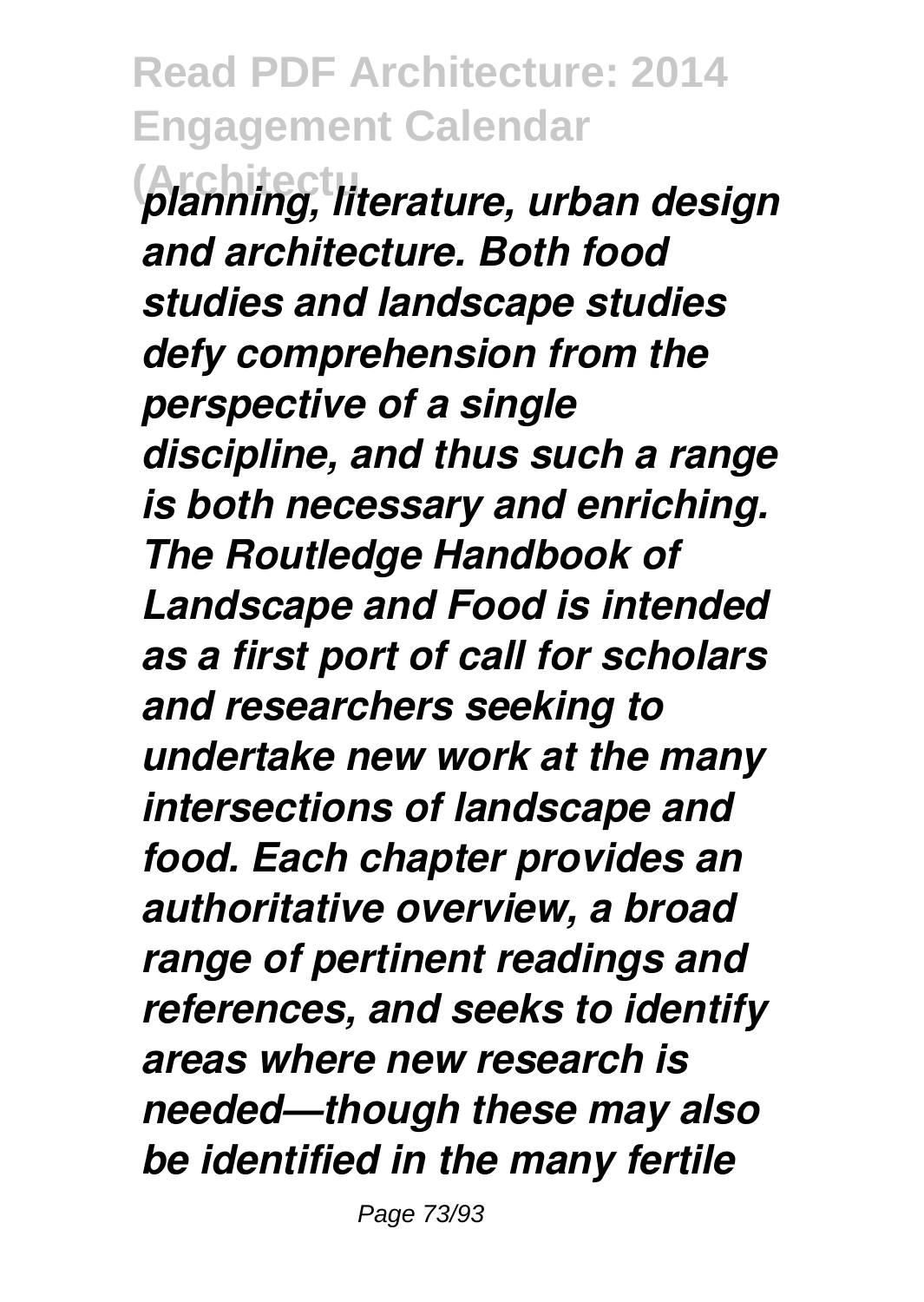*planning, literature, urban design and architecture. Both food studies and landscape studies defy comprehension from the perspective of a single discipline, and thus such a range is both necessary and enriching. The Routledge Handbook of Landscape and Food is intended as a first port of call for scholars and researchers seeking to undertake new work at the many intersections of landscape and food. Each chapter provides an authoritative overview, a broad range of pertinent readings and references, and seeks to identify areas where new research is needed—though these may also be identified in the many fertile*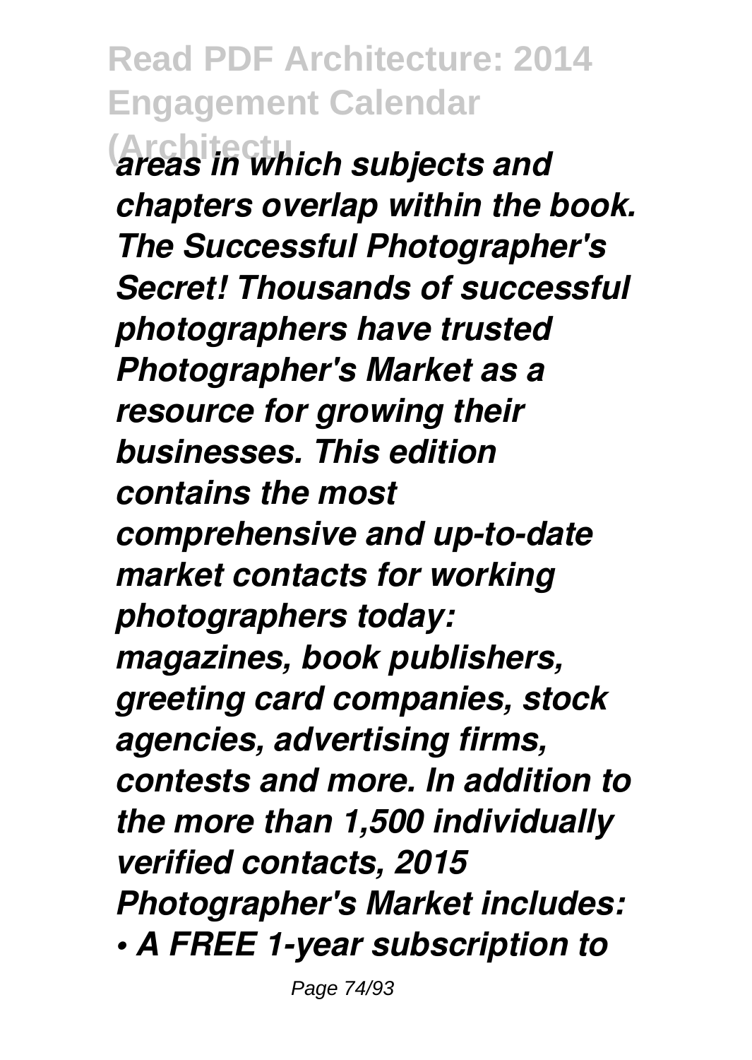*areas in which subjects and chapters overlap within the book. The Successful Photographer's Secret! Thousands of successful photographers have trusted Photographer's Market as a resource for growing their businesses. This edition contains the most comprehensive and up-to-date market contacts for working photographers today: magazines, book publishers, greeting card companies, stock agencies, advertising firms, contests and more. In addition to the more than 1,500 individually verified contacts, 2015 Photographer's Market includes:*

*• A FREE 1-year subscription to*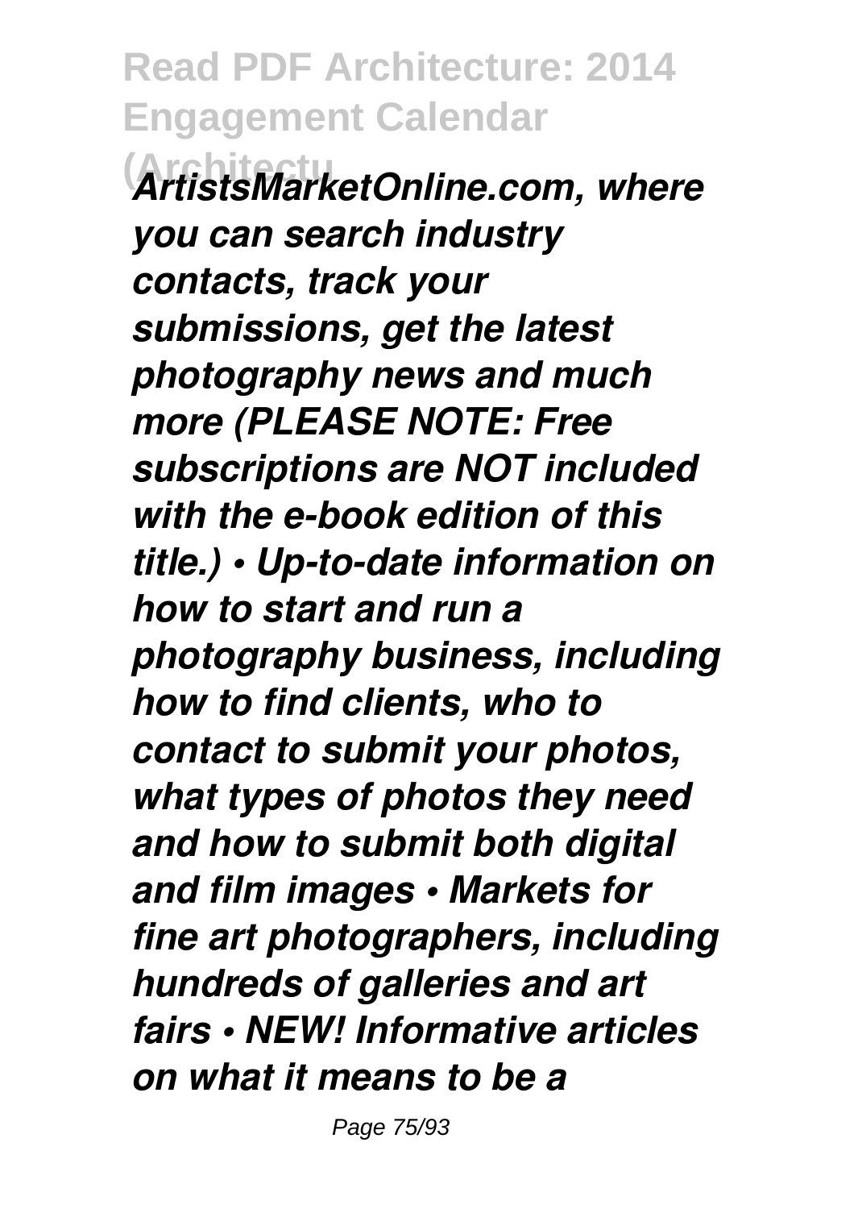*ArtistsMarketOnline.com, where you can search industry contacts, track your submissions, get the latest photography news and much more (PLEASE NOTE: Free subscriptions are NOT included with the e-book edition of this title.) • Up-to-date information on how to start and run a photography business, including how to find clients, who to contact to submit your photos, what types of photos they need and how to submit both digital and film images • Markets for fine art photographers, including hundreds of galleries and art fairs • NEW! Informative articles on what it means to be a*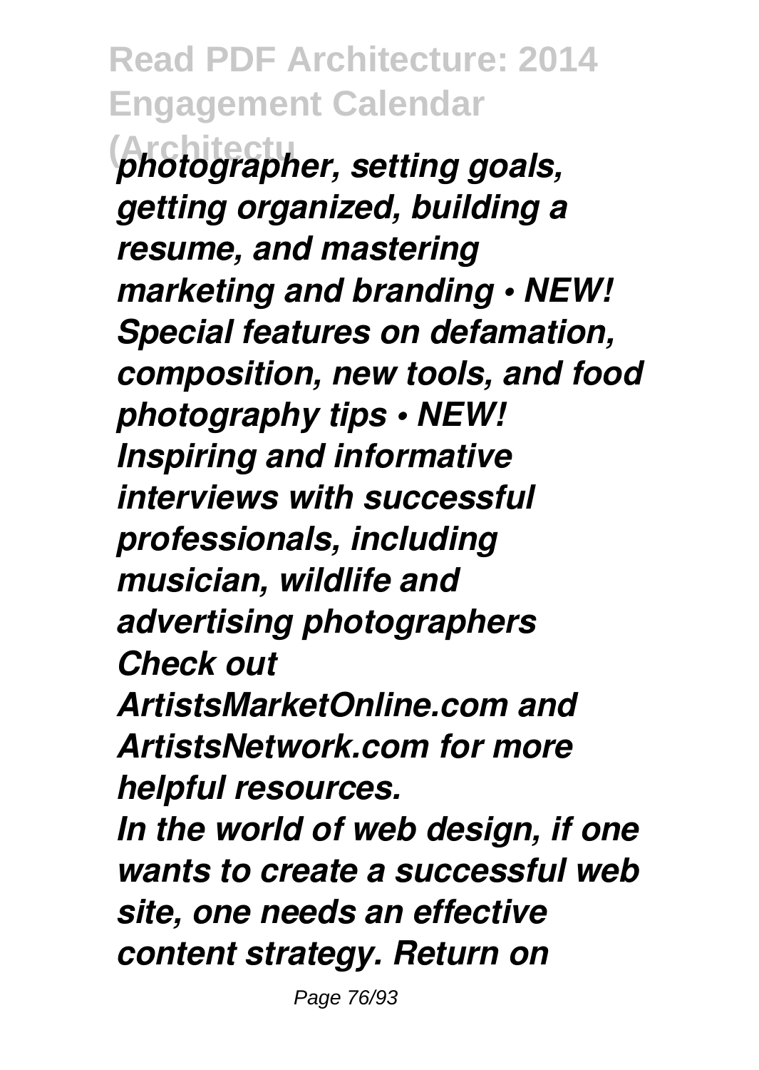*photographer, setting goals, getting organized, building a resume, and mastering marketing and branding • NEW! Special features on defamation, composition, new tools, and food photography tips • NEW! Inspiring and informative interviews with successful professionals, including musician, wildlife and advertising photographers Check out ArtistsMarketOnline.com and ArtistsNetwork.com for more helpful resources.*

*In the world of web design, if one wants to create a successful web site, one needs an effective content strategy. Return on*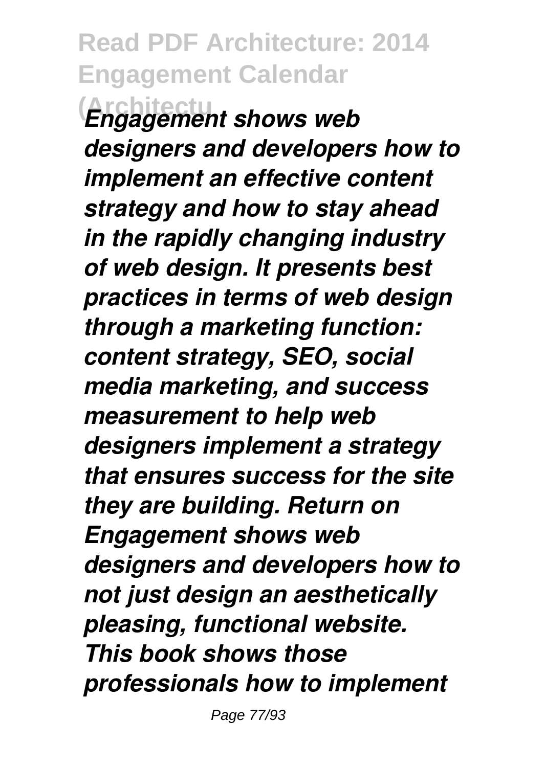*Engagement shows web designers and developers how to implement an effective content strategy and how to stay ahead in the rapidly changing industry of web design. It presents best practices in terms of web design through a marketing function: content strategy, SEO, social media marketing, and success measurement to help web designers implement a strategy that ensures success for the site they are building. Return on Engagement shows web designers and developers how to not just design an aesthetically pleasing, functional website. This book shows those professionals how to implement*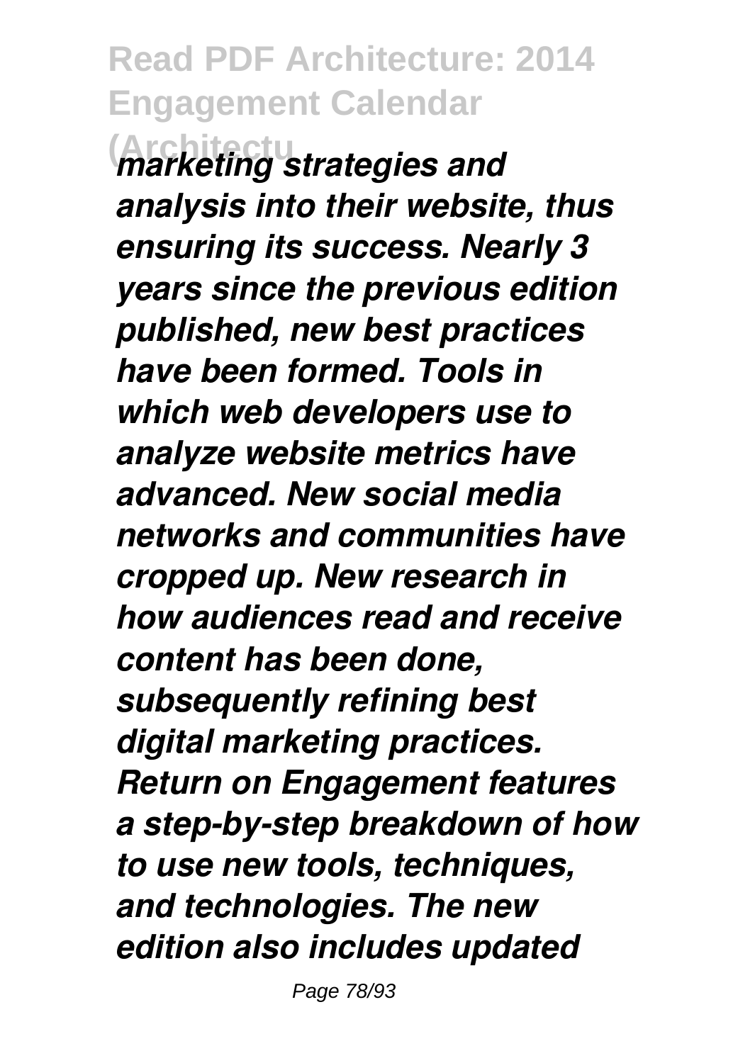*marketing strategies and analysis into their website, thus ensuring its success. Nearly 3 years since the previous edition published, new best practices have been formed. Tools in which web developers use to analyze website metrics have advanced. New social media networks and communities have cropped up. New research in how audiences read and receive content has been done, subsequently refining best digital marketing practices. Return on Engagement features a step-by-step breakdown of how to use new tools, techniques, and technologies. The new edition also includes updated*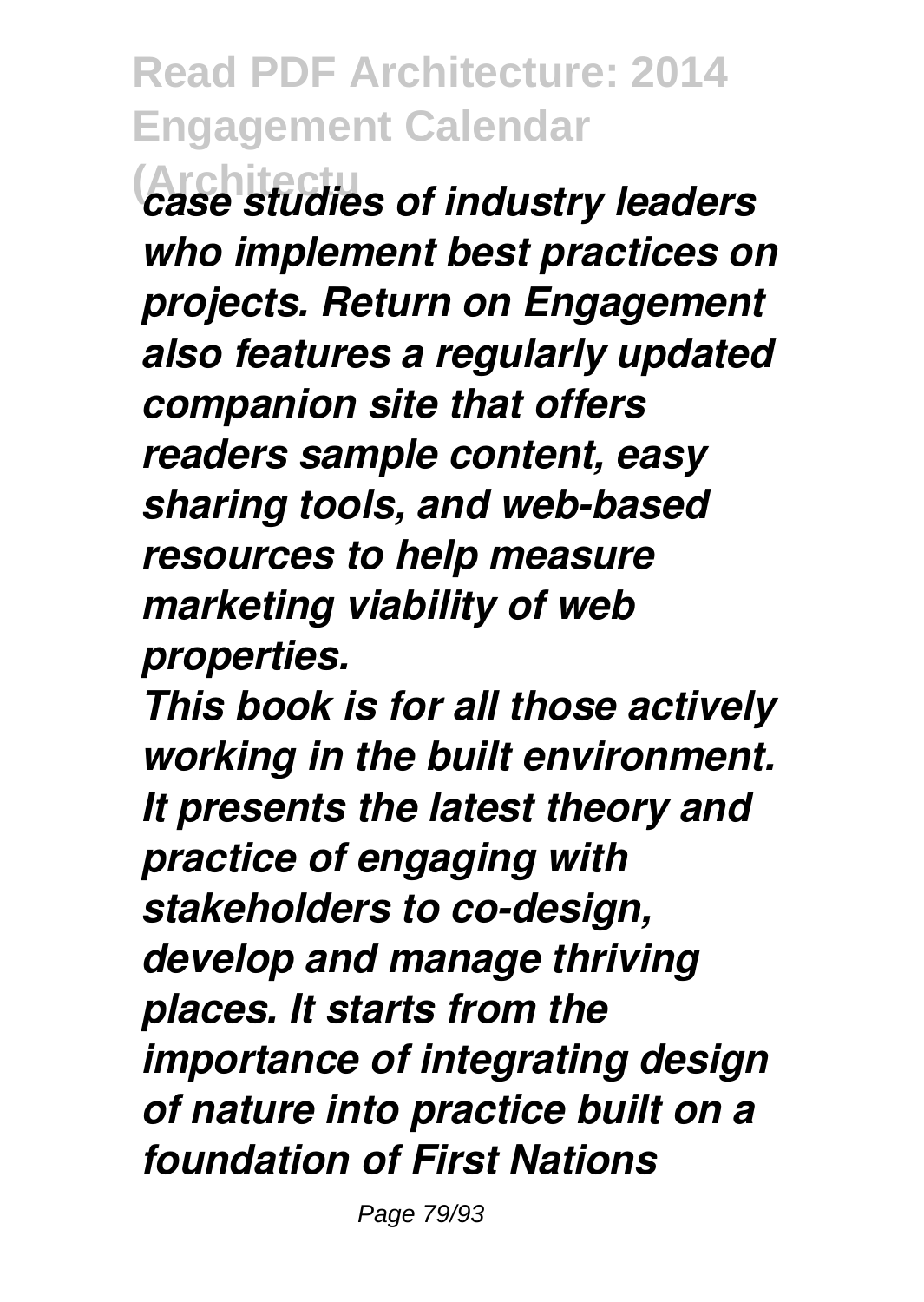*case studies of industry leaders who implement best practices on projects. Return on Engagement also features a regularly updated companion site that offers readers sample content, easy sharing tools, and web-based resources to help measure marketing viability of web properties.*

*This book is for all those actively working in the built environment. It presents the latest theory and practice of engaging with stakeholders to co-design, develop and manage thriving places. It starts from the importance of integrating design of nature into practice built on a foundation of First Nations*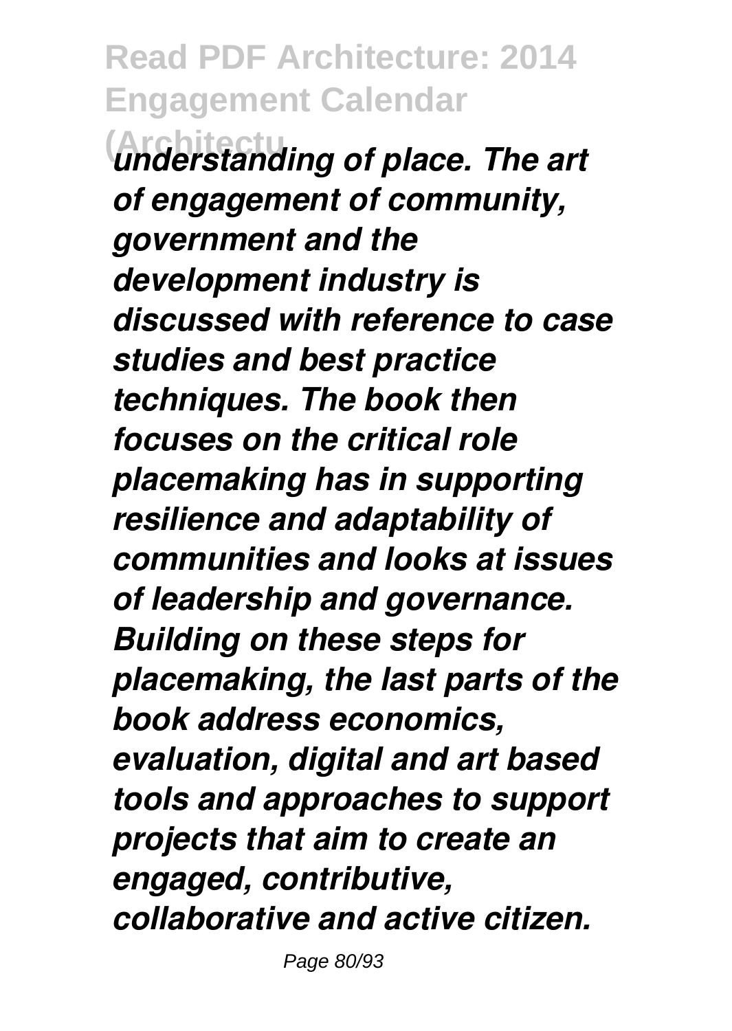*understanding of place. The art of engagement of community, government and the development industry is discussed with reference to case studies and best practice techniques. The book then focuses on the critical role placemaking has in supporting resilience and adaptability of communities and looks at issues of leadership and governance. Building on these steps for placemaking, the last parts of the book address economics, evaluation, digital and art based tools and approaches to support projects that aim to create an engaged, contributive, collaborative and active citizen.*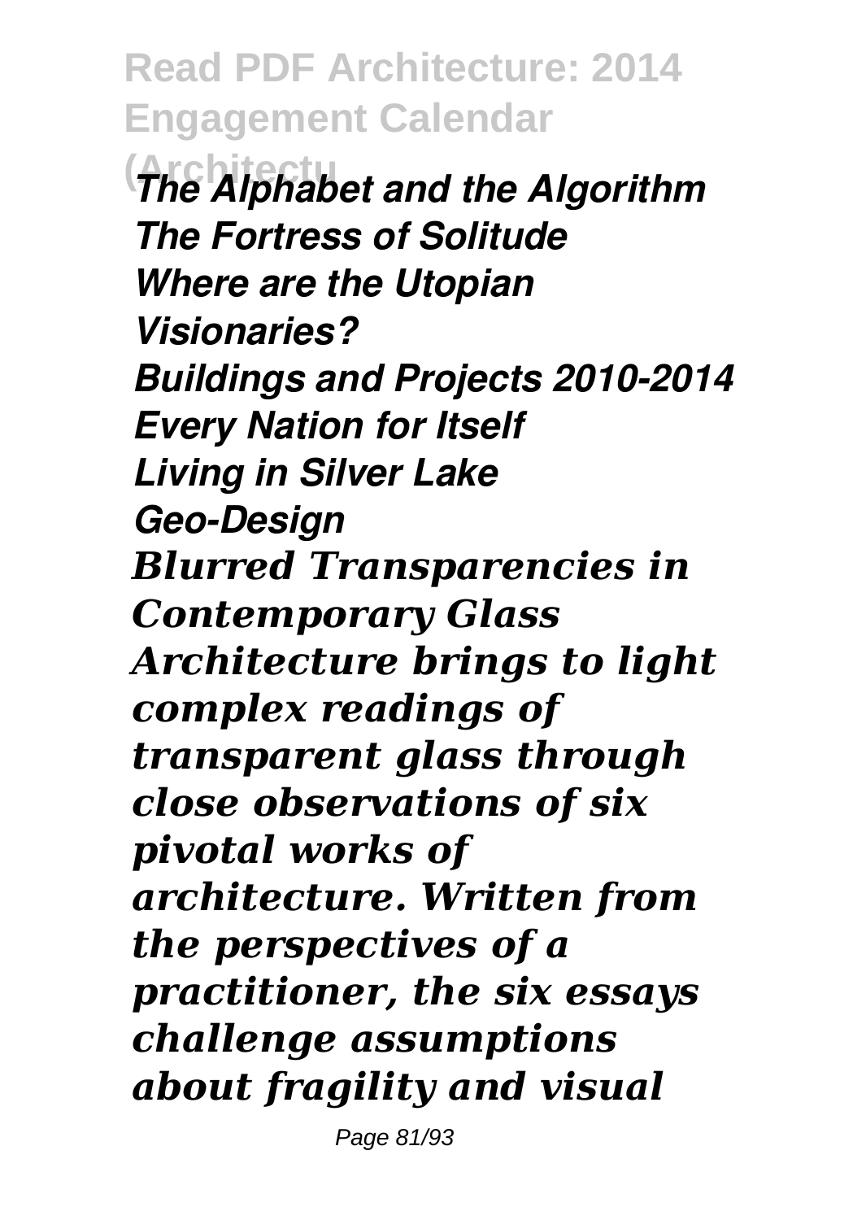*The Alphabet and the Algorithm*
*The Fortress of Solitude*
*Where are the Utopian Visionaries?*
*Buildings and Projects 2010-2014*
*Every Nation for Itself*
*Living in Silver Lake*
*Geo-Design*

*Blurred Transparencies in Contemporary Glass Architecture brings to light complex readings of transparent glass through close observations of six pivotal works of architecture. Written from the perspectives of a practitioner, the six essays challenge assumptions about fragility and visual*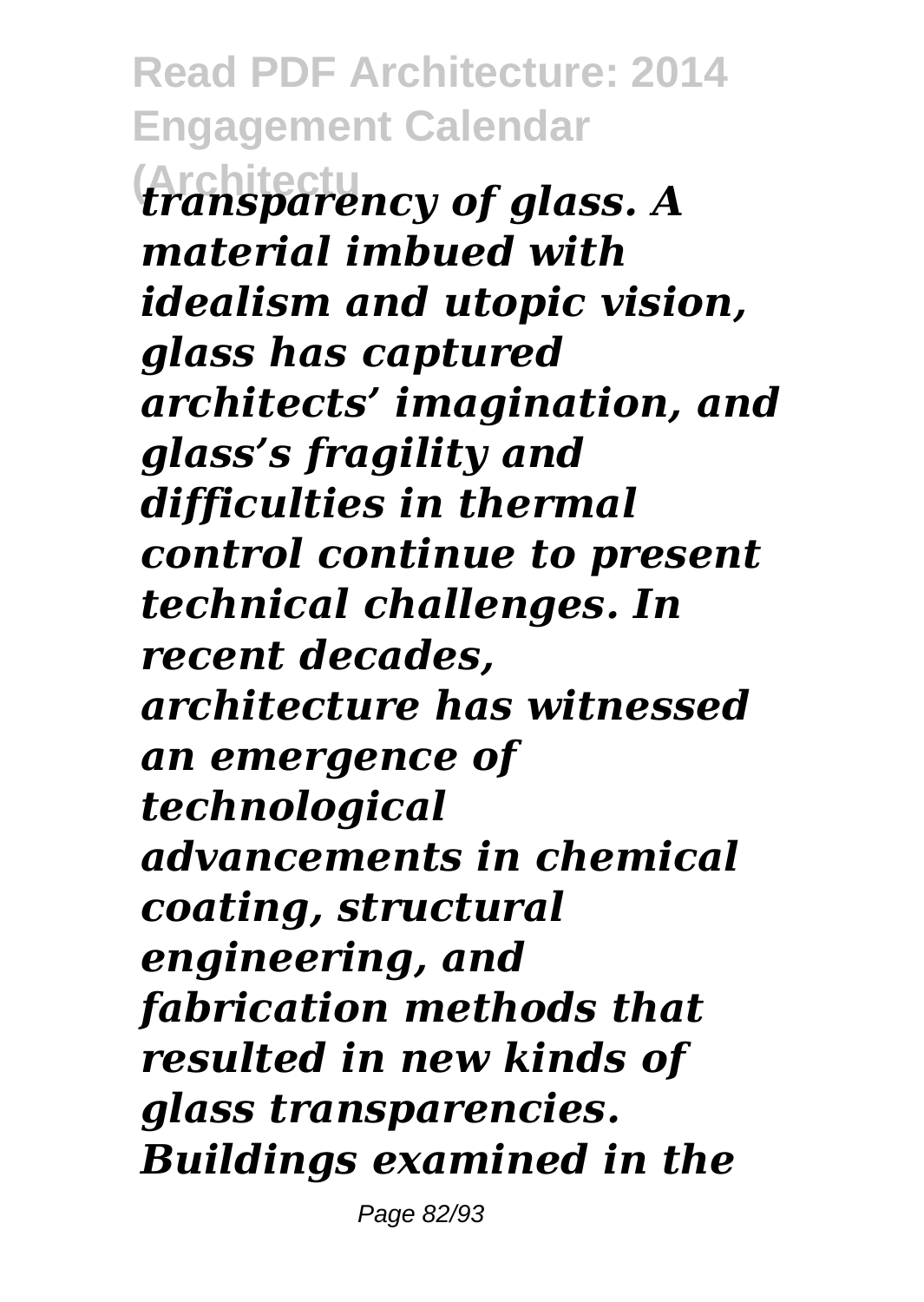*transparency of glass. A material imbued with idealism and utopic vision, glass has captured architects' imagination, and glass's fragility and difficulties in thermal control continue to present technical challenges. In recent decades, architecture has witnessed an emergence of technological advancements in chemical coating, structural engineering, and fabrication methods that resulted in new kinds of glass transparencies. Buildings examined in the*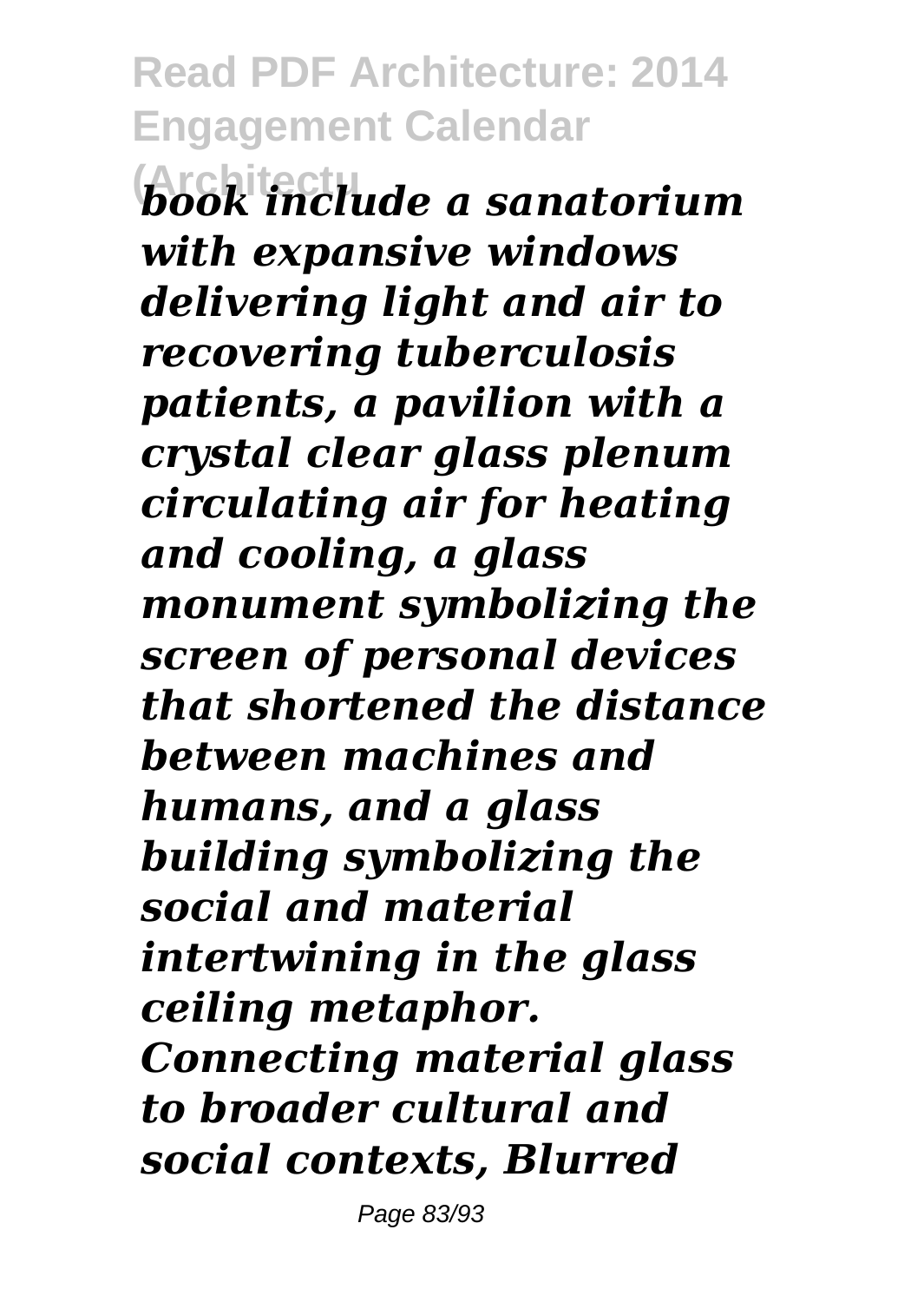*book include a sanatorium with expansive windows delivering light and air to recovering tuberculosis patients, a pavilion with a crystal clear glass plenum circulating air for heating and cooling, a glass monument symbolizing the screen of personal devices that shortened the distance between machines and humans, and a glass building symbolizing the social and material intertwining in the glass ceiling metaphor. Connecting material glass to broader cultural and social contexts, Blurred*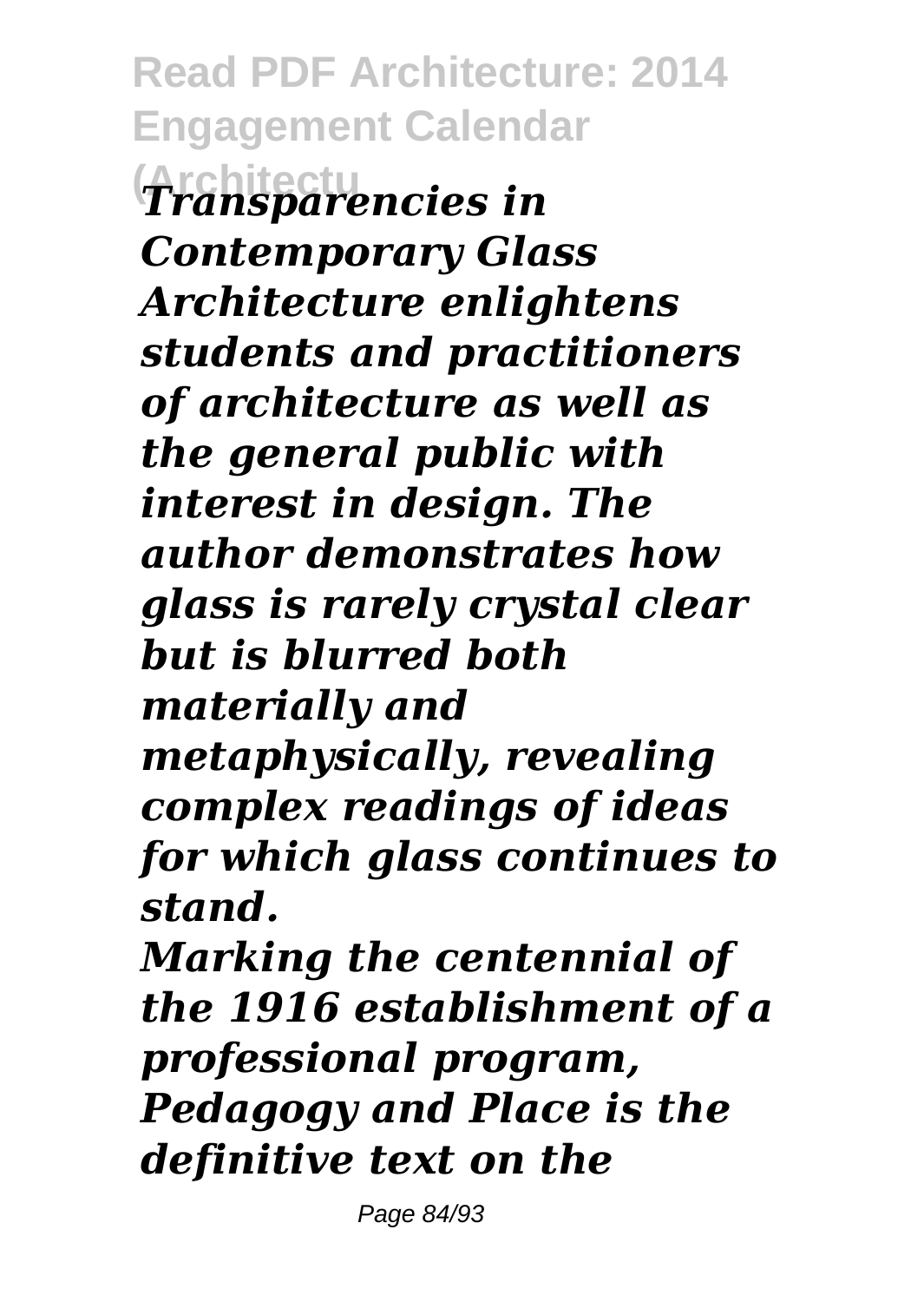*Transparencies in Contemporary Glass Architecture enlightens students and practitioners of architecture as well as the general public with interest in design. The author demonstrates how glass is rarely crystal clear but is blurred both materially and metaphysically, revealing complex readings of ideas for which glass continues to stand.*

*Marking the centennial of the 1916 establishment of a professional program, Pedagogy and Place is the definitive text on the*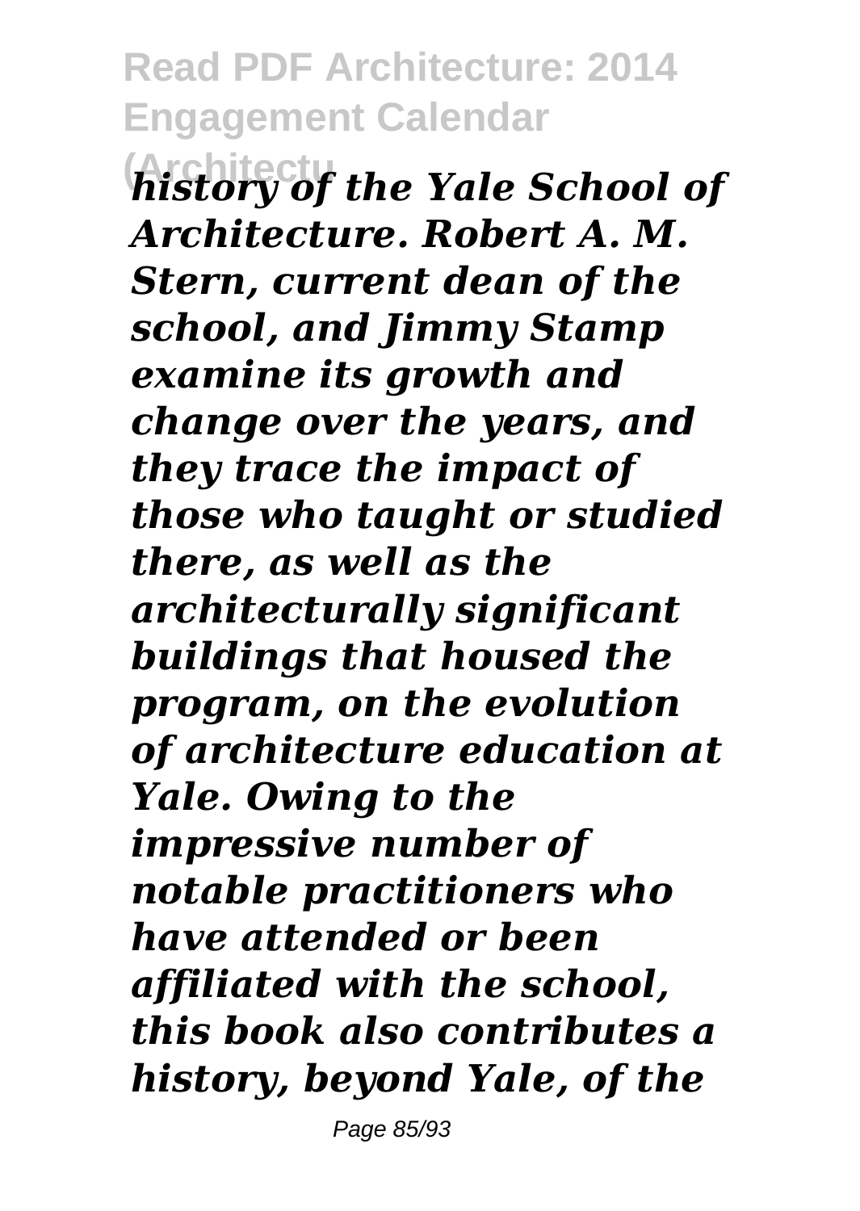*history of the Yale School of Architecture. Robert A. M. Stern, current dean of the school, and Jimmy Stamp examine its growth and change over the years, and they trace the impact of those who taught or studied there, as well as the architecturally significant buildings that housed the program, on the evolution of architecture education at Yale. Owing to the impressive number of notable practitioners who have attended or been affiliated with the school, this book also contributes a history, beyond Yale, of the*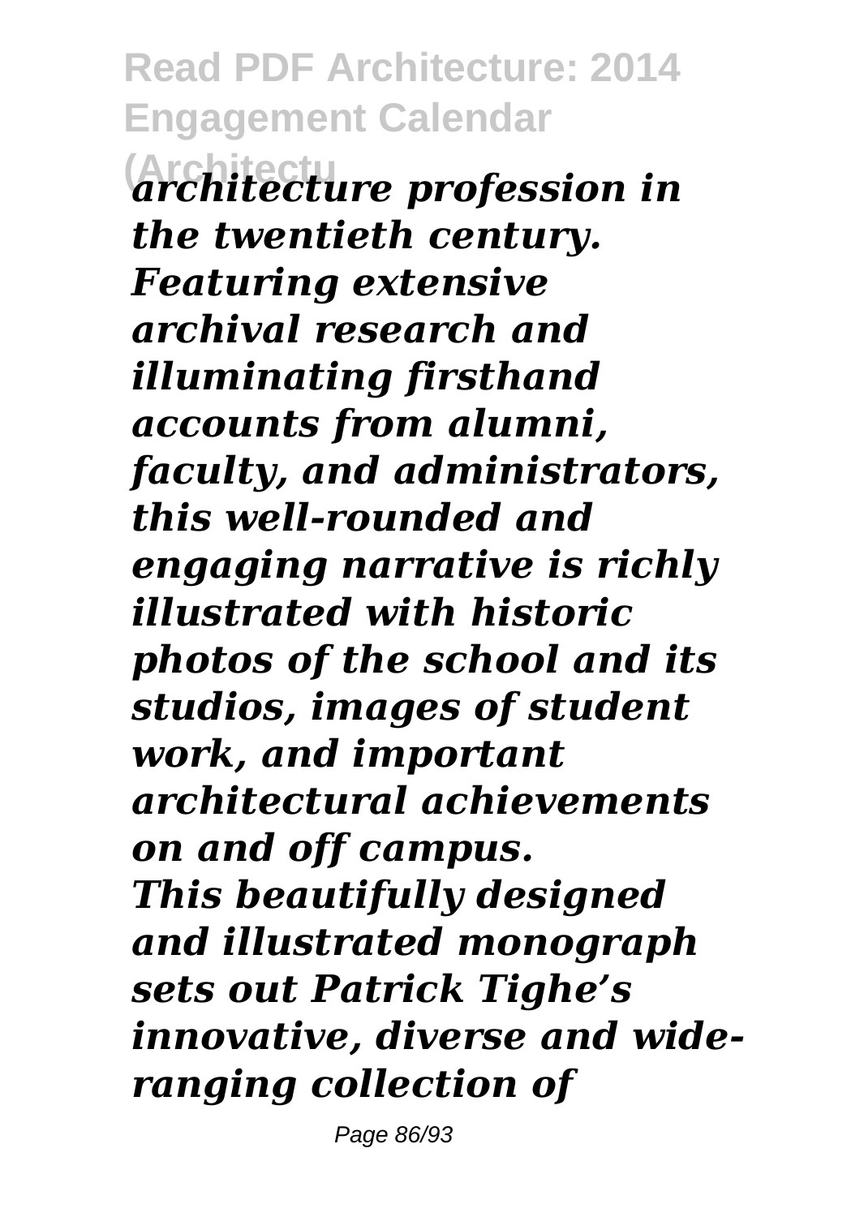*architecture profession in the twentieth century. Featuring extensive archival research and illuminating firsthand accounts from alumni, faculty, and administrators, this well-rounded and engaging narrative is richly illustrated with historic photos of the school and its studios, images of student work, and important architectural achievements on and off campus.*

*This beautifully designed and illustrated monograph sets out Patrick Tighe's innovative, diverse and wide-ranging collection of*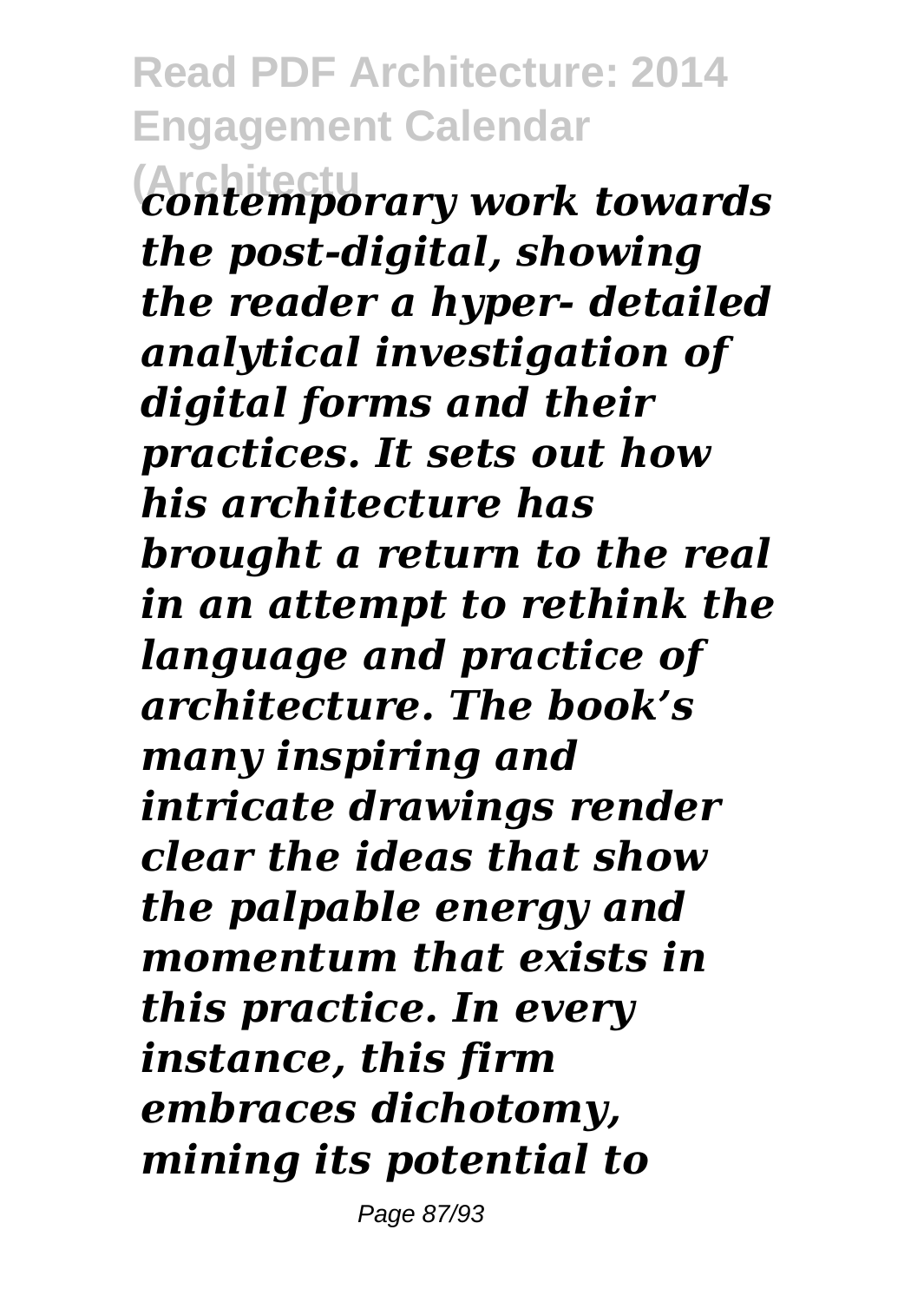*contemporary work towards the post-digital, showing the reader a hyper- detailed analytical investigation of digital forms and their practices. It sets out how his architecture has brought a return to the real in an attempt to rethink the language and practice of architecture. The book's many inspiring and intricate drawings render clear the ideas that show the palpable energy and momentum that exists in this practice. In every instance, this firm embraces dichotomy, mining its potential to*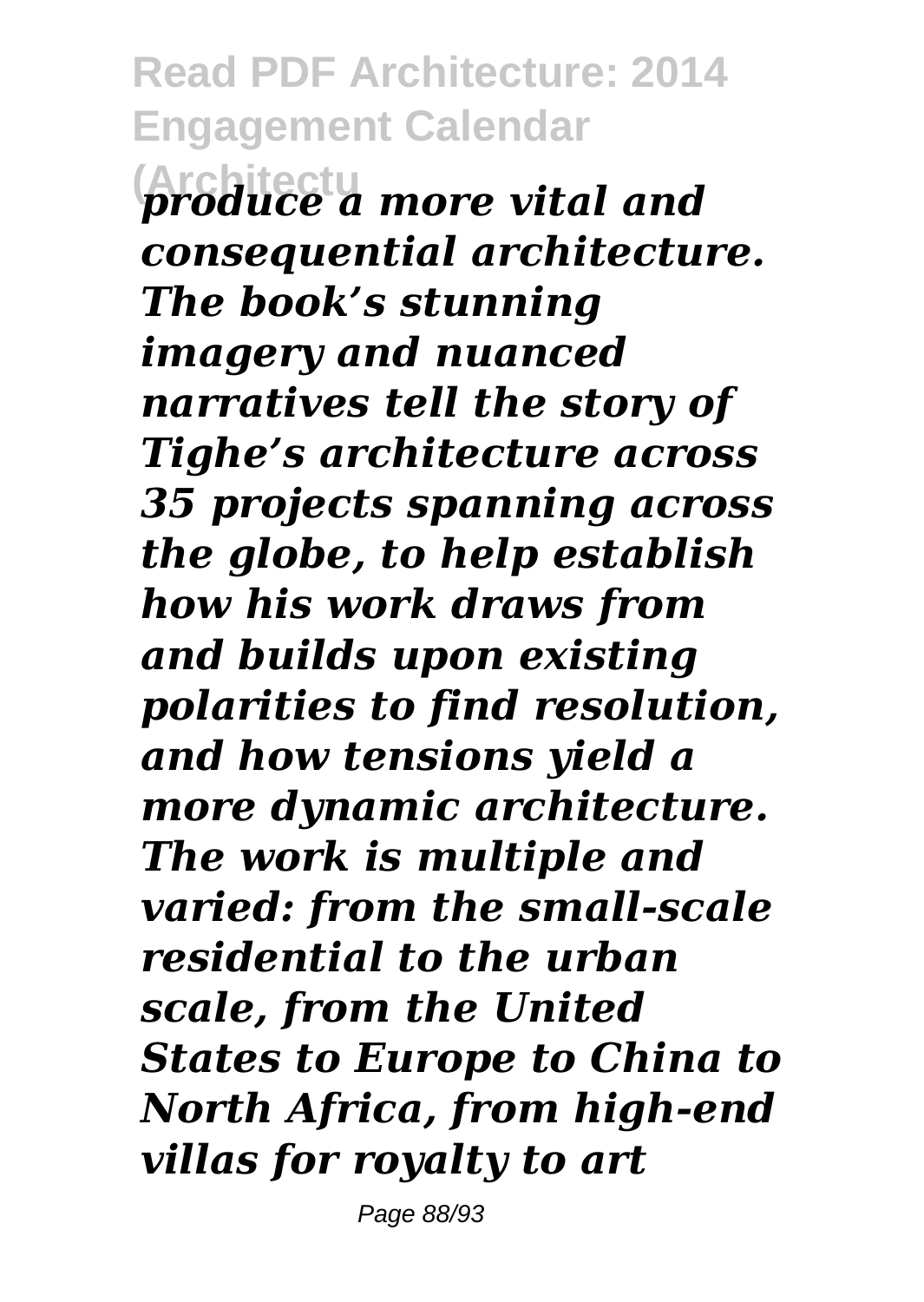*produce a more vital and consequential architecture. The book's stunning imagery and nuanced narratives tell the story of Tighe's architecture across 35 projects spanning across the globe, to help establish how his work draws from and builds upon existing polarities to find resolution, and how tensions yield a more dynamic architecture. The work is multiple and varied: from the small-scale residential to the urban scale, from the United States to Europe to China to North Africa, from high-end villas for royalty to art*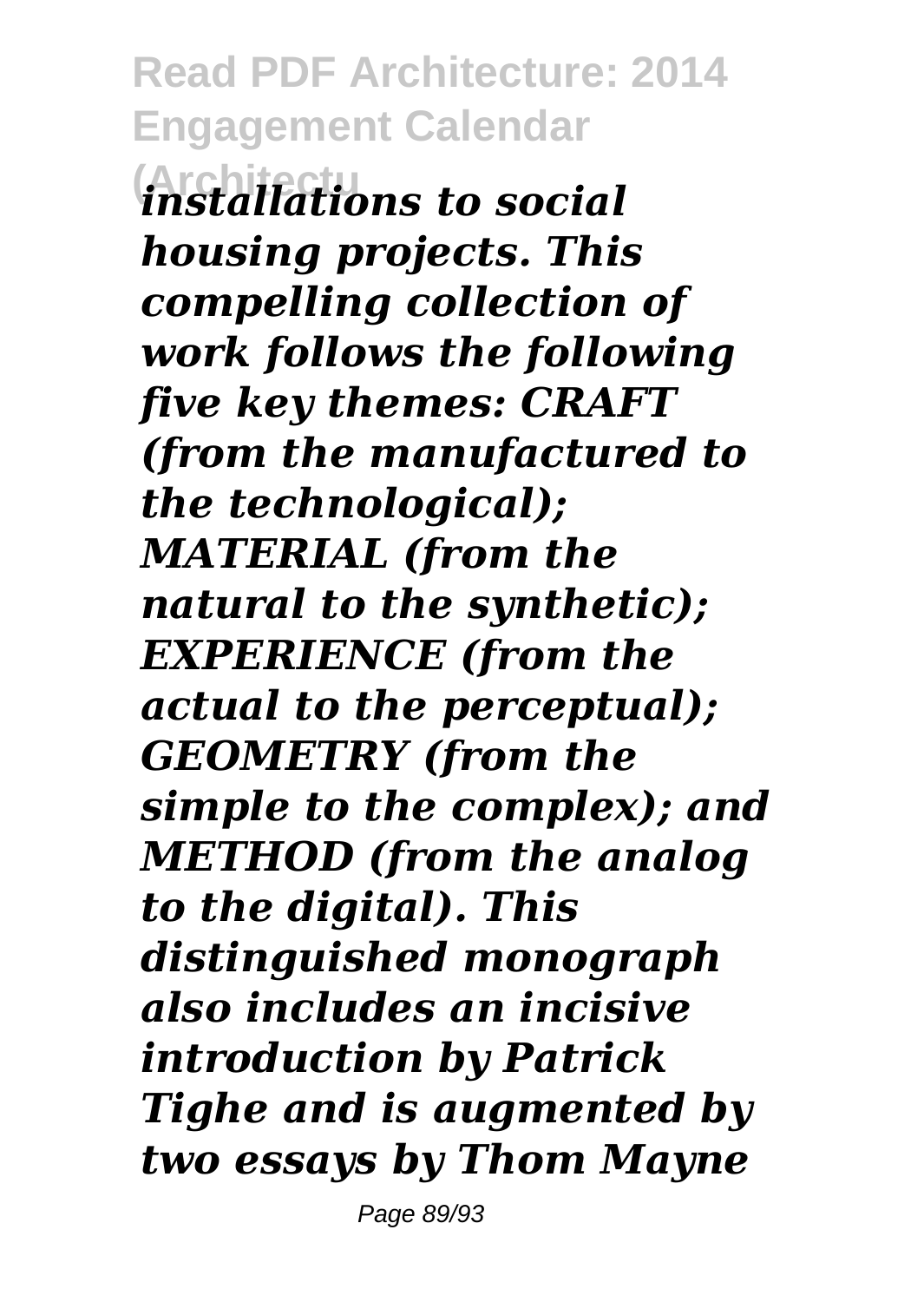*installations to social housing projects. This compelling collection of work follows the following five key themes: CRAFT (from the manufactured to the technological); MATERIAL (from the natural to the synthetic); EXPERIENCE (from the actual to the perceptual); GEOMETRY (from the simple to the complex); and METHOD (from the analog to the digital). This distinguished monograph also includes an incisive introduction by Patrick Tighe and is augmented by two essays by Thom Mayne*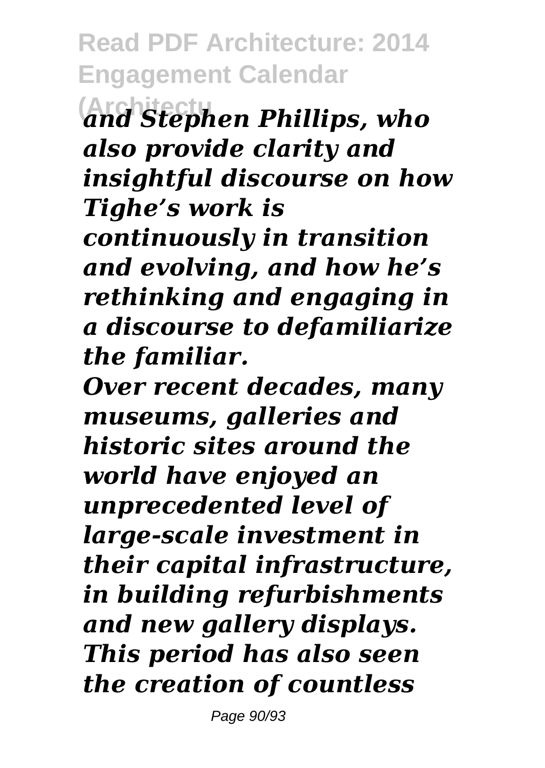*and Stephen Phillips, who also provide clarity and insightful discourse on how Tighe's work is continuously in transition and evolving, and how he's rethinking and engaging in a discourse to defamiliarize the familiar.*

*Over recent decades, many museums, galleries and historic sites around the world have enjoyed an unprecedented level of large-scale investment in their capital infrastructure, in building refurbishments and new gallery displays. This period has also seen the creation of countless*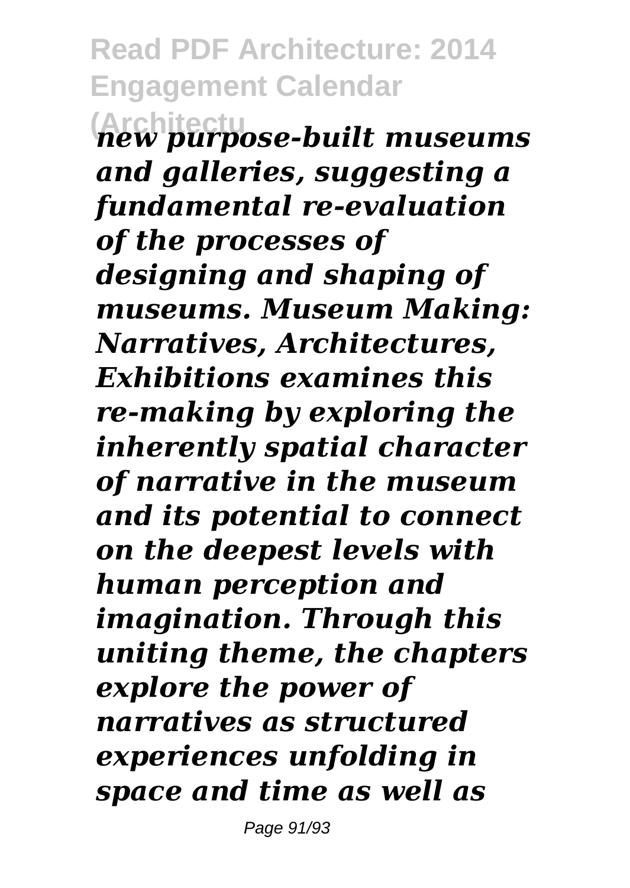*new purpose-built museums and galleries, suggesting a fundamental re-evaluation of the processes of designing and shaping of museums. Museum Making: Narratives, Architectures, Exhibitions examines this re-making by exploring the inherently spatial character of narrative in the museum and its potential to connect on the deepest levels with human perception and imagination. Through this uniting theme, the chapters explore the power of narratives as structured experiences unfolding in space and time as well as*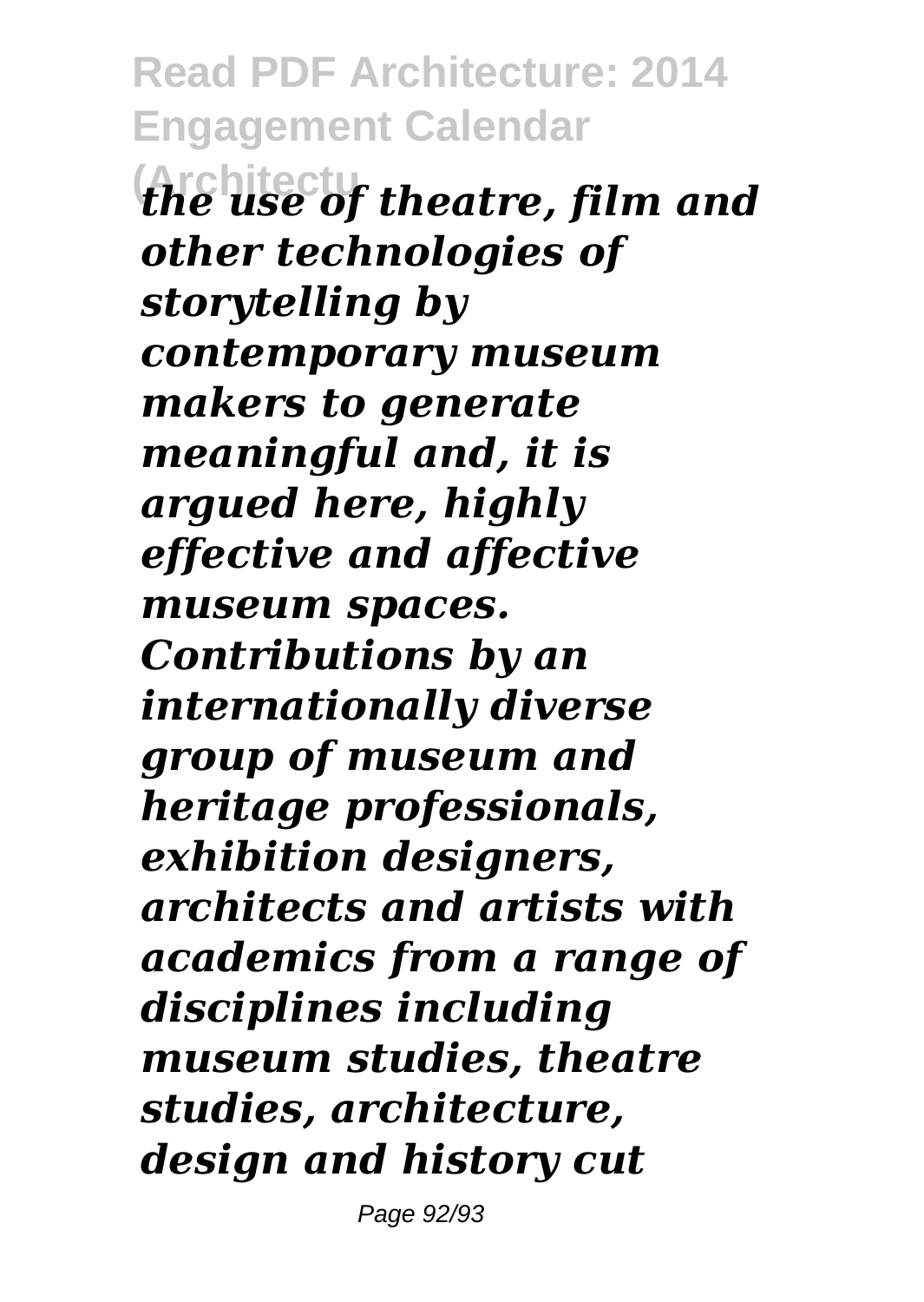*the use of theatre, film and other technologies of storytelling by contemporary museum makers to generate meaningful and, it is argued here, highly effective and affective museum spaces. Contributions by an internationally diverse group of museum and heritage professionals, exhibition designers, architects and artists with academics from a range of disciplines including museum studies, theatre studies, architecture, design and history cut*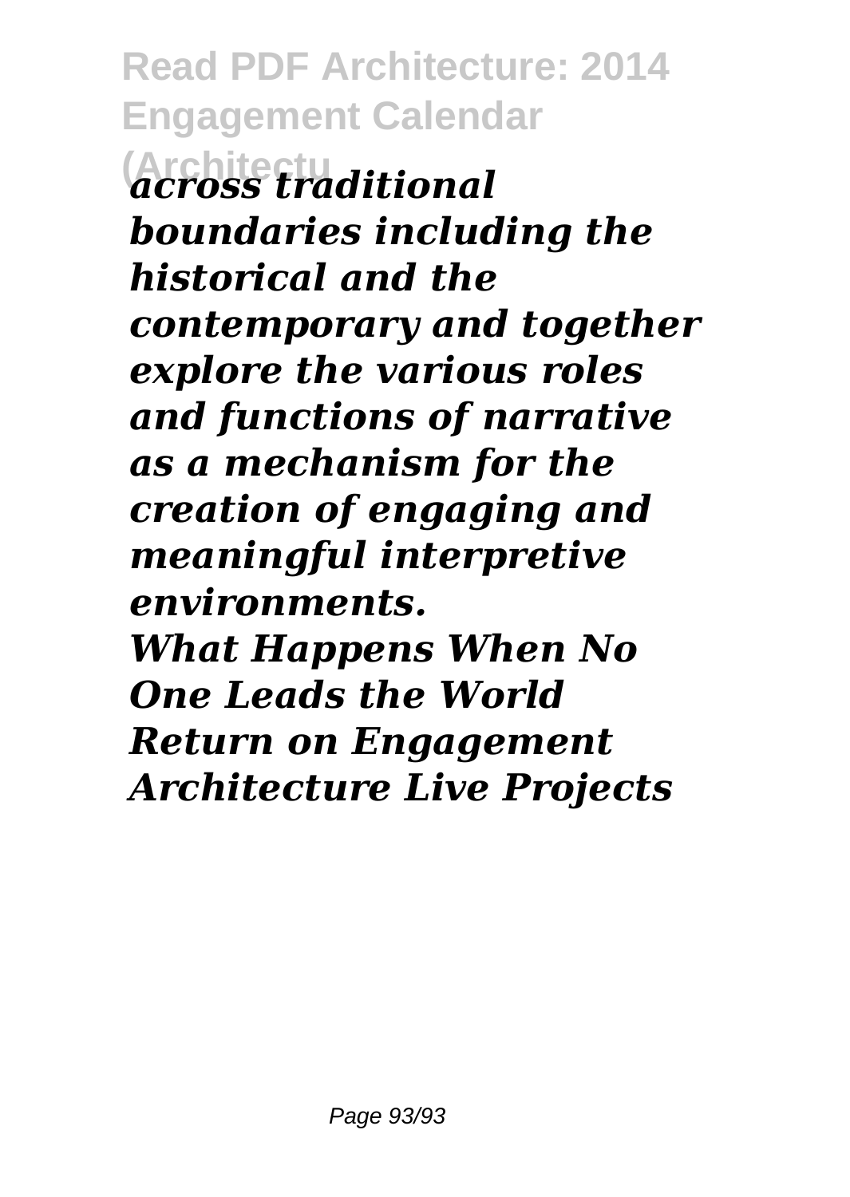*across traditional boundaries including the historical and the contemporary and together explore the various roles and functions of narrative as a mechanism for the creation of engaging and meaningful interpretive environments.*

*What Happens When No One Leads the World*

*Return on Engagement*

*Architecture Live Projects*